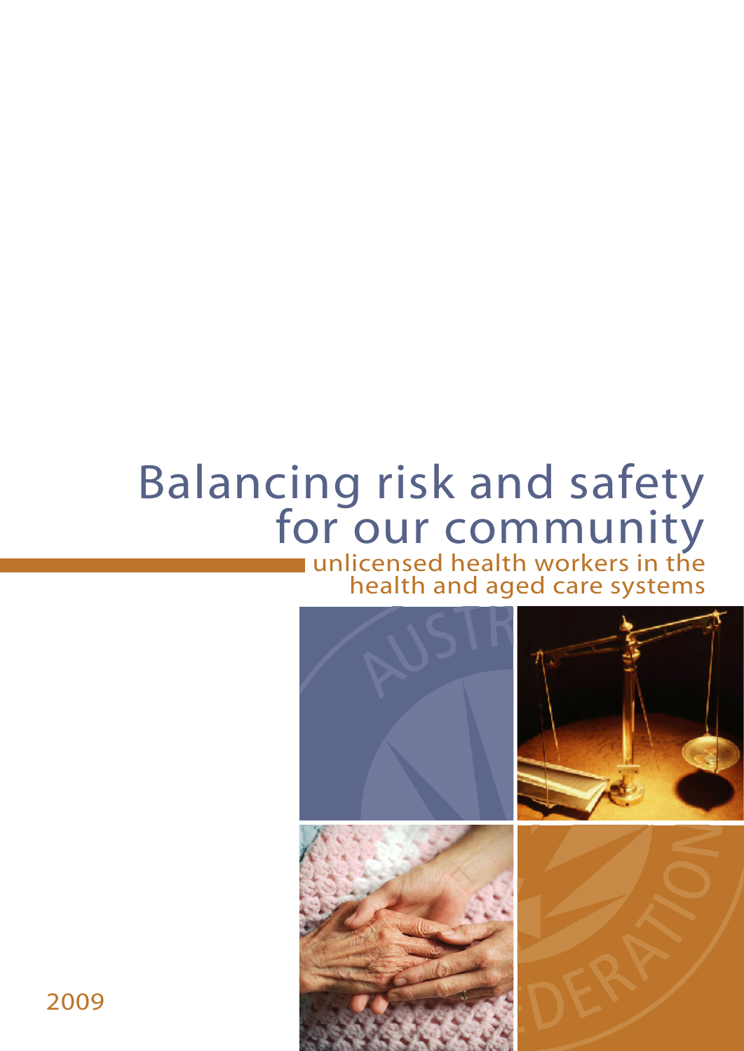# Balancing risk and safety for our community

## unlicensed health workers in the health and aged care systems

2009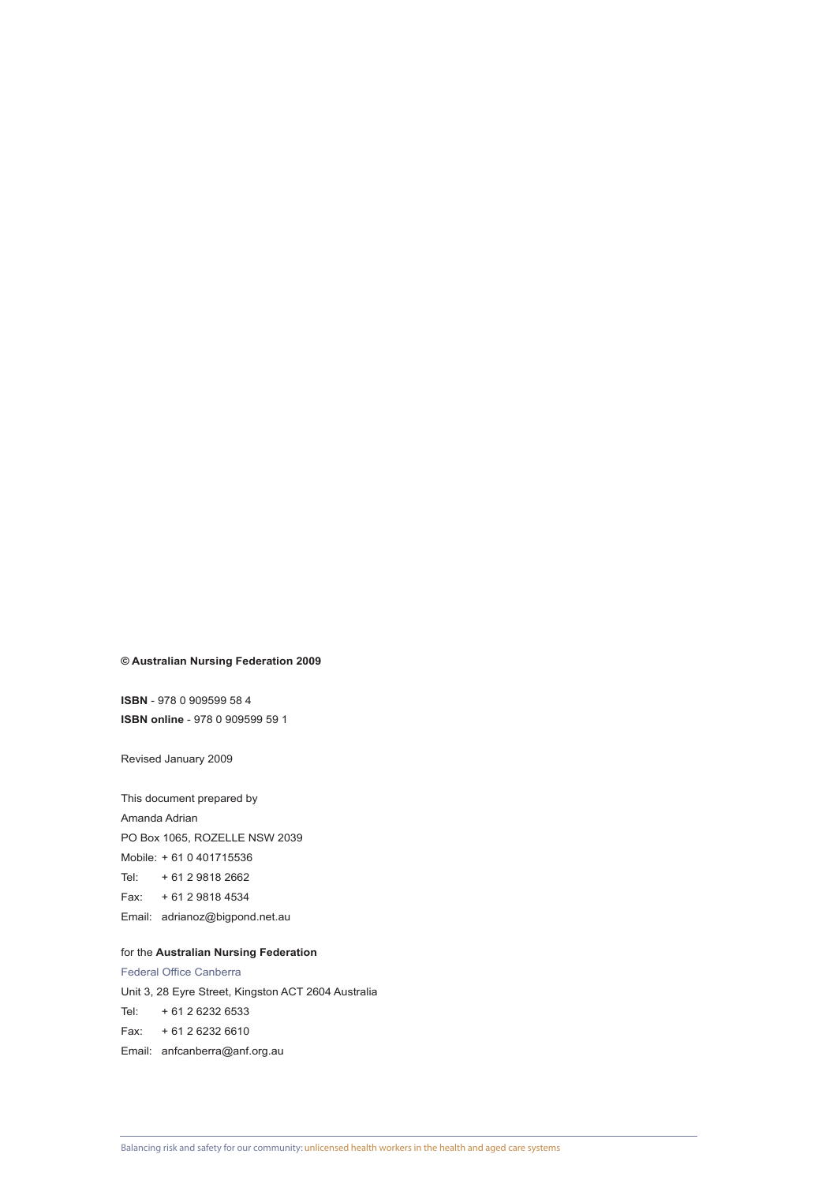**© Australian Nursing Federation 2009**

**ISBN** - 978 0 909599 58 4
**ISBN online** - 978 0 909599 59 1

Revised January 2009

This document prepared by
Amanda Adrian
PO Box 1065, ROZELLE NSW 2039
Mobile: + 61 0 401715536
Tel: + 61 2 9818 2662
Fax: + 61 2 9818 4534
Email: adrianoz@bigpond.net.au

for the **Australian Nursing Federation**
Federal Office Canberra
Unit 3, 28 Eyre Street, Kingston ACT 2604 Australia
Tel: + 61 2 6232 6533
Fax: + 61 2 6232 6610
Email: anfcanberra@anf.org.au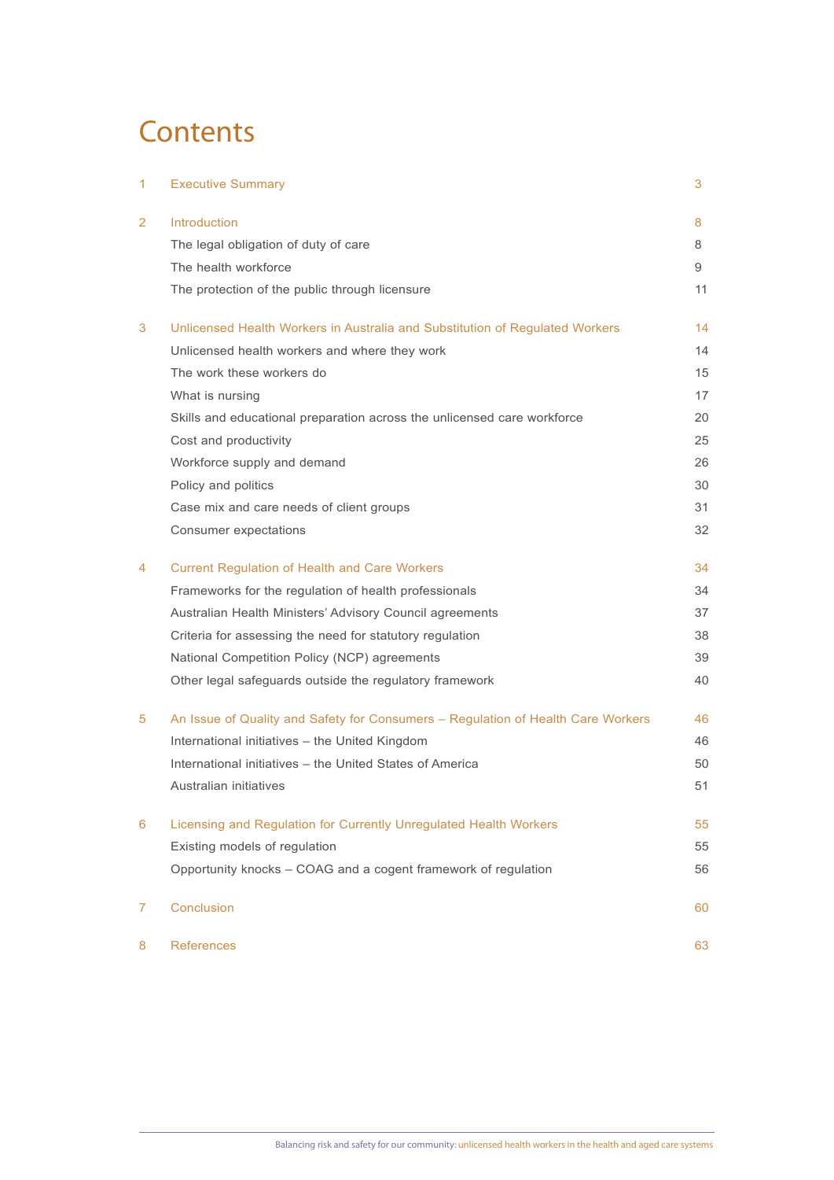# Contents

| | | |
|---|---|---|
| 1 | Executive Summary | 3 |
| 2 | Introduction | 8 |
| | The legal obligation of duty of care | 8 |
| | The health workforce | 9 |
| | The protection of the public through licensure | 11 |
| 3 | Unlicensed Health Workers in Australia and Substitution of Regulated Workers | 14 |
| | Unlicensed health workers and where they work | 14 |
| | The work these workers do | 15 |
| | What is nursing | 17 |
| | Skills and educational preparation across the unlicensed care workforce | 20 |
| | Cost and productivity | 25 |
| | Workforce supply and demand | 26 |
| | Policy and politics | 30 |
| | Case mix and care needs of client groups | 31 |
| | Consumer expectations | 32 |
| 4 | Current Regulation of Health and Care Workers | 34 |
| | Frameworks for the regulation of health professionals | 34 |
| | Australian Health Ministers' Advisory Council agreements | 37 |
| | Criteria for assessing the need for statutory regulation | 38 |
| | National Competition Policy (NCP) agreements | 39 |
| | Other legal safeguards outside the regulatory framework | 40 |
| 5 | An Issue of Quality and Safety for Consumers – Regulation of Health Care Workers | 46 |
| | International initiatives – the United Kingdom | 46 |
| | International initiatives – the United States of America | 50 |
| | Australian initiatives | 51 |
| 6 | Licensing and Regulation for Currently Unregulated Health Workers | 55 |
| | Existing models of regulation | 55 |
| | Opportunity knocks – COAG and a cogent framework of regulation | 56 |
| 7 | Conclusion | 60 |
| 8 | References | 63 |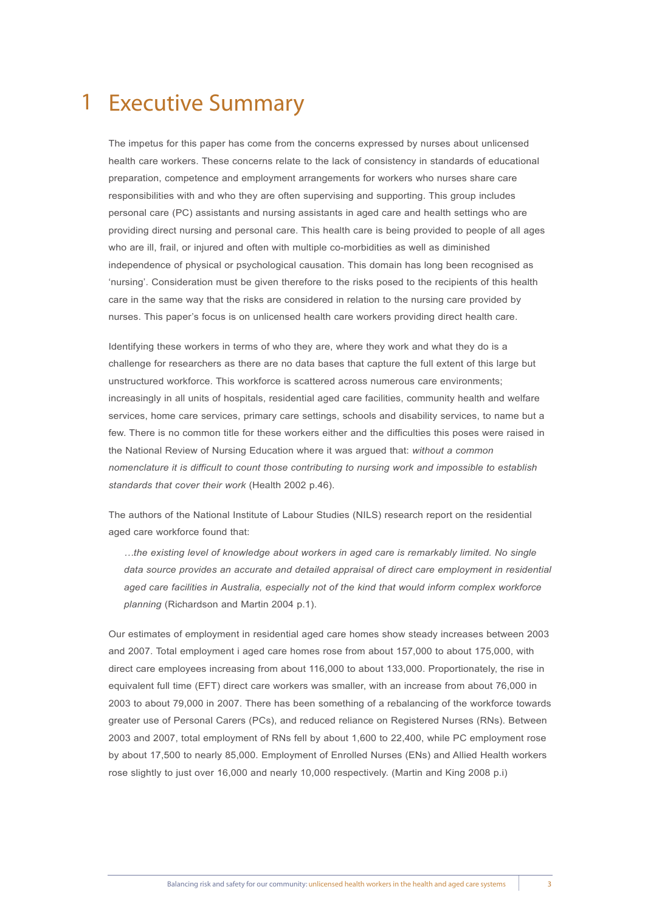# 1 Executive Summary

The impetus for this paper has come from the concerns expressed by nurses about unlicensed health care workers. These concerns relate to the lack of consistency in standards of educational preparation, competence and employment arrangements for workers who nurses share care responsibilities with and who they are often supervising and supporting. This group includes personal care (PC) assistants and nursing assistants in aged care and health settings who are providing direct nursing and personal care. This health care is being provided to people of all ages who are ill, frail, or injured and often with multiple co-morbidities as well as diminished independence of physical or psychological causation. This domain has long been recognised as 'nursing'. Consideration must be given therefore to the risks posed to the recipients of this health care in the same way that the risks are considered in relation to the nursing care provided by nurses. This paper's focus is on unlicensed health care workers providing direct health care.

Identifying these workers in terms of who they are, where they work and what they do is a challenge for researchers as there are no data bases that capture the full extent of this large but unstructured workforce. This workforce is scattered across numerous care environments; increasingly in all units of hospitals, residential aged care facilities, community health and welfare services, home care services, primary care settings, schools and disability services, to name but a few. There is no common title for these workers either and the difficulties this poses were raised in the National Review of Nursing Education where it was argued that: *without a common nomenclature it is difficult to count those contributing to nursing work and impossible to establish standards that cover their work* (Health 2002 p.46).

The authors of the National Institute of Labour Studies (NILS) research report on the residential aged care workforce found that:

> *…the existing level of knowledge about workers in aged care is remarkably limited. No single data source provides an accurate and detailed appraisal of direct care employment in residential aged care facilities in Australia, especially not of the kind that would inform complex workforce planning* (Richardson and Martin 2004 p.1).

Our estimates of employment in residential aged care homes show steady increases between 2003 and 2007. Total employment i aged care homes rose from about 157,000 to about 175,000, with direct care employees increasing from about 116,000 to about 133,000. Proportionately, the rise in equivalent full time (EFT) direct care workers was smaller, with an increase from about 76,000 in 2003 to about 79,000 in 2007. There has been something of a rebalancing of the workforce towards greater use of Personal Carers (PCs), and reduced reliance on Registered Nurses (RNs). Between 2003 and 2007, total employment of RNs fell by about 1,600 to 22,400, while PC employment rose by about 17,500 to nearly 85,000. Employment of Enrolled Nurses (ENs) and Allied Health workers rose slightly to just over 16,000 and nearly 10,000 respectively. (Martin and King 2008 p.i)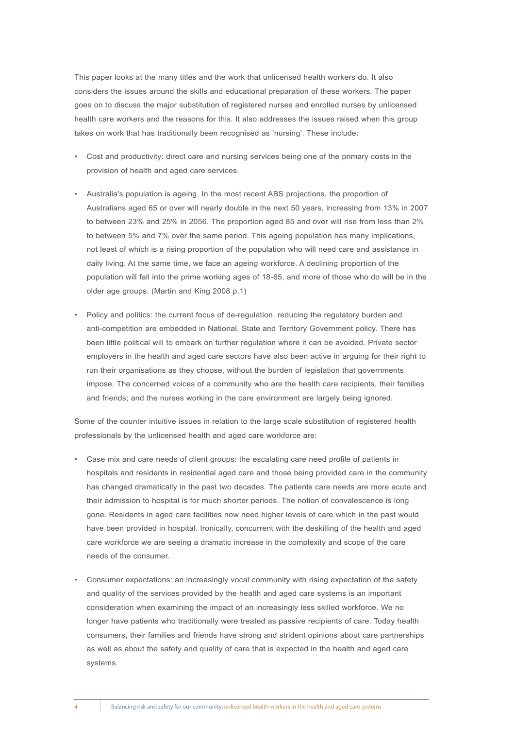This paper looks at the many titles and the work that unlicensed health workers do. It also considers the issues around the skills and educational preparation of these workers. The paper goes on to discuss the major substitution of registered nurses and enrolled nurses by unlicensed health care workers and the reasons for this. It also addresses the issues raised when this group takes on work that has traditionally been recognised as 'nursing'. These include:

- Cost and productivity: direct care and nursing services being one of the primary costs in the provision of health and aged care services.
- Australia's population is ageing. In the most recent ABS projections, the proportion of Australians aged 65 or over will nearly double in the next 50 years, increasing from 13% in 2007 to between 23% and 25% in 2056. The proportion aged 85 and over will rise from less than 2% to between 5% and 7% over the same period. This ageing population has many implications, not least of which is a rising proportion of the population who will need care and assistance in daily living. At the same time, we face an ageing workforce. A declining proportion of the population will fall into the prime working ages of 18-65, and more of those who do will be in the older age groups. (Martin and King 2008 p.1)
- Policy and politics: the current focus of de-regulation, reducing the regulatory burden and anti-competition are embedded in National, State and Territory Government policy. There has been little political will to embark on further regulation where it can be avoided. Private sector employers in the health and aged care sectors have also been active in arguing for their right to run their organisations as they choose, without the burden of legislation that governments impose. The concerned voices of a community who are the health care recipients, their families and friends; and the nurses working in the care environment are largely being ignored.

Some of the counter intuitive issues in relation to the large scale substitution of registered health professionals by the unlicensed health and aged care workforce are:

- Case mix and care needs of client groups: the escalating care need profile of patients in hospitals and residents in residential aged care and those being provided care in the community has changed dramatically in the past two decades. The patients care needs are more acute and their admission to hospital is for much shorter periods. The notion of convalescence is long gone. Residents in aged care facilities now need higher levels of care which in the past would have been provided in hospital. Ironically, concurrent with the deskilling of the health and aged care workforce we are seeing a dramatic increase in the complexity and scope of the care needs of the consumer.
- Consumer expectations: an increasingly vocal community with rising expectation of the safety and quality of the services provided by the health and aged care systems is an important consideration when examining the impact of an increasingly less skilled workforce. We no longer have patients who traditionally were treated as passive recipients of care. Today health consumers, their families and friends have strong and strident opinions about care partnerships as well as about the safety and quality of care that is expected in the health and aged care systems.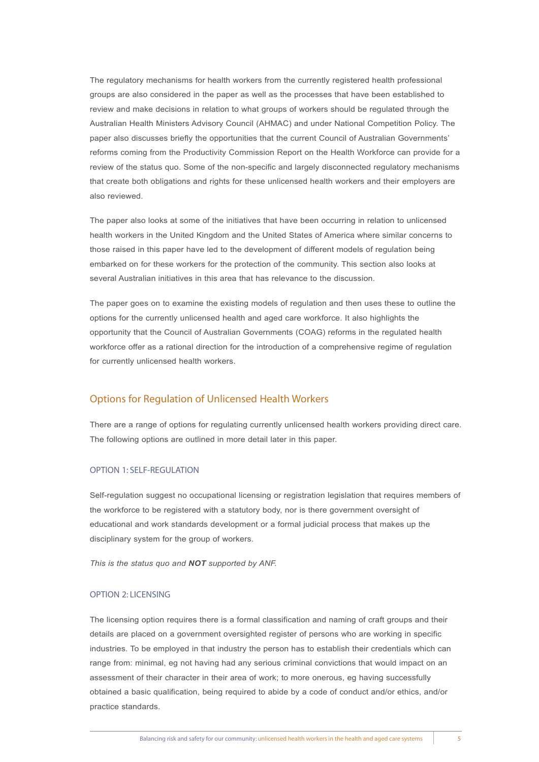The regulatory mechanisms for health workers from the currently registered health professional groups are also considered in the paper as well as the processes that have been established to review and make decisions in relation to what groups of workers should be regulated through the Australian Health Ministers Advisory Council (AHMAC) and under National Competition Policy. The paper also discusses briefly the opportunities that the current Council of Australian Governments' reforms coming from the Productivity Commission Report on the Health Workforce can provide for a review of the status quo. Some of the non-specific and largely disconnected regulatory mechanisms that create both obligations and rights for these unlicensed health workers and their employers are also reviewed.

The paper also looks at some of the initiatives that have been occurring in relation to unlicensed health workers in the United Kingdom and the United States of America where similar concerns to those raised in this paper have led to the development of different models of regulation being embarked on for these workers for the protection of the community. This section also looks at several Australian initiatives in this area that has relevance to the discussion.

The paper goes on to examine the existing models of regulation and then uses these to outline the options for the currently unlicensed health and aged care workforce. It also highlights the opportunity that the Council of Australian Governments (COAG) reforms in the regulated health workforce offer as a rational direction for the introduction of a comprehensive regime of regulation for currently unlicensed health workers.

## Options for Regulation of Unlicensed Health Workers

There are a range of options for regulating currently unlicensed health workers providing direct care. The following options are outlined in more detail later in this paper.

### OPTION 1: SELF-REGULATION

Self-regulation suggest no occupational licensing or registration legislation that requires members of the workforce to be registered with a statutory body, nor is there government oversight of educational and work standards development or a formal judicial process that makes up the disciplinary system for the group of workers.

*This is the status quo and **NOT** supported by ANF.*

### OPTION 2: LICENSING

The licensing option requires there is a formal classification and naming of craft groups and their details are placed on a government oversighted register of persons who are working in specific industries. To be employed in that industry the person has to establish their credentials which can range from: minimal, eg not having had any serious criminal convictions that would impact on an assessment of their character in their area of work; to more onerous, eg having successfully obtained a basic qualification, being required to abide by a code of conduct and/or ethics, and/or practice standards.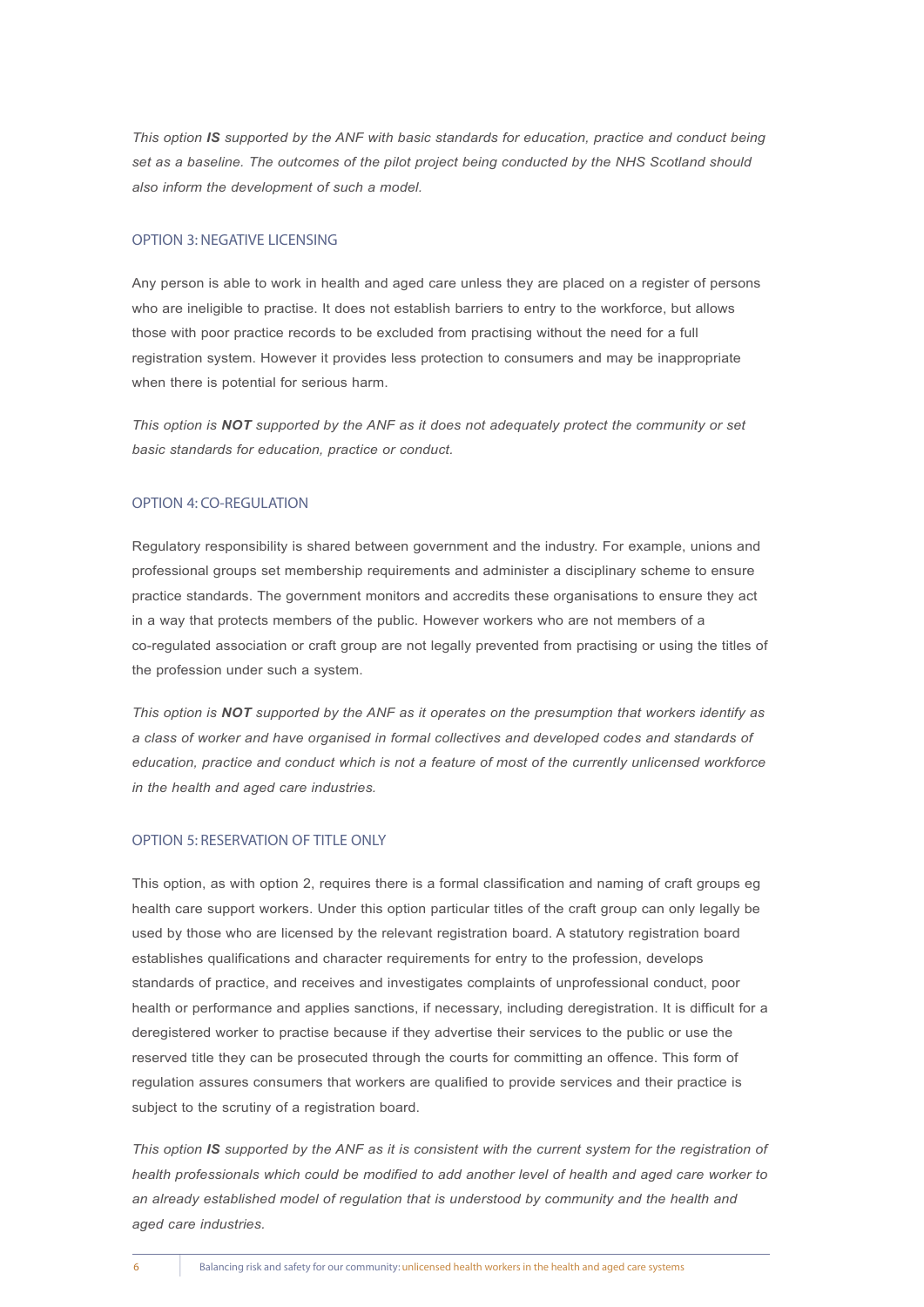*This option **IS** supported by the ANF with basic standards for education, practice and conduct being set as a baseline. The outcomes of the pilot project being conducted by the NHS Scotland should also inform the development of such a model.*

### OPTION 3: NEGATIVE LICENSING

Any person is able to work in health and aged care unless they are placed on a register of persons who are ineligible to practise. It does not establish barriers to entry to the workforce, but allows those with poor practice records to be excluded from practising without the need for a full registration system. However it provides less protection to consumers and may be inappropriate when there is potential for serious harm.

*This option is **NOT** supported by the ANF as it does not adequately protect the community or set basic standards for education, practice or conduct.*

### OPTION 4: CO-REGULATION

Regulatory responsibility is shared between government and the industry. For example, unions and professional groups set membership requirements and administer a disciplinary scheme to ensure practice standards. The government monitors and accredits these organisations to ensure they act in a way that protects members of the public. However workers who are not members of a co-regulated association or craft group are not legally prevented from practising or using the titles of the profession under such a system.

*This option is **NOT** supported by the ANF as it operates on the presumption that workers identify as a class of worker and have organised in formal collectives and developed codes and standards of education, practice and conduct which is not a feature of most of the currently unlicensed workforce in the health and aged care industries.*

### OPTION 5: RESERVATION OF TITLE ONLY

This option, as with option 2, requires there is a formal classification and naming of craft groups eg health care support workers. Under this option particular titles of the craft group can only legally be used by those who are licensed by the relevant registration board. A statutory registration board establishes qualifications and character requirements for entry to the profession, develops standards of practice, and receives and investigates complaints of unprofessional conduct, poor health or performance and applies sanctions, if necessary, including deregistration. It is difficult for a deregistered worker to practise because if they advertise their services to the public or use the reserved title they can be prosecuted through the courts for committing an offence. This form of regulation assures consumers that workers are qualified to provide services and their practice is subject to the scrutiny of a registration board.

*This option **IS** supported by the ANF as it is consistent with the current system for the registration of health professionals which could be modified to add another level of health and aged care worker to an already established model of regulation that is understood by community and the health and aged care industries.*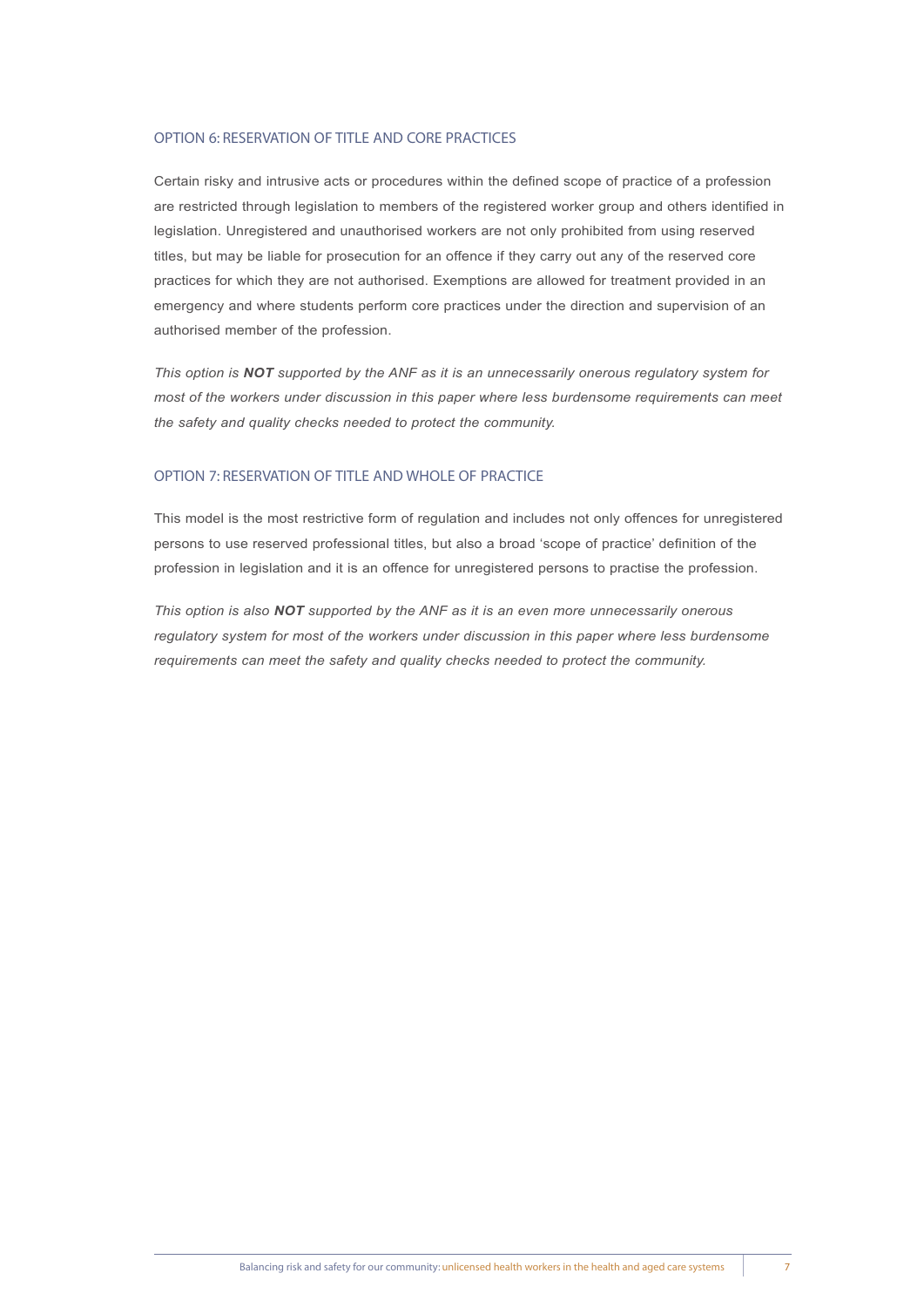### OPTION 6: RESERVATION OF TITLE AND CORE PRACTICES

Certain risky and intrusive acts or procedures within the defined scope of practice of a profession are restricted through legislation to members of the registered worker group and others identified in legislation. Unregistered and unauthorised workers are not only prohibited from using reserved titles, but may be liable for prosecution for an offence if they carry out any of the reserved core practices for which they are not authorised. Exemptions are allowed for treatment provided in an emergency and where students perform core practices under the direction and supervision of an authorised member of the profession.

*This option is **NOT** supported by the ANF as it is an unnecessarily onerous regulatory system for most of the workers under discussion in this paper where less burdensome requirements can meet the safety and quality checks needed to protect the community.*

### OPTION 7: RESERVATION OF TITLE AND WHOLE OF PRACTICE

This model is the most restrictive form of regulation and includes not only offences for unregistered persons to use reserved professional titles, but also a broad 'scope of practice' definition of the profession in legislation and it is an offence for unregistered persons to practise the profession.

*This option is also **NOT** supported by the ANF as it is an even more unnecessarily onerous regulatory system for most of the workers under discussion in this paper where less burdensome requirements can meet the safety and quality checks needed to protect the community.*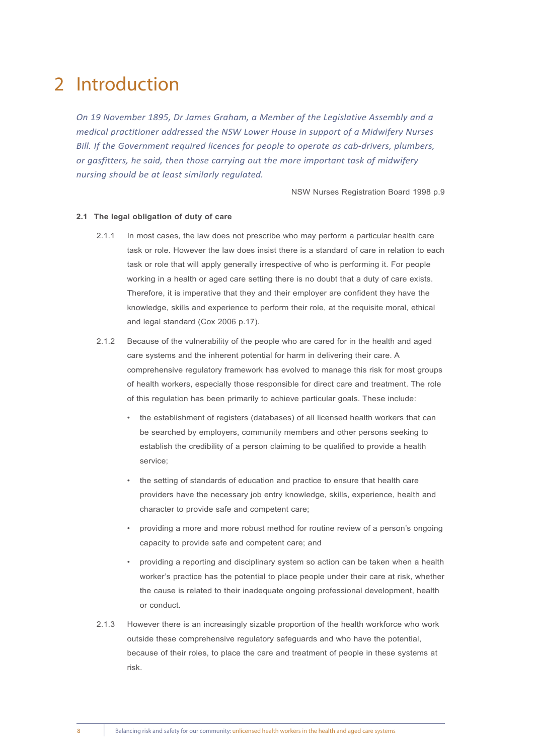# 2 Introduction

*On 19 November 1895, Dr James Graham, a Member of the Legislative Assembly and a medical practitioner addressed the NSW Lower House in support of a Midwifery Nurses Bill. If the Government required licences for people to operate as cab-drivers, plumbers, or gasfitters, he said, then those carrying out the more important task of midwifery nursing should be at least similarly regulated.*

NSW Nurses Registration Board 1998 p.9

### 2.1 The legal obligation of duty of care

2.1.1 In most cases, the law does not prescribe who may perform a particular health care task or role. However the law does insist there is a standard of care in relation to each task or role that will apply generally irrespective of who is performing it. For people working in a health or aged care setting there is no doubt that a duty of care exists. Therefore, it is imperative that they and their employer are confident they have the knowledge, skills and experience to perform their role, at the requisite moral, ethical and legal standard (Cox 2006 p.17).

2.1.2 Because of the vulnerability of the people who are cared for in the health and aged care systems and the inherent potential for harm in delivering their care. A comprehensive regulatory framework has evolved to manage this risk for most groups of health workers, especially those responsible for direct care and treatment. The role of this regulation has been primarily to achieve particular goals. These include:

- the establishment of registers (databases) of all licensed health workers that can be searched by employers, community members and other persons seeking to establish the credibility of a person claiming to be qualified to provide a health service;
- the setting of standards of education and practice to ensure that health care providers have the necessary job entry knowledge, skills, experience, health and character to provide safe and competent care;
- providing a more and more robust method for routine review of a person's ongoing capacity to provide safe and competent care; and
- providing a reporting and disciplinary system so action can be taken when a health worker's practice has the potential to place people under their care at risk, whether the cause is related to their inadequate ongoing professional development, health or conduct.

2.1.3 However there is an increasingly sizable proportion of the health workforce who work outside these comprehensive regulatory safeguards and who have the potential, because of their roles, to place the care and treatment of people in these systems at risk.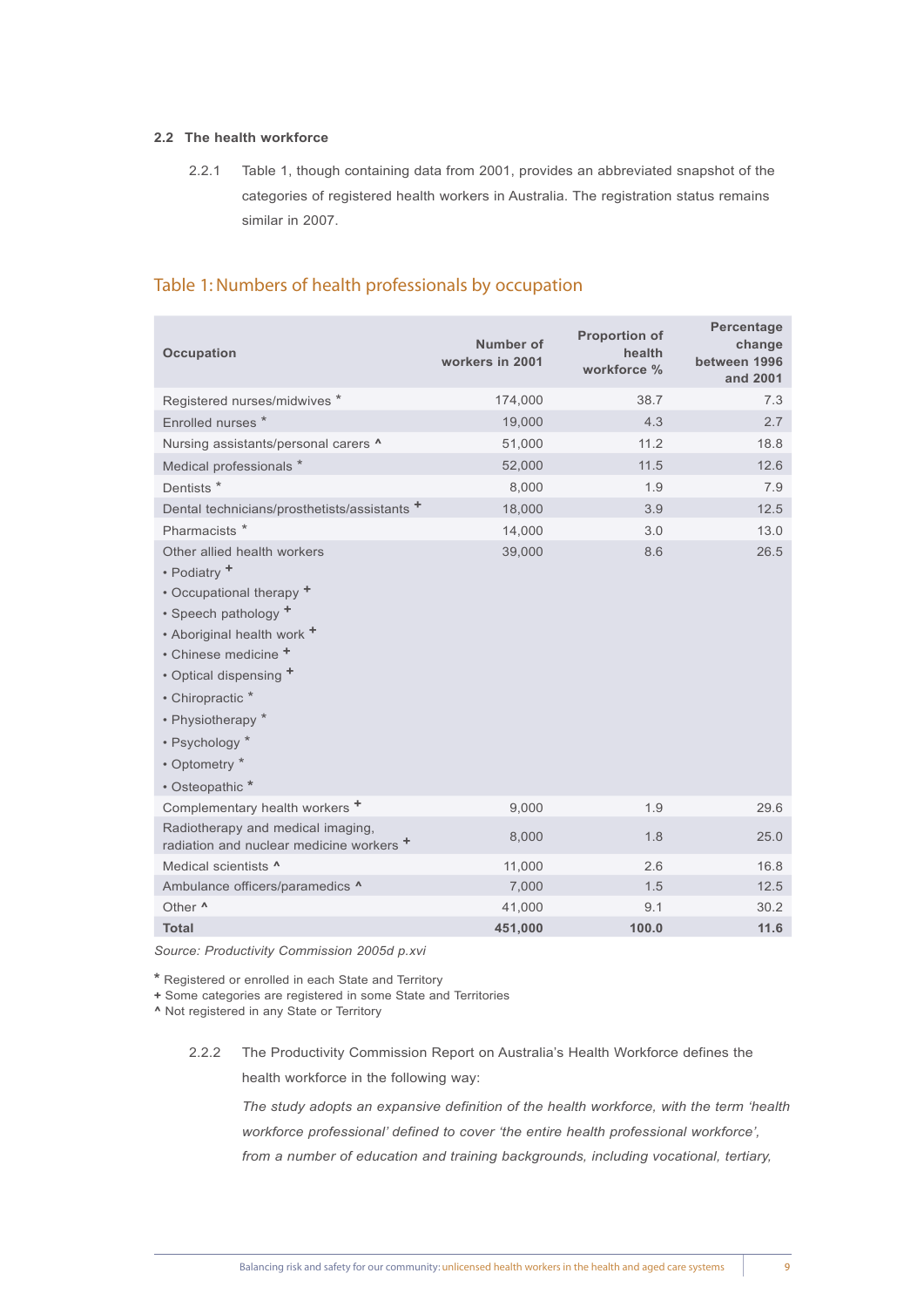## 2.2 The health workforce

2.2.1 Table 1, though containing data from 2001, provides an abbreviated snapshot of the categories of registered health workers in Australia. The registration status remains similar in 2007.

### Table 1: Numbers of health professionals by occupation

| Occupation | Number of workers in 2001 | Proportion of health workforce % | Percentage change between 1996 and 2001 |
|---|---|---|---|
| Registered nurses/midwives * | 174,000 | 38.7 | 7.3 |
| Enrolled nurses * | 19,000 | 4.3 | 2.7 |
| Nursing assistants/personal carers ^ | 51,000 | 11.2 | 18.8 |
| Medical professionals * | 52,000 | 11.5 | 12.6 |
| Dentists * | 8,000 | 1.9 | 7.9 |
| Dental technicians/prosthetists/assistants + | 18,000 | 3.9 | 12.5 |
| Pharmacists * | 14,000 | 3.0 | 13.0 |
| Other allied health workers<br>• Podiatry +<br>• Occupational therapy +<br>• Speech pathology +<br>• Aboriginal health work +<br>• Chinese medicine +<br>• Optical dispensing +<br>• Chiropractic *<br>• Physiotherapy *<br>• Psychology *<br>• Optometry *<br>• Osteopathic * | 39,000 | 8.6 | 26.5 |
| Complementary health workers + | 9,000 | 1.9 | 29.6 |
| Radiotherapy and medical imaging, radiation and nuclear medicine workers + | 8,000 | 1.8 | 25.0 |
| Medical scientists ^ | 11,000 | 2.6 | 16.8 |
| Ambulance officers/paramedics ^ | 7,000 | 1.5 | 12.5 |
| Other ^ | 41,000 | 9.1 | 30.2 |
| **Total** | **451,000** | **100.0** | **11.6** |

*Source: Productivity Commission 2005d p.xvi*

\* Registered or enrolled in each State and Territory
\+ Some categories are registered in some State and Territories
^ Not registered in any State or Territory

2.2.2 The Productivity Commission Report on Australia's Health Workforce defines the health workforce in the following way:

*The study adopts an expansive definition of the health workforce, with the term 'health workforce professional' defined to cover 'the entire health professional workforce', from a number of education and training backgrounds, including vocational, tertiary,*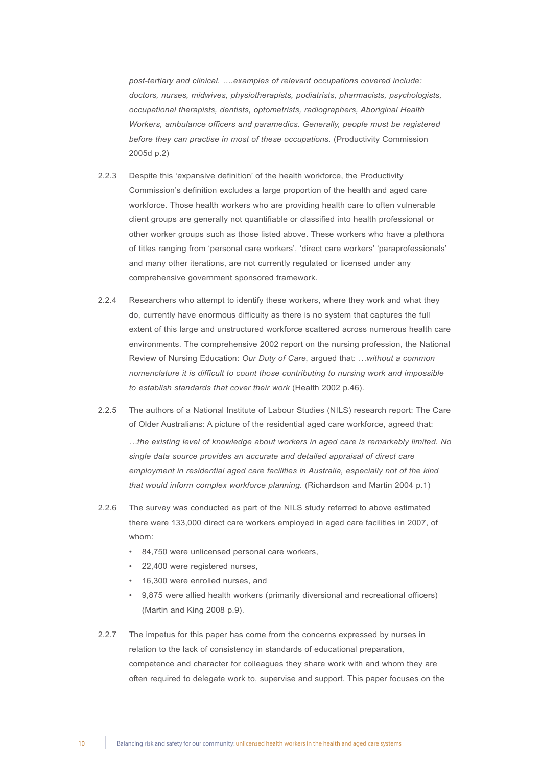*post-tertiary and clinical. ….examples of relevant occupations covered include: doctors, nurses, midwives, physiotherapists, podiatrists, pharmacists, psychologists, occupational therapists, dentists, optometrists, radiographers, Aboriginal Health Workers, ambulance officers and paramedics. Generally, people must be registered before they can practise in most of these occupations.* (Productivity Commission 2005d p.2)

2.2.3 Despite this 'expansive definition' of the health workforce, the Productivity Commission's definition excludes a large proportion of the health and aged care workforce. Those health workers who are providing health care to often vulnerable client groups are generally not quantifiable or classified into health professional or other worker groups such as those listed above. These workers who have a plethora of titles ranging from 'personal care workers', 'direct care workers' 'paraprofessionals' and many other iterations, are not currently regulated or licensed under any comprehensive government sponsored framework.

2.2.4 Researchers who attempt to identify these workers, where they work and what they do, currently have enormous difficulty as there is no system that captures the full extent of this large and unstructured workforce scattered across numerous health care environments. The comprehensive 2002 report on the nursing profession, the National Review of Nursing Education: *Our Duty of Care,* argued that: *…without a common nomenclature it is difficult to count those contributing to nursing work and impossible to establish standards that cover their work* (Health 2002 p.46).

2.2.5 The authors of a National Institute of Labour Studies (NILS) research report: The Care of Older Australians: A picture of the residential aged care workforce, agreed that:

*…the existing level of knowledge about workers in aged care is remarkably limited. No single data source provides an accurate and detailed appraisal of direct care employment in residential aged care facilities in Australia, especially not of the kind that would inform complex workforce planning.* (Richardson and Martin 2004 p.1)

2.2.6 The survey was conducted as part of the NILS study referred to above estimated there were 133,000 direct care workers employed in aged care facilities in 2007, of whom:

- 84,750 were unlicensed personal care workers,
- 22,400 were registered nurses,
- 16,300 were enrolled nurses, and
- 9,875 were allied health workers (primarily diversional and recreational officers) (Martin and King 2008 p.9).

2.2.7 The impetus for this paper has come from the concerns expressed by nurses in relation to the lack of consistency in standards of educational preparation, competence and character for colleagues they share work with and whom they are often required to delegate work to, supervise and support. This paper focuses on the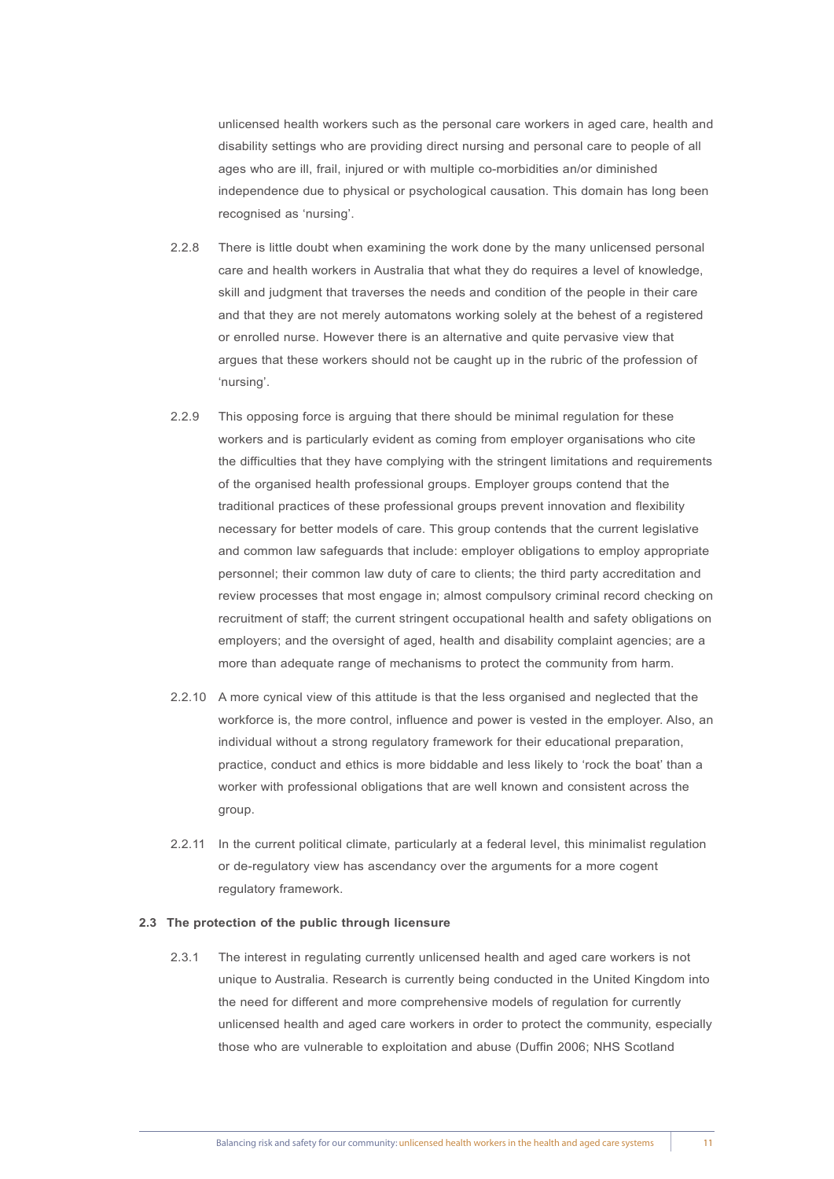unlicensed health workers such as the personal care workers in aged care, health and disability settings who are providing direct nursing and personal care to people of all ages who are ill, frail, injured or with multiple co-morbidities an/or diminished independence due to physical or psychological causation. This domain has long been recognised as 'nursing'.

2.2.8 There is little doubt when examining the work done by the many unlicensed personal care and health workers in Australia that what they do requires a level of knowledge, skill and judgment that traverses the needs and condition of the people in their care and that they are not merely automatons working solely at the behest of a registered or enrolled nurse. However there is an alternative and quite pervasive view that argues that these workers should not be caught up in the rubric of the profession of 'nursing'.

2.2.9 This opposing force is arguing that there should be minimal regulation for these workers and is particularly evident as coming from employer organisations who cite the difficulties that they have complying with the stringent limitations and requirements of the organised health professional groups. Employer groups contend that the traditional practices of these professional groups prevent innovation and flexibility necessary for better models of care. This group contends that the current legislative and common law safeguards that include: employer obligations to employ appropriate personnel; their common law duty of care to clients; the third party accreditation and review processes that most engage in; almost compulsory criminal record checking on recruitment of staff; the current stringent occupational health and safety obligations on employers; and the oversight of aged, health and disability complaint agencies; are a more than adequate range of mechanisms to protect the community from harm.

2.2.10 A more cynical view of this attitude is that the less organised and neglected that the workforce is, the more control, influence and power is vested in the employer. Also, an individual without a strong regulatory framework for their educational preparation, practice, conduct and ethics is more biddable and less likely to 'rock the boat' than a worker with professional obligations that are well known and consistent across the group.

2.2.11 In the current political climate, particularly at a federal level, this minimalist regulation or de-regulatory view has ascendancy over the arguments for a more cogent regulatory framework.

### 2.3 The protection of the public through licensure

2.3.1 The interest in regulating currently unlicensed health and aged care workers is not unique to Australia. Research is currently being conducted in the United Kingdom into the need for different and more comprehensive models of regulation for currently unlicensed health and aged care workers in order to protect the community, especially those who are vulnerable to exploitation and abuse (Duffin 2006; NHS Scotland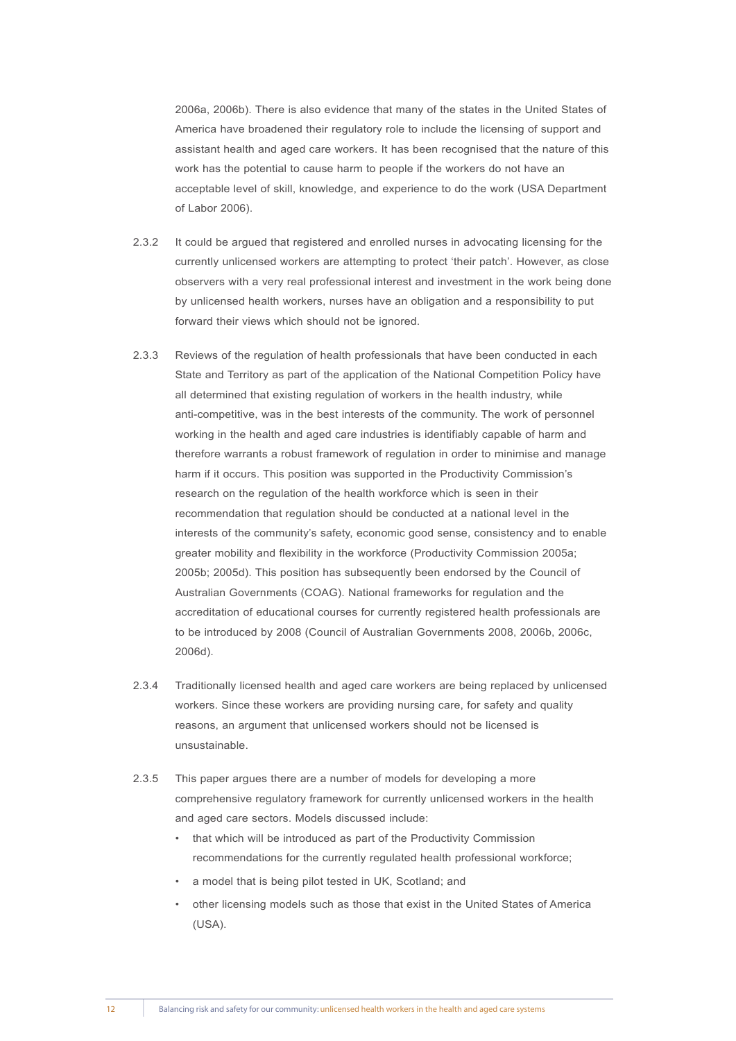2006a, 2006b). There is also evidence that many of the states in the United States of America have broadened their regulatory role to include the licensing of support and assistant health and aged care workers. It has been recognised that the nature of this work has the potential to cause harm to people if the workers do not have an acceptable level of skill, knowledge, and experience to do the work (USA Department of Labor 2006).

2.3.2 It could be argued that registered and enrolled nurses in advocating licensing for the currently unlicensed workers are attempting to protect 'their patch'. However, as close observers with a very real professional interest and investment in the work being done by unlicensed health workers, nurses have an obligation and a responsibility to put forward their views which should not be ignored.

2.3.3 Reviews of the regulation of health professionals that have been conducted in each State and Territory as part of the application of the National Competition Policy have all determined that existing regulation of workers in the health industry, while anti-competitive, was in the best interests of the community. The work of personnel working in the health and aged care industries is identifiably capable of harm and therefore warrants a robust framework of regulation in order to minimise and manage harm if it occurs. This position was supported in the Productivity Commission's research on the regulation of the health workforce which is seen in their recommendation that regulation should be conducted at a national level in the interests of the community's safety, economic good sense, consistency and to enable greater mobility and flexibility in the workforce (Productivity Commission 2005a; 2005b; 2005d). This position has subsequently been endorsed by the Council of Australian Governments (COAG). National frameworks for regulation and the accreditation of educational courses for currently registered health professionals are to be introduced by 2008 (Council of Australian Governments 2008, 2006b, 2006c, 2006d).

2.3.4 Traditionally licensed health and aged care workers are being replaced by unlicensed workers. Since these workers are providing nursing care, for safety and quality reasons, an argument that unlicensed workers should not be licensed is unsustainable.

2.3.5 This paper argues there are a number of models for developing a more comprehensive regulatory framework for currently unlicensed workers in the health and aged care sectors. Models discussed include:

- that which will be introduced as part of the Productivity Commission recommendations for the currently regulated health professional workforce;
- a model that is being pilot tested in UK, Scotland; and
- other licensing models such as those that exist in the United States of America (USA).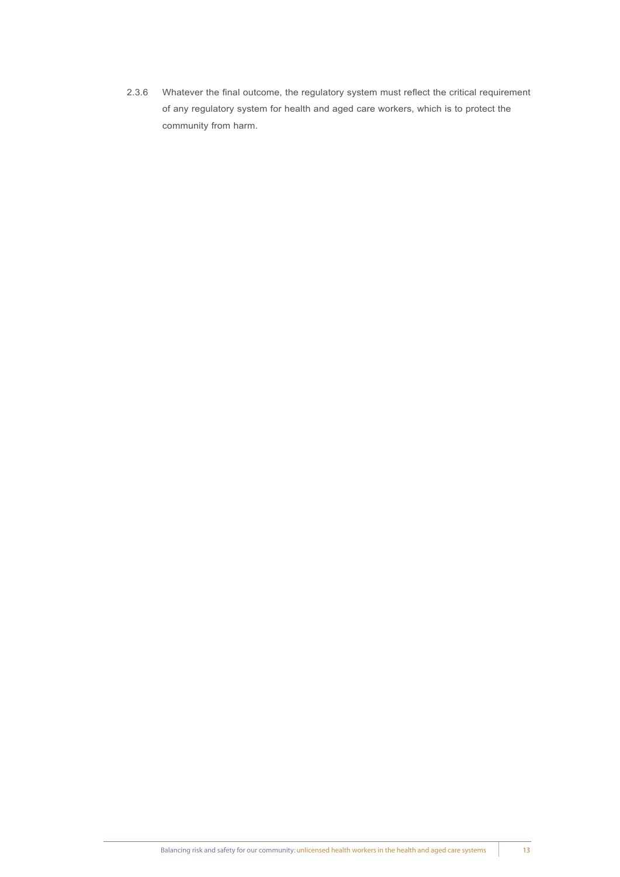2.3.6 Whatever the final outcome, the regulatory system must reflect the critical requirement of any regulatory system for health and aged care workers, which is to protect the community from harm.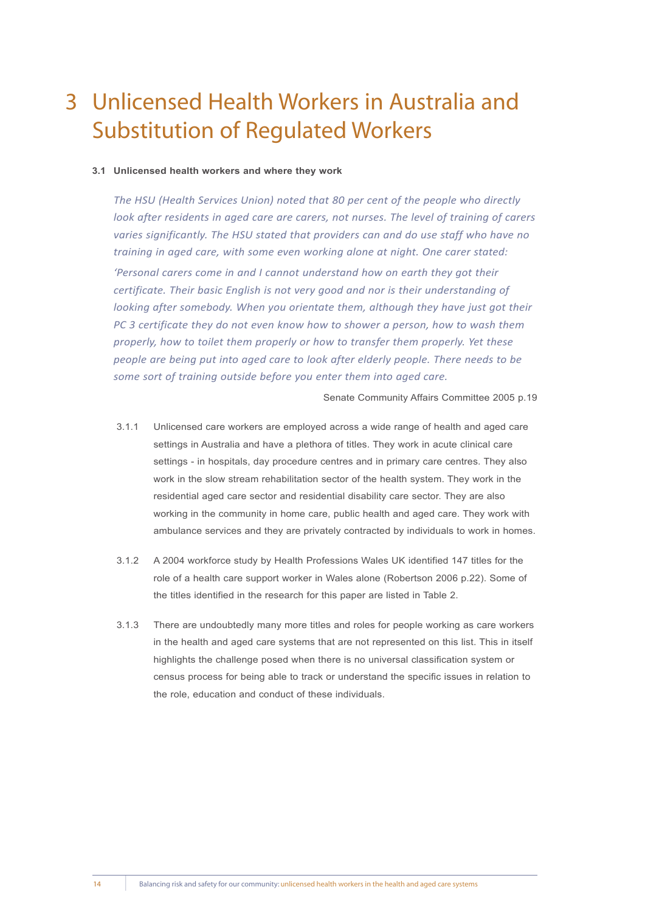# 3 Unlicensed Health Workers in Australia and Substitution of Regulated Workers

### 3.1 Unlicensed health workers and where they work

> *The HSU (Health Services Union) noted that 80 per cent of the people who directly look after residents in aged care are carers, not nurses. The level of training of carers varies significantly. The HSU stated that providers can and do use staff who have no training in aged care, with some even working alone at night. One carer stated:*
>
> *'Personal carers come in and I cannot understand how on earth they got their certificate. Their basic English is not very good and nor is their understanding of looking after somebody. When you orientate them, although they have just got their PC 3 certificate they do not even know how to shower a person, how to wash them properly, how to toilet them properly or how to transfer them properly. Yet these people are being put into aged care to look after elderly people. There needs to be some sort of training outside before you enter them into aged care.*
>
> Senate Community Affairs Committee 2005 p.19

3.1.1 Unlicensed care workers are employed across a wide range of health and aged care settings in Australia and have a plethora of titles. They work in acute clinical care settings - in hospitals, day procedure centres and in primary care centres. They also work in the slow stream rehabilitation sector of the health system. They work in the residential aged care sector and residential disability care sector. They are also working in the community in home care, public health and aged care. They work with ambulance services and they are privately contracted by individuals to work in homes.

3.1.2 A 2004 workforce study by Health Professions Wales UK identified 147 titles for the role of a health care support worker in Wales alone (Robertson 2006 p.22). Some of the titles identified in the research for this paper are listed in Table 2.

3.1.3 There are undoubtedly many more titles and roles for people working as care workers in the health and aged care systems that are not represented on this list. This in itself highlights the challenge posed when there is no universal classification system or census process for being able to track or understand the specific issues in relation to the role, education and conduct of these individuals.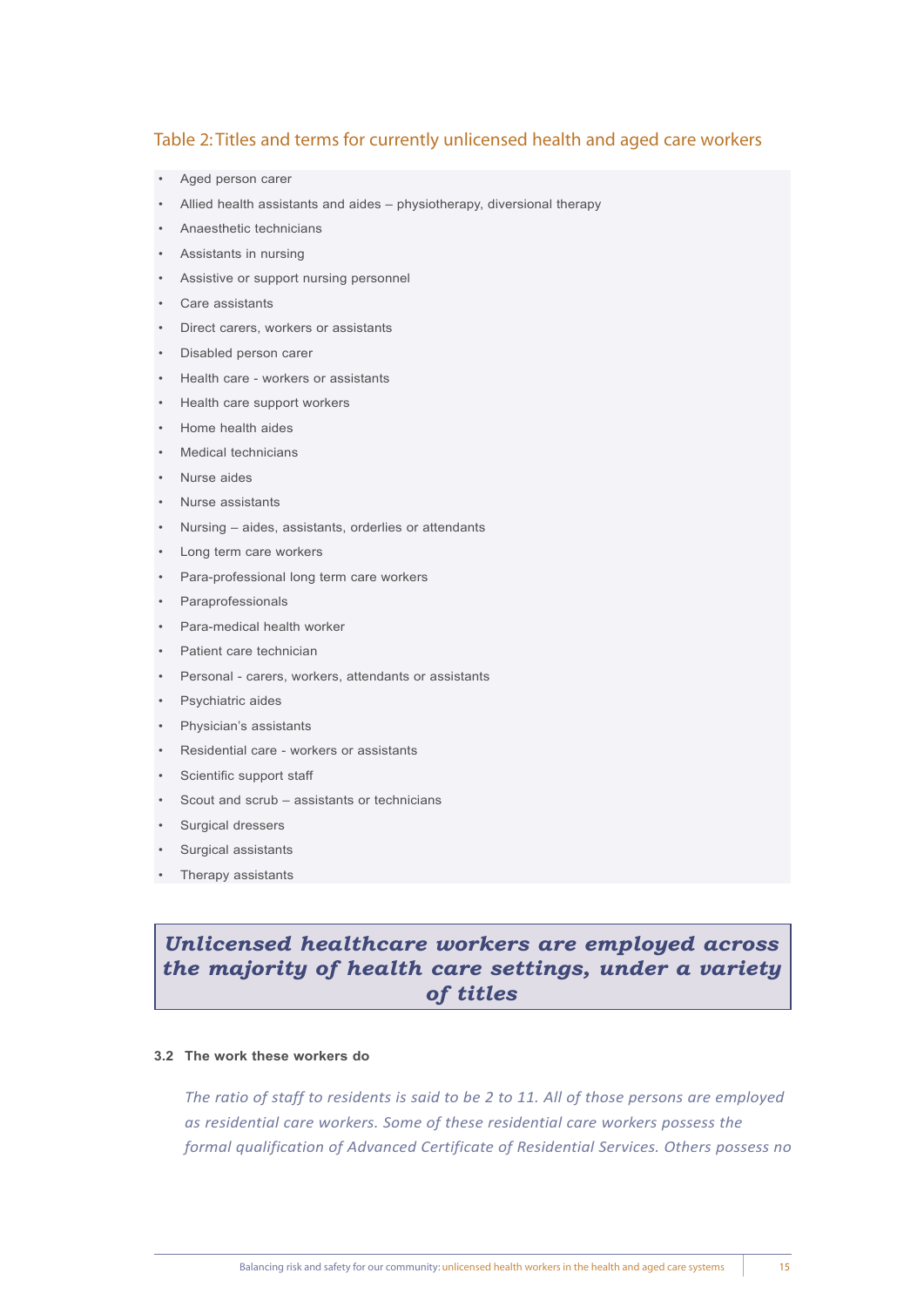### Table 2: Titles and terms for currently unlicensed health and aged care workers

- Aged person carer
- Allied health assistants and aides – physiotherapy, diversional therapy
- Anaesthetic technicians
- Assistants in nursing
- Assistive or support nursing personnel
- Care assistants
- Direct carers, workers or assistants
- Disabled person carer
- Health care - workers or assistants
- Health care support workers
- Home health aides
- Medical technicians
- Nurse aides
- Nurse assistants
- Nursing – aides, assistants, orderlies or attendants
- Long term care workers
- Para-professional long term care workers
- Paraprofessionals
- Para-medical health worker
- Patient care technician
- Personal - carers, workers, attendants or assistants
- Psychiatric aides
- Physician's assistants
- Residential care - workers or assistants
- Scientific support staff
- Scout and scrub – assistants or technicians
- Surgical dressers
- Surgical assistants
- Therapy assistants

> ***Unlicensed healthcare workers are employed across the majority of health care settings, under a variety of titles***

#### 3.2 The work these workers do

*The ratio of staff to residents is said to be 2 to 11. All of those persons are employed as residential care workers. Some of these residential care workers possess the formal qualification of Advanced Certificate of Residential Services. Others possess no*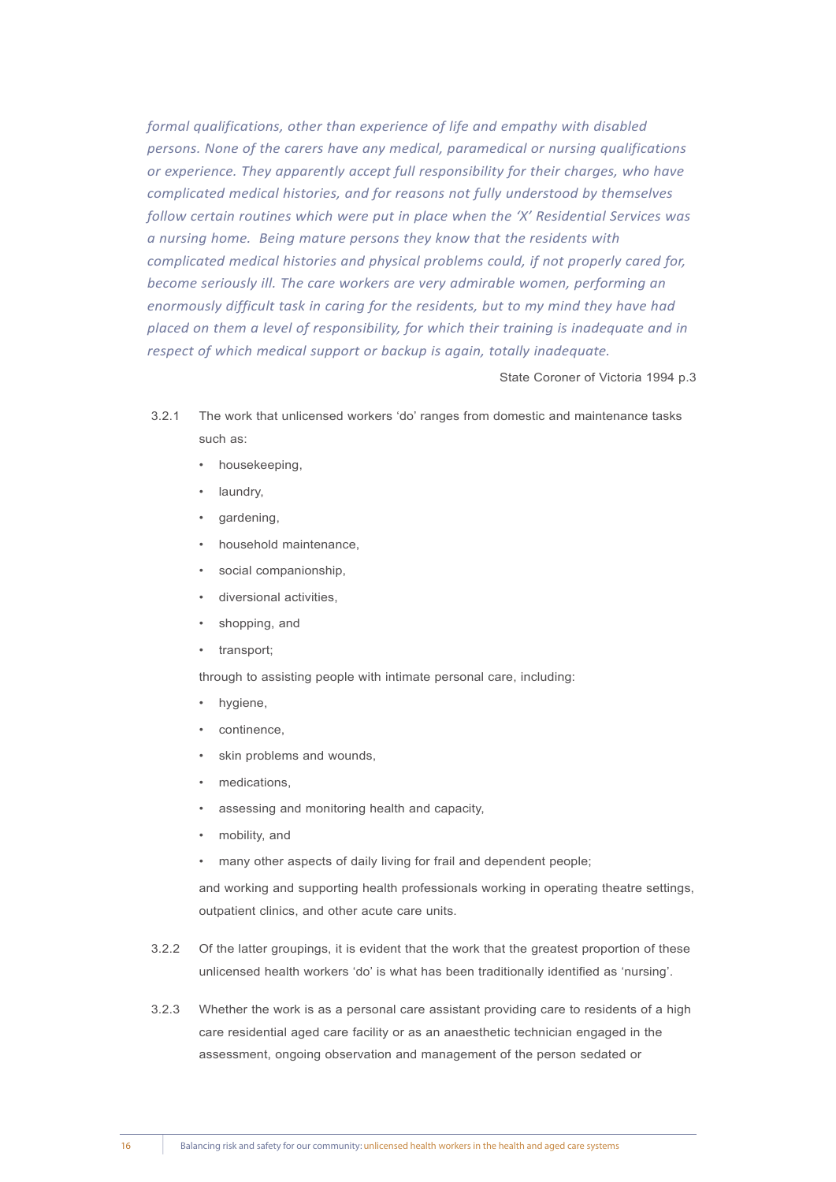*formal qualifications, other than experience of life and empathy with disabled persons. None of the carers have any medical, paramedical or nursing qualifications or experience. They apparently accept full responsibility for their charges, who have complicated medical histories, and for reasons not fully understood by themselves follow certain routines which were put in place when the 'X' Residential Services was a nursing home. Being mature persons they know that the residents with complicated medical histories and physical problems could, if not properly cared for, become seriously ill. The care workers are very admirable women, performing an enormously difficult task in caring for the residents, but to my mind they have had placed on them a level of responsibility, for which their training is inadequate and in respect of which medical support or backup is again, totally inadequate.*

State Coroner of Victoria 1994 p.3

3.2.1 The work that unlicensed workers 'do' ranges from domestic and maintenance tasks such as:

- housekeeping,
- laundry,
- gardening,
- household maintenance,
- social companionship,
- diversional activities,
- shopping, and
- transport;

through to assisting people with intimate personal care, including:

- hygiene,
- continence,
- skin problems and wounds,
- medications,
- assessing and monitoring health and capacity,
- mobility, and
- many other aspects of daily living for frail and dependent people;

and working and supporting health professionals working in operating theatre settings, outpatient clinics, and other acute care units.

3.2.2 Of the latter groupings, it is evident that the work that the greatest proportion of these unlicensed health workers 'do' is what has been traditionally identified as 'nursing'.

3.2.3 Whether the work is as a personal care assistant providing care to residents of a high care residential aged care facility or as an anaesthetic technician engaged in the assessment, ongoing observation and management of the person sedated or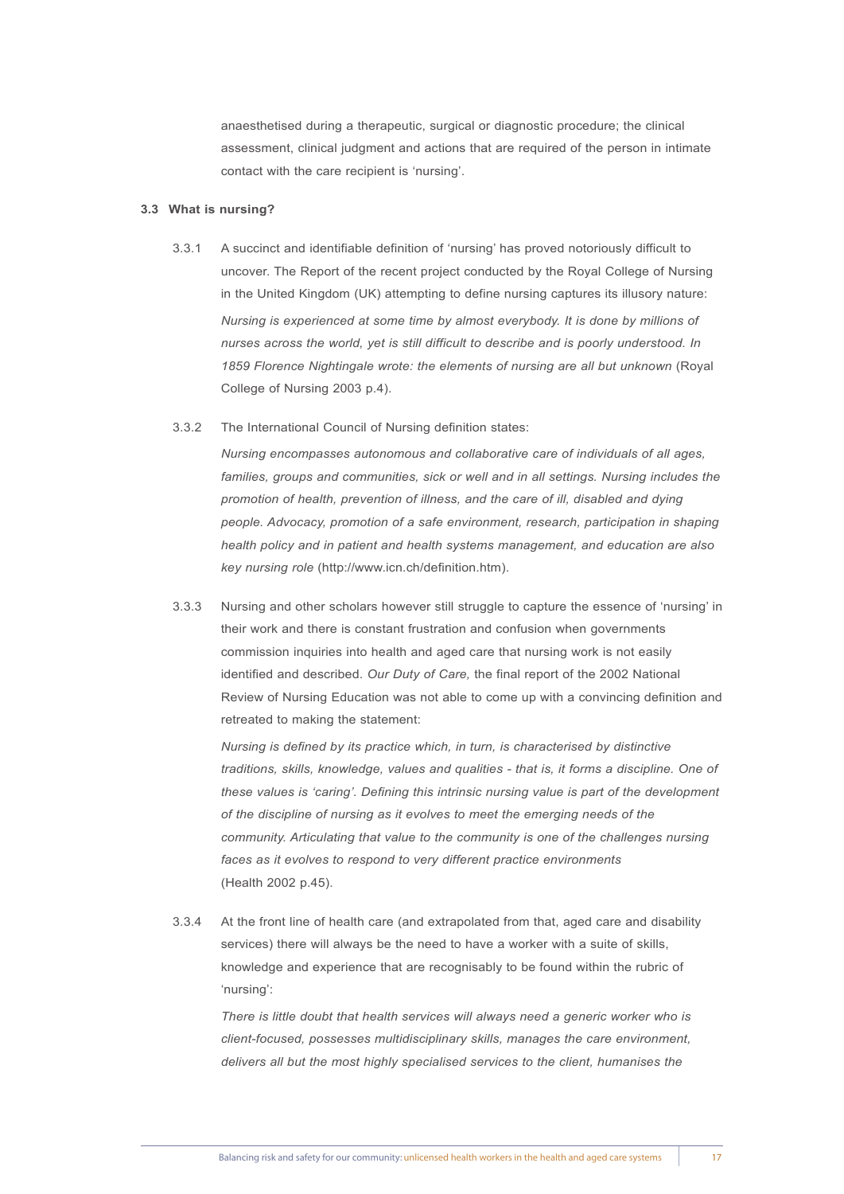anaesthetised during a therapeutic, surgical or diagnostic procedure; the clinical assessment, clinical judgment and actions that are required of the person in intimate contact with the care recipient is 'nursing'.

### 3.3 What is nursing?

3.3.1 A succinct and identifiable definition of 'nursing' has proved notoriously difficult to uncover. The Report of the recent project conducted by the Royal College of Nursing in the United Kingdom (UK) attempting to define nursing captures its illusory nature:

*Nursing is experienced at some time by almost everybody. It is done by millions of nurses across the world, yet is still difficult to describe and is poorly understood. In 1859 Florence Nightingale wrote: the elements of nursing are all but unknown* (Royal College of Nursing 2003 p.4).

3.3.2 The International Council of Nursing definition states:

*Nursing encompasses autonomous and collaborative care of individuals of all ages, families, groups and communities, sick or well and in all settings. Nursing includes the promotion of health, prevention of illness, and the care of ill, disabled and dying people. Advocacy, promotion of a safe environment, research, participation in shaping health policy and in patient and health systems management, and education are also key nursing role* (http://www.icn.ch/definition.htm).

3.3.3 Nursing and other scholars however still struggle to capture the essence of 'nursing' in their work and there is constant frustration and confusion when governments commission inquiries into health and aged care that nursing work is not easily identified and described. *Our Duty of Care,* the final report of the 2002 National Review of Nursing Education was not able to come up with a convincing definition and retreated to making the statement:

*Nursing is defined by its practice which, in turn, is characterised by distinctive traditions, skills, knowledge, values and qualities - that is, it forms a discipline. One of these values is 'caring'. Defining this intrinsic nursing value is part of the development of the discipline of nursing as it evolves to meet the emerging needs of the community. Articulating that value to the community is one of the challenges nursing faces as it evolves to respond to very different practice environments* (Health 2002 p.45).

3.3.4 At the front line of health care (and extrapolated from that, aged care and disability services) there will always be the need to have a worker with a suite of skills, knowledge and experience that are recognisably to be found within the rubric of 'nursing':

*There is little doubt that health services will always need a generic worker who is client-focused, possesses multidisciplinary skills, manages the care environment, delivers all but the most highly specialised services to the client, humanises the*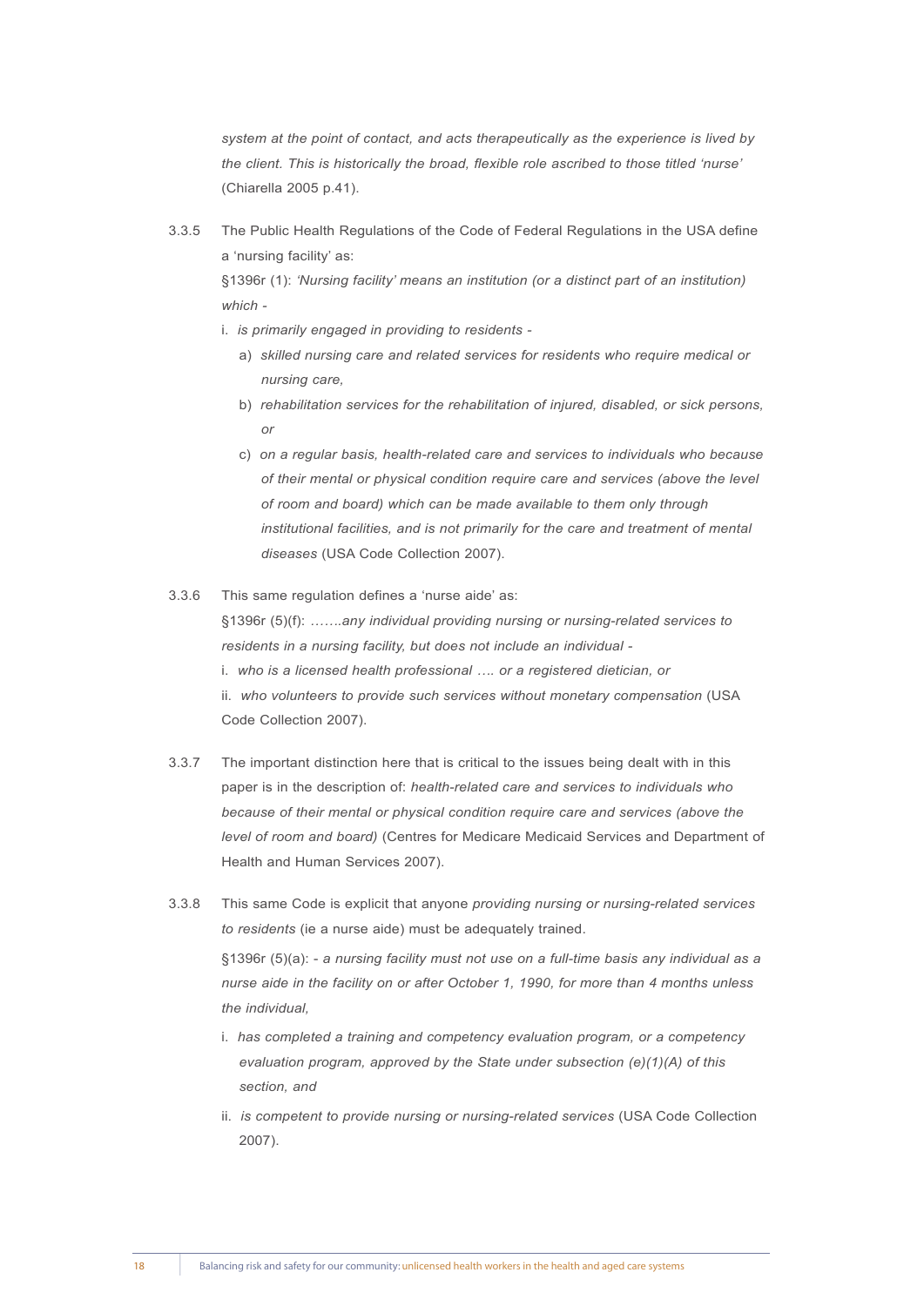*system at the point of contact, and acts therapeutically as the experience is lived by the client. This is historically the broad, flexible role ascribed to those titled 'nurse'* (Chiarella 2005 p.41).

3.3.5 The Public Health Regulations of the Code of Federal Regulations in the USA define a 'nursing facility' as:

§1396r (1): *'Nursing facility' means an institution (or a distinct part of an institution) which -*

i. *is primarily engaged in providing to residents -*

   a) *skilled nursing care and related services for residents who require medical or nursing care,*

   b) *rehabilitation services for the rehabilitation of injured, disabled, or sick persons, or*

   c) *on a regular basis, health-related care and services to individuals who because of their mental or physical condition require care and services (above the level of room and board) which can be made available to them only through institutional facilities, and is not primarily for the care and treatment of mental diseases* (USA Code Collection 2007).

3.3.6 This same regulation defines a 'nurse aide' as:

§1396r (5)(f): *…….any individual providing nursing or nursing-related services to residents in a nursing facility, but does not include an individual -*

i. *who is a licensed health professional …. or a registered dietician, or*

ii. *who volunteers to provide such services without monetary compensation* (USA Code Collection 2007).

3.3.7 The important distinction here that is critical to the issues being dealt with in this paper is in the description of: *health-related care and services to individuals who because of their mental or physical condition require care and services (above the level of room and board)* (Centres for Medicare Medicaid Services and Department of Health and Human Services 2007).

3.3.8 This same Code is explicit that anyone *providing nursing or nursing-related services to residents* (ie a nurse aide) must be adequately trained.

§1396r (5)(a): - *a nursing facility must not use on a full-time basis any individual as a nurse aide in the facility on or after October 1, 1990, for more than 4 months unless the individual,*

i. *has completed a training and competency evaluation program, or a competency evaluation program, approved by the State under subsection (e)(1)(A) of this section, and*

ii. *is competent to provide nursing or nursing-related services* (USA Code Collection 2007).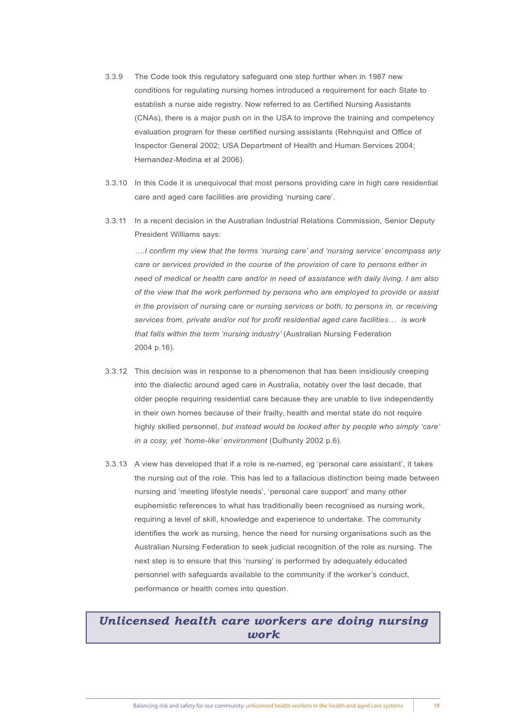3.3.9 The Code took this regulatory safeguard one step further when in 1987 new conditions for regulating nursing homes introduced a requirement for each State to establish a nurse aide registry. Now referred to as Certified Nursing Assistants (CNAs), there is a major push on in the USA to improve the training and competency evaluation program for these certified nursing assistants (Rehnquist and Office of Inspector General 2002; USA Department of Health and Human Services 2004; Hernandez-Medina et al 2006).

3.3.10 In this Code it is unequivocal that most persons providing care in high care residential care and aged care facilities are providing 'nursing care'.

3.3.11 In a recent decision in the Australian Industrial Relations Commission, Senior Deputy President Williams says:

*….I confirm my view that the terms 'nursing care' and 'nursing service' encompass any care or services provided in the course of the provision of care to persons either in need of medical or health care and/or in need of assistance with daily living. I am also of the view that the work performed by persons who are employed to provide or assist in the provision of nursing care or nursing services or both, to persons in, or receiving services from, private and/or not for profit residential aged care facilities… is work that falls within the term 'nursing industry'* (Australian Nursing Federation 2004 p.16).

3.3.12 This decision was in response to a phenomenon that has been insidiously creeping into the dialectic around aged care in Australia, notably over the last decade, that older people requiring residential care because they are unable to live independently in their own homes because of their frailty, health and mental state do not require highly skilled personnel, *but instead would be looked after by people who simply 'care' in a cosy, yet 'home-like' environment* (Dulhunty 2002 p.6).

3.3.13 A view has developed that if a role is re-named, eg 'personal care assistant', it takes the nursing out of the role. This has led to a fallacious distinction being made between nursing and 'meeting lifestyle needs', 'personal care support' and many other euphemistic references to what has traditionally been recognised as nursing work, requiring a level of skill, knowledge and experience to undertake. The community identifies the work as nursing, hence the need for nursing organisations such as the Australian Nursing Federation to seek judicial recognition of the role as nursing. The next step is to ensure that this 'nursing' is performed by adequately educated personnel with safeguards available to the community if the worker's conduct, performance or health comes into question.

> ***Unlicensed health care workers are doing nursing work***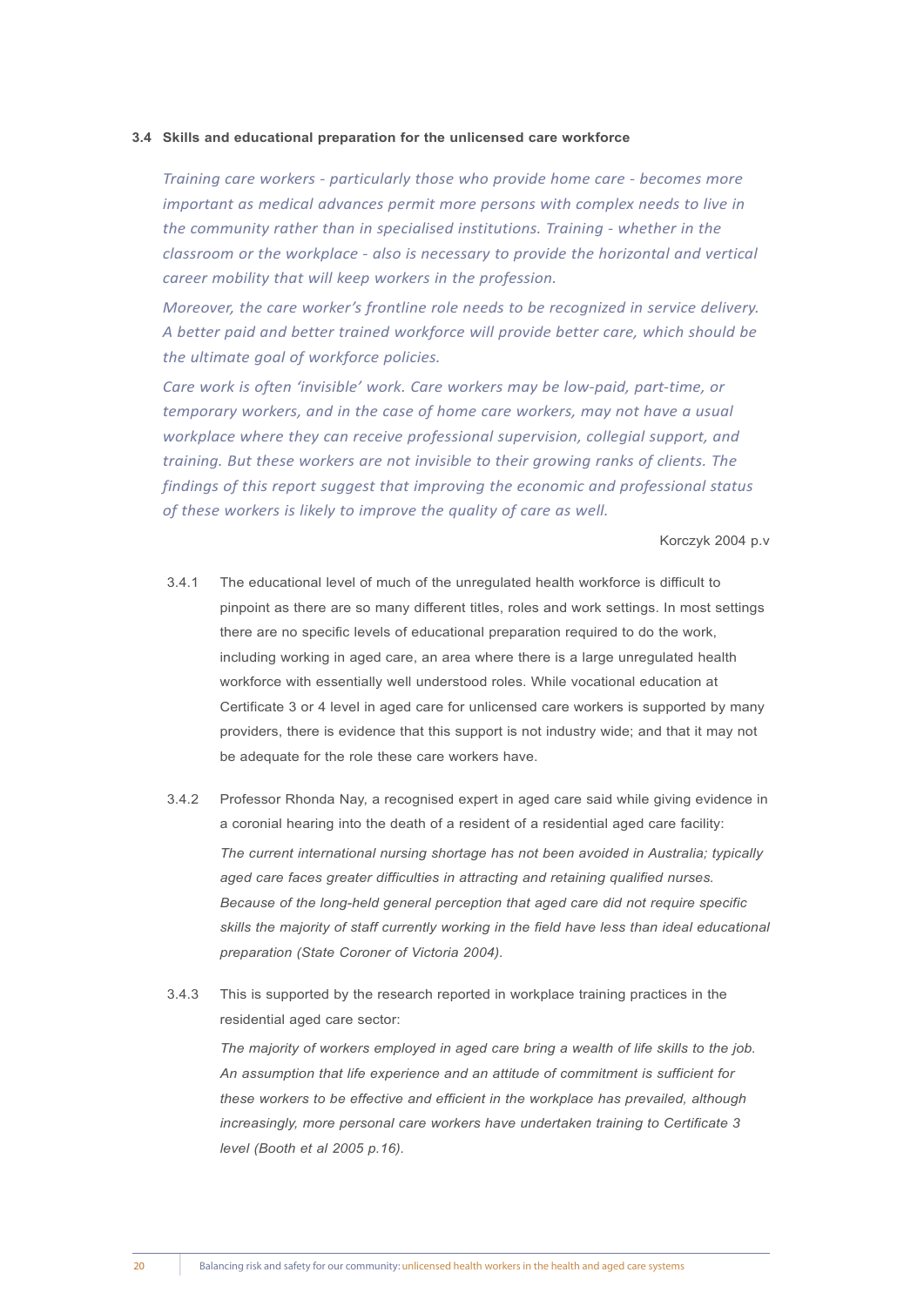### 3.4 Skills and educational preparation for the unlicensed care workforce

> *Training care workers - particularly those who provide home care - becomes more important as medical advances permit more persons with complex needs to live in the community rather than in specialised institutions. Training - whether in the classroom or the workplace - also is necessary to provide the horizontal and vertical career mobility that will keep workers in the profession.*
>
> *Moreover, the care worker's frontline role needs to be recognized in service delivery. A better paid and better trained workforce will provide better care, which should be the ultimate goal of workforce policies.*
>
> *Care work is often 'invisible' work. Care workers may be low-paid, part-time, or temporary workers, and in the case of home care workers, may not have a usual workplace where they can receive professional supervision, collegial support, and training. But these workers are not invisible to their growing ranks of clients. The findings of this report suggest that improving the economic and professional status of these workers is likely to improve the quality of care as well.*
>
> Korczyk 2004 p.v

3.4.1 The educational level of much of the unregulated health workforce is difficult to pinpoint as there are so many different titles, roles and work settings. In most settings there are no specific levels of educational preparation required to do the work, including working in aged care, an area where there is a large unregulated health workforce with essentially well understood roles. While vocational education at Certificate 3 or 4 level in aged care for unlicensed care workers is supported by many providers, there is evidence that this support is not industry wide; and that it may not be adequate for the role these care workers have.

3.4.2 Professor Rhonda Nay, a recognised expert in aged care said while giving evidence in a coronial hearing into the death of a resident of a residential aged care facility:

> *The current international nursing shortage has not been avoided in Australia; typically aged care faces greater difficulties in attracting and retaining qualified nurses. Because of the long-held general perception that aged care did not require specific skills the majority of staff currently working in the field have less than ideal educational preparation (State Coroner of Victoria 2004).*

3.4.3 This is supported by the research reported in workplace training practices in the residential aged care sector:

> *The majority of workers employed in aged care bring a wealth of life skills to the job. An assumption that life experience and an attitude of commitment is sufficient for these workers to be effective and efficient in the workplace has prevailed, although increasingly, more personal care workers have undertaken training to Certificate 3 level (Booth et al 2005 p.16).*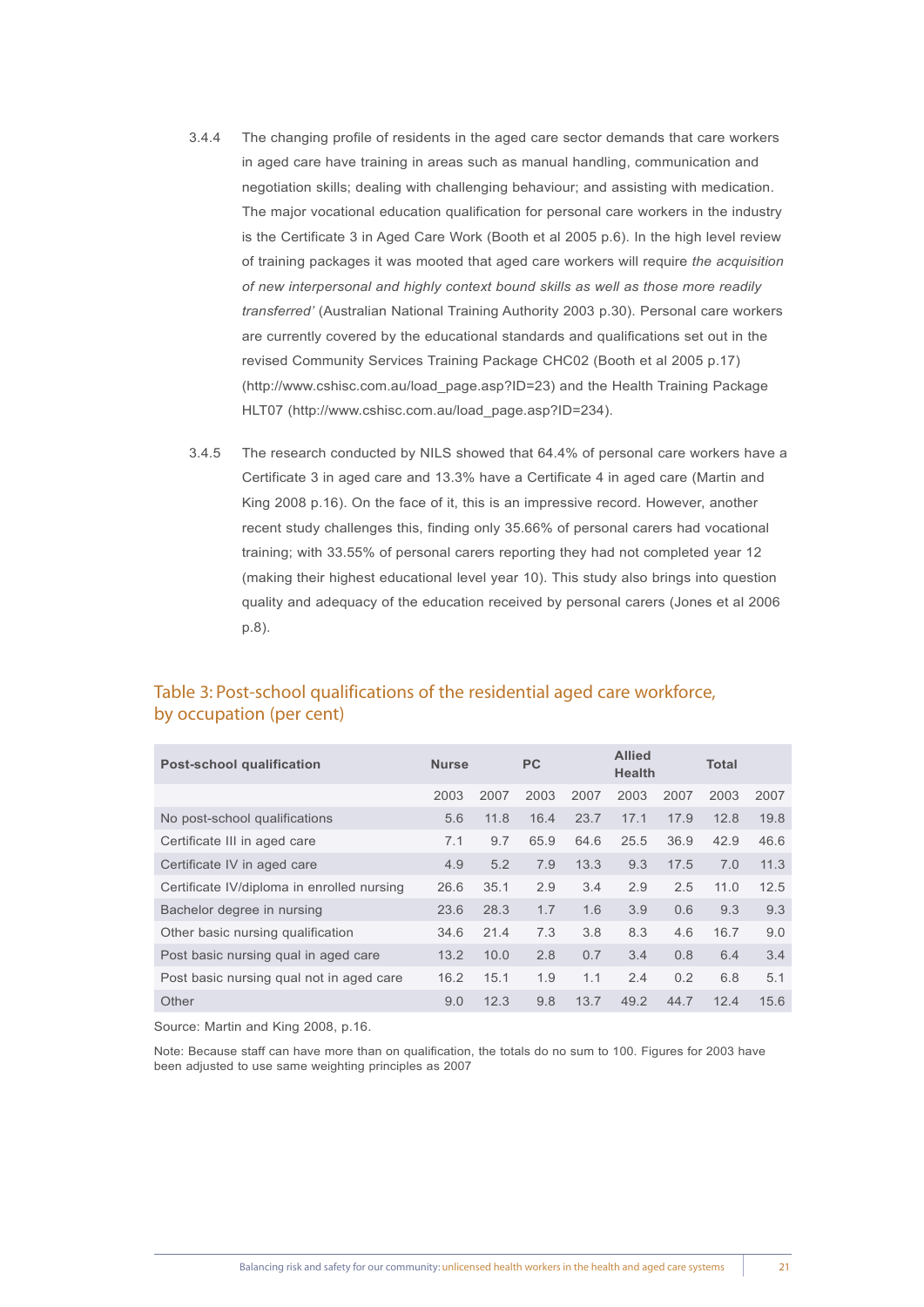3.4.4 The changing profile of residents in the aged care sector demands that care workers in aged care have training in areas such as manual handling, communication and negotiation skills; dealing with challenging behaviour; and assisting with medication. The major vocational education qualification for personal care workers in the industry is the Certificate 3 in Aged Care Work (Booth et al 2005 p.6). In the high level review of training packages it was mooted that aged care workers will require *the acquisition of new interpersonal and highly context bound skills as well as those more readily transferred'* (Australian National Training Authority 2003 p.30). Personal care workers are currently covered by the educational standards and qualifications set out in the revised Community Services Training Package CHC02 (Booth et al 2005 p.17) (http://www.cshisc.com.au/load_page.asp?ID=23) and the Health Training Package HLT07 (http://www.cshisc.com.au/load_page.asp?ID=234).

3.4.5 The research conducted by NILS showed that 64.4% of personal care workers have a Certificate 3 in aged care and 13.3% have a Certificate 4 in aged care (Martin and King 2008 p.16). On the face of it, this is an impressive record. However, another recent study challenges this, finding only 35.66% of personal carers had vocational training; with 33.55% of personal carers reporting they had not completed year 12 (making their highest educational level year 10). This study also brings into question quality and adequacy of the education received by personal carers (Jones et al 2006 p.8).

## Table 3: Post-school qualifications of the residential aged care workforce, by occupation (per cent)

| Post-school qualification | Nurse | | PC | | Allied Health | | Total | |
|---|---|---|---|---|---|---|---|---|
| | 2003 | 2007 | 2003 | 2007 | 2003 | 2007 | 2003 | 2007 |
| No post-school qualifications | 5.6 | 11.8 | 16.4 | 23.7 | 17.1 | 17.9 | 12.8 | 19.8 |
| Certificate III in aged care | 7.1 | 9.7 | 65.9 | 64.6 | 25.5 | 36.9 | 42.9 | 46.6 |
| Certificate IV in aged care | 4.9 | 5.2 | 7.9 | 13.3 | 9.3 | 17.5 | 7.0 | 11.3 |
| Certificate IV/diploma in enrolled nursing | 26.6 | 35.1 | 2.9 | 3.4 | 2.9 | 2.5 | 11.0 | 12.5 |
| Bachelor degree in nursing | 23.6 | 28.3 | 1.7 | 1.6 | 3.9 | 0.6 | 9.3 | 9.3 |
| Other basic nursing qualification | 34.6 | 21.4 | 7.3 | 3.8 | 8.3 | 4.6 | 16.7 | 9.0 |
| Post basic nursing qual in aged care | 13.2 | 10.0 | 2.8 | 0.7 | 3.4 | 0.8 | 6.4 | 3.4 |
| Post basic nursing qual not in aged care | 16.2 | 15.1 | 1.9 | 1.1 | 2.4 | 0.2 | 6.8 | 5.1 |
| Other | 9.0 | 12.3 | 9.8 | 13.7 | 49.2 | 44.7 | 12.4 | 15.6 |

Source: Martin and King 2008, p.16.

Note: Because staff can have more than on qualification, the totals do no sum to 100. Figures for 2003 have been adjusted to use same weighting principles as 2007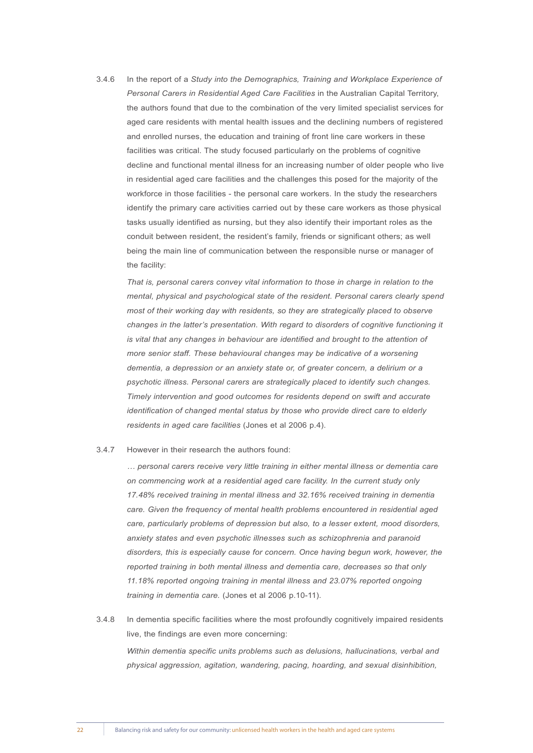3.4.6 In the report of a *Study into the Demographics, Training and Workplace Experience of Personal Carers in Residential Aged Care Facilities* in the Australian Capital Territory, the authors found that due to the combination of the very limited specialist services for aged care residents with mental health issues and the declining numbers of registered and enrolled nurses, the education and training of front line care workers in these facilities was critical. The study focused particularly on the problems of cognitive decline and functional mental illness for an increasing number of older people who live in residential aged care facilities and the challenges this posed for the majority of the workforce in those facilities - the personal care workers. In the study the researchers identify the primary care activities carried out by these care workers as those physical tasks usually identified as nursing, but they also identify their important roles as the conduit between resident, the resident's family, friends or significant others; as well being the main line of communication between the responsible nurse or manager of the facility:

*That is, personal carers convey vital information to those in charge in relation to the mental, physical and psychological state of the resident. Personal carers clearly spend most of their working day with residents, so they are strategically placed to observe changes in the latter's presentation. With regard to disorders of cognitive functioning it is vital that any changes in behaviour are identified and brought to the attention of more senior staff. These behavioural changes may be indicative of a worsening dementia, a depression or an anxiety state or, of greater concern, a delirium or a psychotic illness. Personal carers are strategically placed to identify such changes. Timely intervention and good outcomes for residents depend on swift and accurate identification of changed mental status by those who provide direct care to elderly residents in aged care facilities* (Jones et al 2006 p.4).

3.4.7 However in their research the authors found:

*… personal carers receive very little training in either mental illness or dementia care on commencing work at a residential aged care facility. In the current study only 17.48% received training in mental illness and 32.16% received training in dementia care. Given the frequency of mental health problems encountered in residential aged care, particularly problems of depression but also, to a lesser extent, mood disorders, anxiety states and even psychotic illnesses such as schizophrenia and paranoid disorders, this is especially cause for concern. Once having begun work, however, the reported training in both mental illness and dementia care, decreases so that only 11.18% reported ongoing training in mental illness and 23.07% reported ongoing training in dementia care.* (Jones et al 2006 p.10-11).

3.4.8 In dementia specific facilities where the most profoundly cognitively impaired residents live, the findings are even more concerning:

*Within dementia specific units problems such as delusions, hallucinations, verbal and physical aggression, agitation, wandering, pacing, hoarding, and sexual disinhibition,*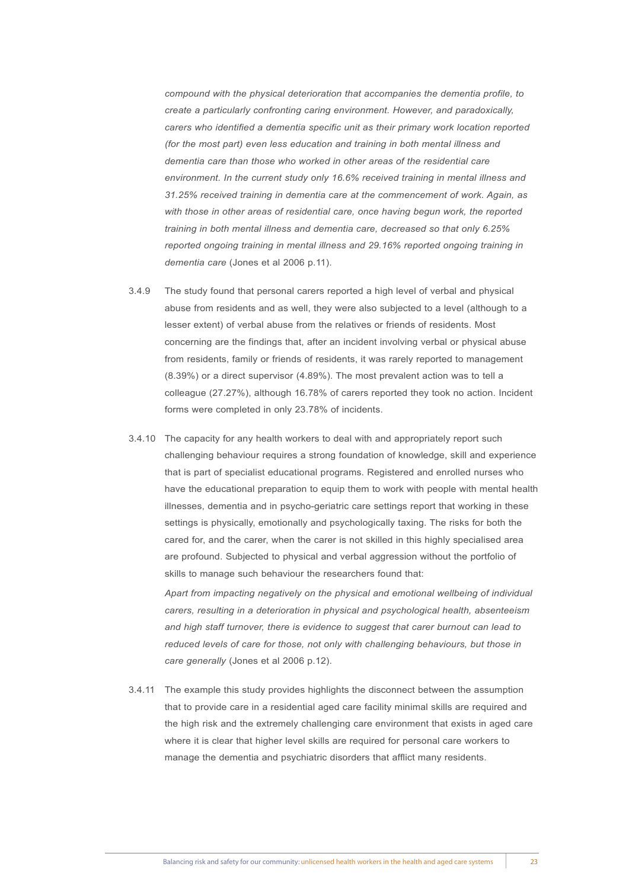*compound with the physical deterioration that accompanies the dementia profile, to create a particularly confronting caring environment. However, and paradoxically, carers who identified a dementia specific unit as their primary work location reported (for the most part) even less education and training in both mental illness and dementia care than those who worked in other areas of the residential care environment. In the current study only 16.6% received training in mental illness and 31.25% received training in dementia care at the commencement of work. Again, as with those in other areas of residential care, once having begun work, the reported training in both mental illness and dementia care, decreased so that only 6.25% reported ongoing training in mental illness and 29.16% reported ongoing training in dementia care* (Jones et al 2006 p.11).

3.4.9 The study found that personal carers reported a high level of verbal and physical abuse from residents and as well, they were also subjected to a level (although to a lesser extent) of verbal abuse from the relatives or friends of residents. Most concerning are the findings that, after an incident involving verbal or physical abuse from residents, family or friends of residents, it was rarely reported to management (8.39%) or a direct supervisor (4.89%). The most prevalent action was to tell a colleague (27.27%), although 16.78% of carers reported they took no action. Incident forms were completed in only 23.78% of incidents.

3.4.10 The capacity for any health workers to deal with and appropriately report such challenging behaviour requires a strong foundation of knowledge, skill and experience that is part of specialist educational programs. Registered and enrolled nurses who have the educational preparation to equip them to work with people with mental health illnesses, dementia and in psycho-geriatric care settings report that working in these settings is physically, emotionally and psychologically taxing. The risks for both the cared for, and the carer, when the carer is not skilled in this highly specialised area are profound. Subjected to physical and verbal aggression without the portfolio of skills to manage such behaviour the researchers found that:

*Apart from impacting negatively on the physical and emotional wellbeing of individual carers, resulting in a deterioration in physical and psychological health, absenteeism and high staff turnover, there is evidence to suggest that carer burnout can lead to reduced levels of care for those, not only with challenging behaviours, but those in care generally* (Jones et al 2006 p.12).

3.4.11 The example this study provides highlights the disconnect between the assumption that to provide care in a residential aged care facility minimal skills are required and the high risk and the extremely challenging care environment that exists in aged care where it is clear that higher level skills are required for personal care workers to manage the dementia and psychiatric disorders that afflict many residents.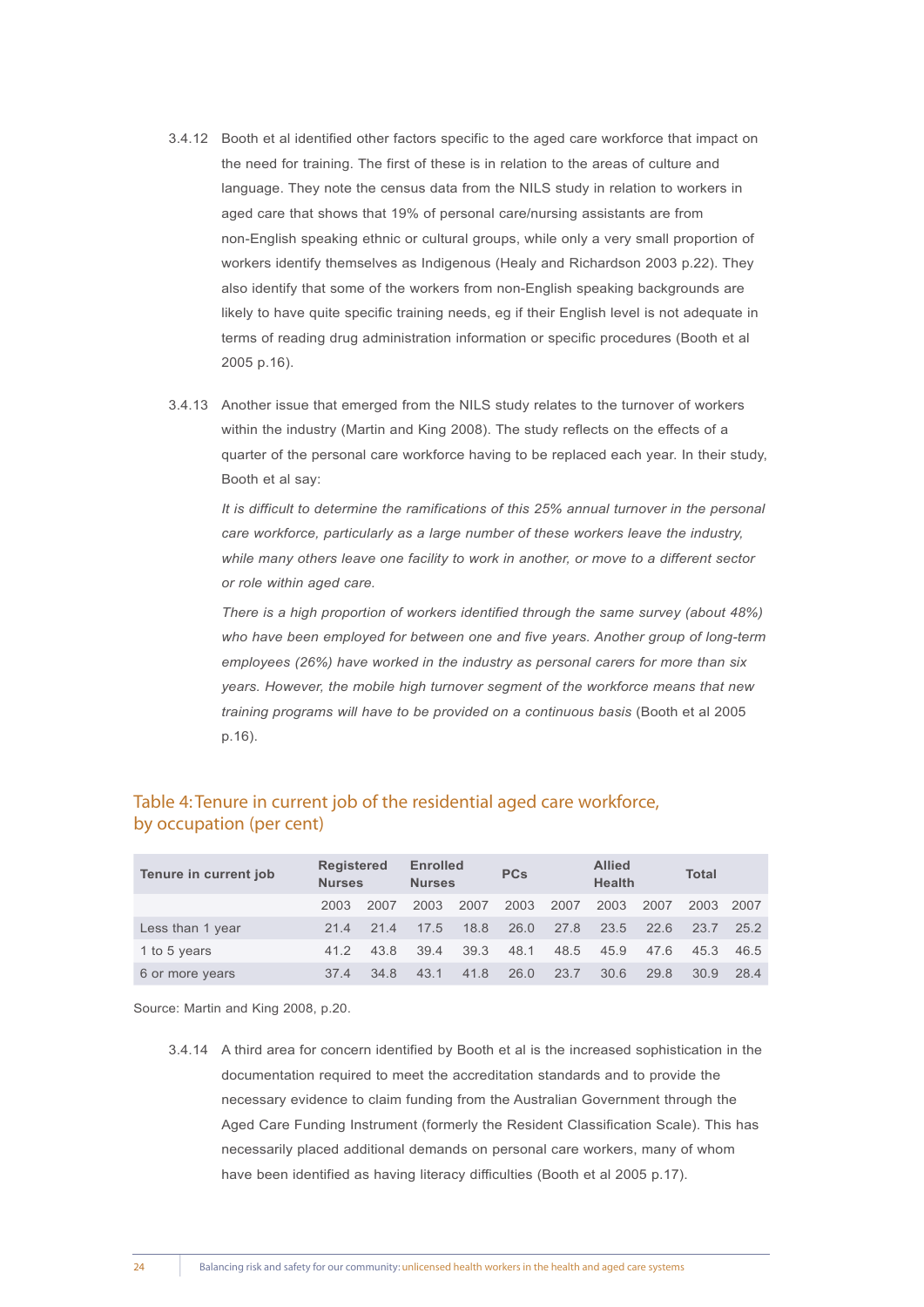3.4.12 Booth et al identified other factors specific to the aged care workforce that impact on the need for training. The first of these is in relation to the areas of culture and language. They note the census data from the NILS study in relation to workers in aged care that shows that 19% of personal care/nursing assistants are from non-English speaking ethnic or cultural groups, while only a very small proportion of workers identify themselves as Indigenous (Healy and Richardson 2003 p.22). They also identify that some of the workers from non-English speaking backgrounds are likely to have quite specific training needs, eg if their English level is not adequate in terms of reading drug administration information or specific procedures (Booth et al 2005 p.16).

3.4.13 Another issue that emerged from the NILS study relates to the turnover of workers within the industry (Martin and King 2008). The study reflects on the effects of a quarter of the personal care workforce having to be replaced each year. In their study, Booth et al say:

*It is difficult to determine the ramifications of this 25% annual turnover in the personal care workforce, particularly as a large number of these workers leave the industry, while many others leave one facility to work in another, or move to a different sector or role within aged care.*

*There is a high proportion of workers identified through the same survey (about 48%) who have been employed for between one and five years. Another group of long-term employees (26%) have worked in the industry as personal carers for more than six years. However, the mobile high turnover segment of the workforce means that new training programs will have to be provided on a continuous basis* (Booth et al 2005 p.16).

## Table 4: Tenure in current job of the residential aged care workforce, by occupation (per cent)

| Tenure in current job | Registered Nurses | | Enrolled Nurses | | PCs | | Allied Health | | Total | |
|---|---|---|---|---|---|---|---|---|---|---|
| | 2003 | 2007 | 2003 | 2007 | 2003 | 2007 | 2003 | 2007 | 2003 | 2007 |
| Less than 1 year | 21.4 | 21.4 | 17.5 | 18.8 | 26.0 | 27.8 | 23.5 | 22.6 | 23.7 | 25.2 |
| 1 to 5 years | 41.2 | 43.8 | 39.4 | 39.3 | 48.1 | 48.5 | 45.9 | 47.6 | 45.3 | 46.5 |
| 6 or more years | 37.4 | 34.8 | 43.1 | 41.8 | 26.0 | 23.7 | 30.6 | 29.8 | 30.9 | 28.4 |

Source: Martin and King 2008, p.20.

3.4.14 A third area for concern identified by Booth et al is the increased sophistication in the documentation required to meet the accreditation standards and to provide the necessary evidence to claim funding from the Australian Government through the Aged Care Funding Instrument (formerly the Resident Classification Scale). This has necessarily placed additional demands on personal care workers, many of whom have been identified as having literacy difficulties (Booth et al 2005 p.17).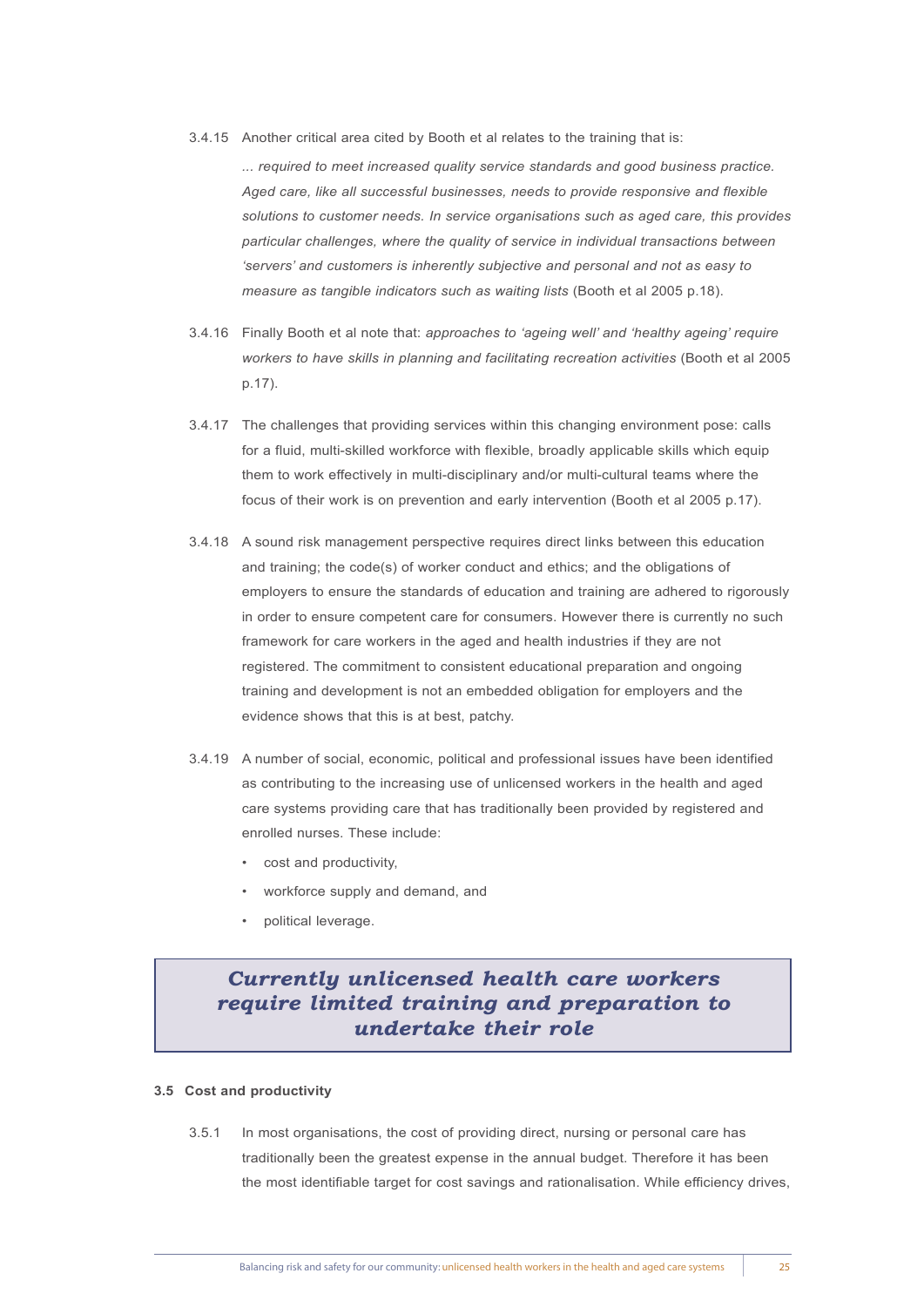3.4.15 Another critical area cited by Booth et al relates to the training that is:

*... required to meet increased quality service standards and good business practice. Aged care, like all successful businesses, needs to provide responsive and flexible solutions to customer needs. In service organisations such as aged care, this provides particular challenges, where the quality of service in individual transactions between 'servers' and customers is inherently subjective and personal and not as easy to measure as tangible indicators such as waiting lists* (Booth et al 2005 p.18).

3.4.16 Finally Booth et al note that: *approaches to 'ageing well' and 'healthy ageing' require workers to have skills in planning and facilitating recreation activities* (Booth et al 2005 p.17).

3.4.17 The challenges that providing services within this changing environment pose: calls for a fluid, multi-skilled workforce with flexible, broadly applicable skills which equip them to work effectively in multi-disciplinary and/or multi-cultural teams where the focus of their work is on prevention and early intervention (Booth et al 2005 p.17).

3.4.18 A sound risk management perspective requires direct links between this education and training; the code(s) of worker conduct and ethics; and the obligations of employers to ensure the standards of education and training are adhered to rigorously in order to ensure competent care for consumers. However there is currently no such framework for care workers in the aged and health industries if they are not registered. The commitment to consistent educational preparation and ongoing training and development is not an embedded obligation for employers and the evidence shows that this is at best, patchy.

3.4.19 A number of social, economic, political and professional issues have been identified as contributing to the increasing use of unlicensed workers in the health and aged care systems providing care that has traditionally been provided by registered and enrolled nurses. These include:

- cost and productivity,
- workforce supply and demand, and
- political leverage.

> ***Currently unlicensed health care workers require limited training and preparation to undertake their role***

### 3.5 Cost and productivity

3.5.1 In most organisations, the cost of providing direct, nursing or personal care has traditionally been the greatest expense in the annual budget. Therefore it has been the most identifiable target for cost savings and rationalisation. While efficiency drives,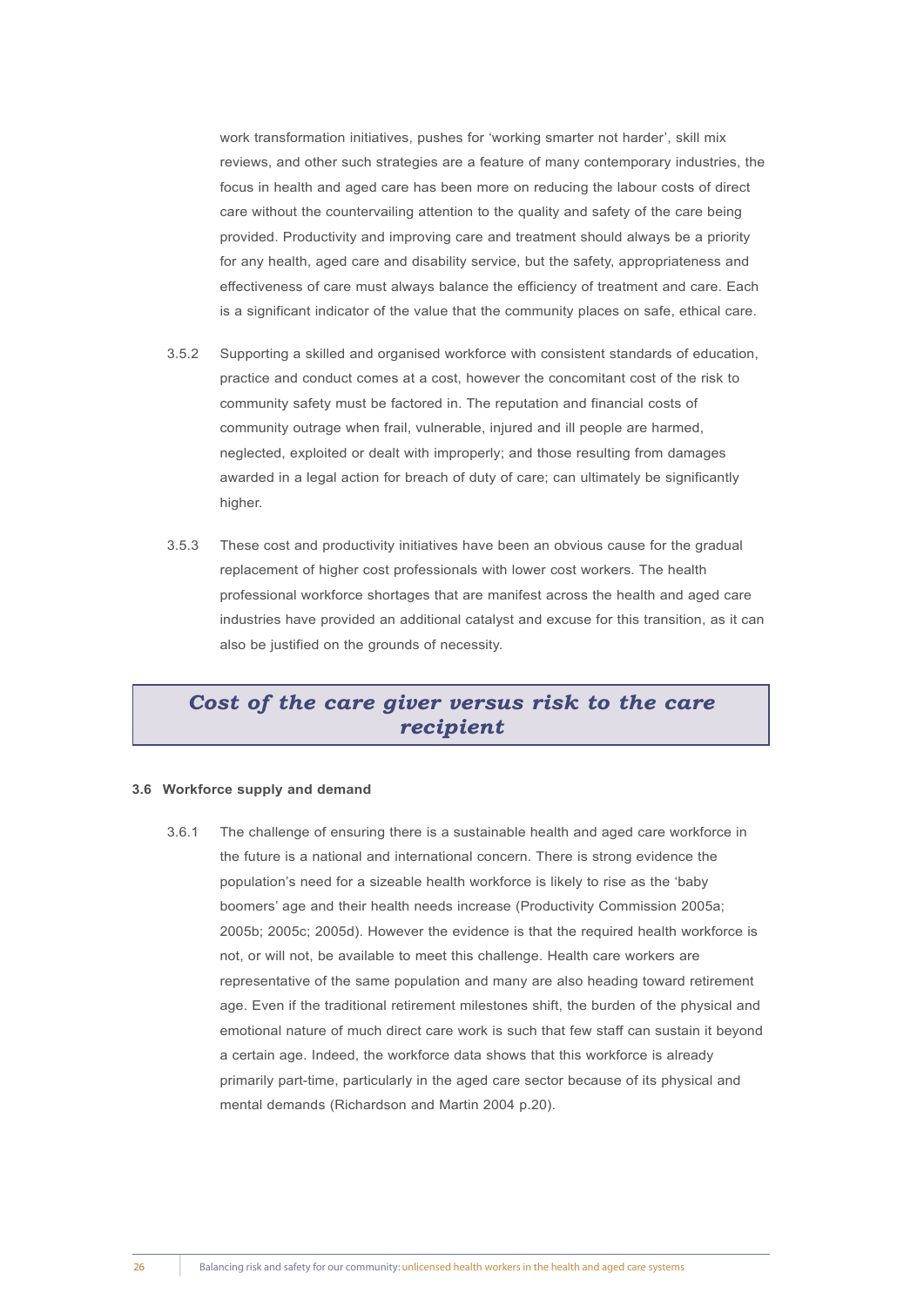work transformation initiatives, pushes for 'working smarter not harder', skill mix reviews, and other such strategies are a feature of many contemporary industries, the focus in health and aged care has been more on reducing the labour costs of direct care without the countervailing attention to the quality and safety of the care being provided. Productivity and improving care and treatment should always be a priority for any health, aged care and disability service, but the safety, appropriateness and effectiveness of care must always balance the efficiency of treatment and care. Each is a significant indicator of the value that the community places on safe, ethical care.

3.5.2 Supporting a skilled and organised workforce with consistent standards of education, practice and conduct comes at a cost, however the concomitant cost of the risk to community safety must be factored in. The reputation and financial costs of community outrage when frail, vulnerable, injured and ill people are harmed, neglected, exploited or dealt with improperly; and those resulting from damages awarded in a legal action for breach of duty of care; can ultimately be significantly higher.

3.5.3 These cost and productivity initiatives have been an obvious cause for the gradual replacement of higher cost professionals with lower cost workers. The health professional workforce shortages that are manifest across the health and aged care industries have provided an additional catalyst and excuse for this transition, as it can also be justified on the grounds of necessity.

> ***Cost of the care giver versus risk to the care recipient***

### 3.6 Workforce supply and demand

3.6.1 The challenge of ensuring there is a sustainable health and aged care workforce in the future is a national and international concern. There is strong evidence the population's need for a sizeable health workforce is likely to rise as the 'baby boomers' age and their health needs increase (Productivity Commission 2005a; 2005b; 2005c; 2005d). However the evidence is that the required health workforce is not, or will not, be available to meet this challenge. Health care workers are representative of the same population and many are also heading toward retirement age. Even if the traditional retirement milestones shift, the burden of the physical and emotional nature of much direct care work is such that few staff can sustain it beyond a certain age. Indeed, the workforce data shows that this workforce is already primarily part-time, particularly in the aged care sector because of its physical and mental demands (Richardson and Martin 2004 p.20).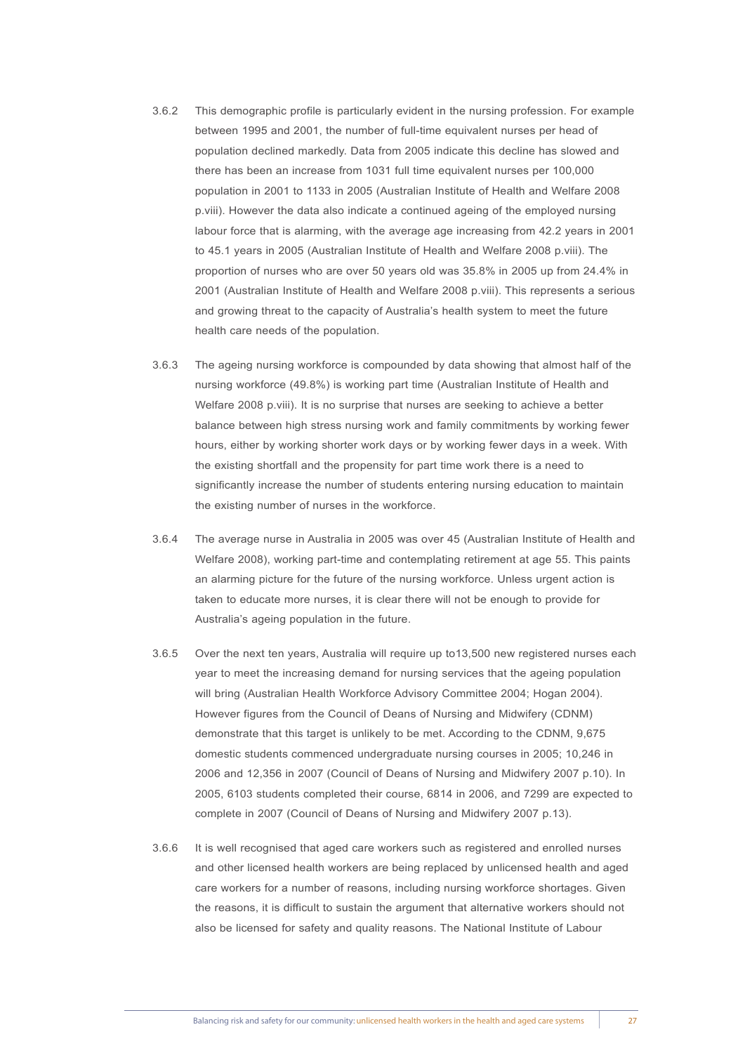3.6.2 This demographic profile is particularly evident in the nursing profession. For example between 1995 and 2001, the number of full-time equivalent nurses per head of population declined markedly. Data from 2005 indicate this decline has slowed and there has been an increase from 1031 full time equivalent nurses per 100,000 population in 2001 to 1133 in 2005 (Australian Institute of Health and Welfare 2008 p.viii). However the data also indicate a continued ageing of the employed nursing labour force that is alarming, with the average age increasing from 42.2 years in 2001 to 45.1 years in 2005 (Australian Institute of Health and Welfare 2008 p.viii). The proportion of nurses who are over 50 years old was 35.8% in 2005 up from 24.4% in 2001 (Australian Institute of Health and Welfare 2008 p.viii). This represents a serious and growing threat to the capacity of Australia's health system to meet the future health care needs of the population.

3.6.3 The ageing nursing workforce is compounded by data showing that almost half of the nursing workforce (49.8%) is working part time (Australian Institute of Health and Welfare 2008 p.viii). It is no surprise that nurses are seeking to achieve a better balance between high stress nursing work and family commitments by working fewer hours, either by working shorter work days or by working fewer days in a week. With the existing shortfall and the propensity for part time work there is a need to significantly increase the number of students entering nursing education to maintain the existing number of nurses in the workforce.

3.6.4 The average nurse in Australia in 2005 was over 45 (Australian Institute of Health and Welfare 2008), working part-time and contemplating retirement at age 55. This paints an alarming picture for the future of the nursing workforce. Unless urgent action is taken to educate more nurses, it is clear there will not be enough to provide for Australia's ageing population in the future.

3.6.5 Over the next ten years, Australia will require up to13,500 new registered nurses each year to meet the increasing demand for nursing services that the ageing population will bring (Australian Health Workforce Advisory Committee 2004; Hogan 2004). However figures from the Council of Deans of Nursing and Midwifery (CDNM) demonstrate that this target is unlikely to be met. According to the CDNM, 9,675 domestic students commenced undergraduate nursing courses in 2005; 10,246 in 2006 and 12,356 in 2007 (Council of Deans of Nursing and Midwifery 2007 p.10). In 2005, 6103 students completed their course, 6814 in 2006, and 7299 are expected to complete in 2007 (Council of Deans of Nursing and Midwifery 2007 p.13).

3.6.6 It is well recognised that aged care workers such as registered and enrolled nurses and other licensed health workers are being replaced by unlicensed health and aged care workers for a number of reasons, including nursing workforce shortages. Given the reasons, it is difficult to sustain the argument that alternative workers should not also be licensed for safety and quality reasons. The National Institute of Labour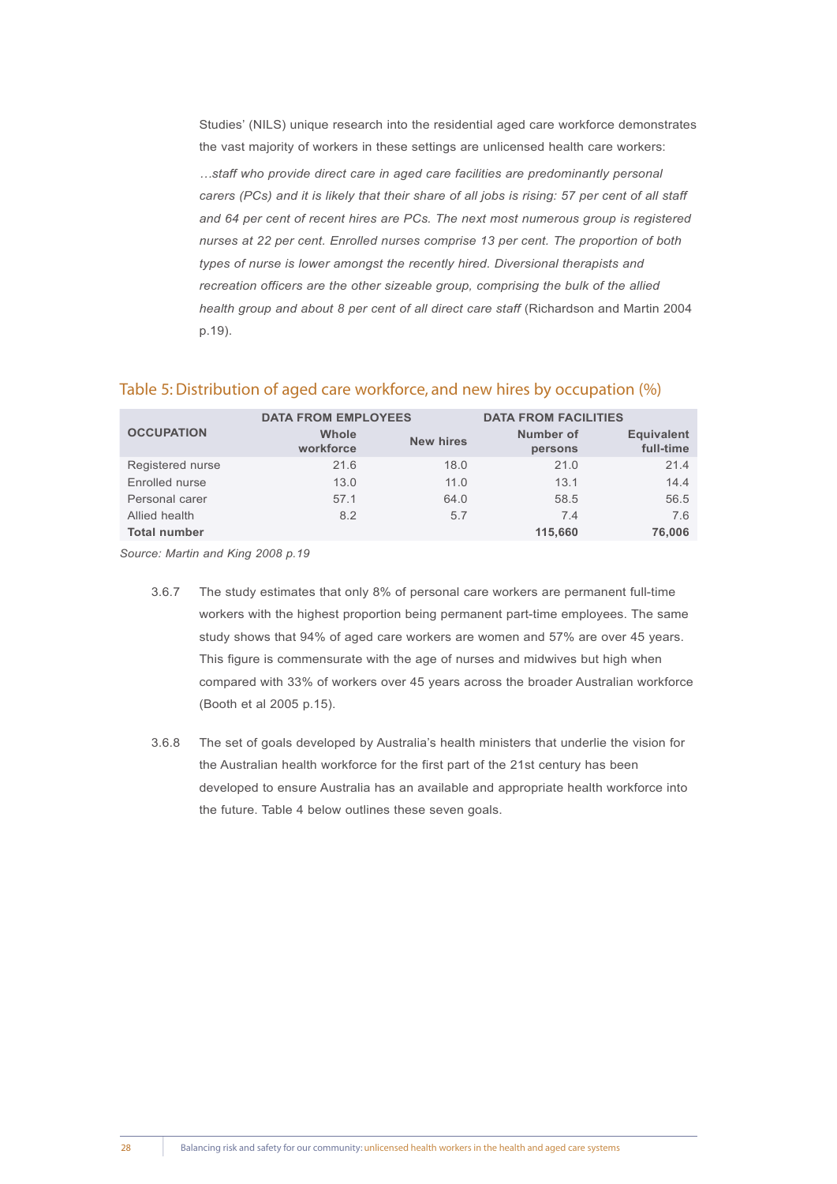Studies' (NILS) unique research into the residential aged care workforce demonstrates the vast majority of workers in these settings are unlicensed health care workers:

*…staff who provide direct care in aged care facilities are predominantly personal carers (PCs) and it is likely that their share of all jobs is rising: 57 per cent of all staff and 64 per cent of recent hires are PCs. The next most numerous group is registered nurses at 22 per cent. Enrolled nurses comprise 13 per cent. The proportion of both types of nurse is lower amongst the recently hired. Diversional therapists and recreation officers are the other sizeable group, comprising the bulk of the allied health group and about 8 per cent of all direct care staff* (Richardson and Martin 2004 p.19).

## Table 5: Distribution of aged care workforce, and new hires by occupation (%)

| OCCUPATION | DATA FROM EMPLOYEES | | DATA FROM FACILITIES | |
|---|---|---|---|---|
| | Whole workforce | New hires | Number of persons | Equivalent full-time |
| Registered nurse | 21.6 | 18.0 | 21.0 | 21.4 |
| Enrolled nurse | 13.0 | 11.0 | 13.1 | 14.4 |
| Personal carer | 57.1 | 64.0 | 58.5 | 56.5 |
| Allied health | 8.2 | 5.7 | 7.4 | 7.6 |
| **Total number** | | | **115,660** | **76,006** |

*Source: Martin and King 2008 p.19*

3.6.7 The study estimates that only 8% of personal care workers are permanent full-time workers with the highest proportion being permanent part-time employees. The same study shows that 94% of aged care workers are women and 57% are over 45 years. This figure is commensurate with the age of nurses and midwives but high when compared with 33% of workers over 45 years across the broader Australian workforce (Booth et al 2005 p.15).

3.6.8 The set of goals developed by Australia's health ministers that underlie the vision for the Australian health workforce for the first part of the 21st century has been developed to ensure Australia has an available and appropriate health workforce into the future. Table 4 below outlines these seven goals.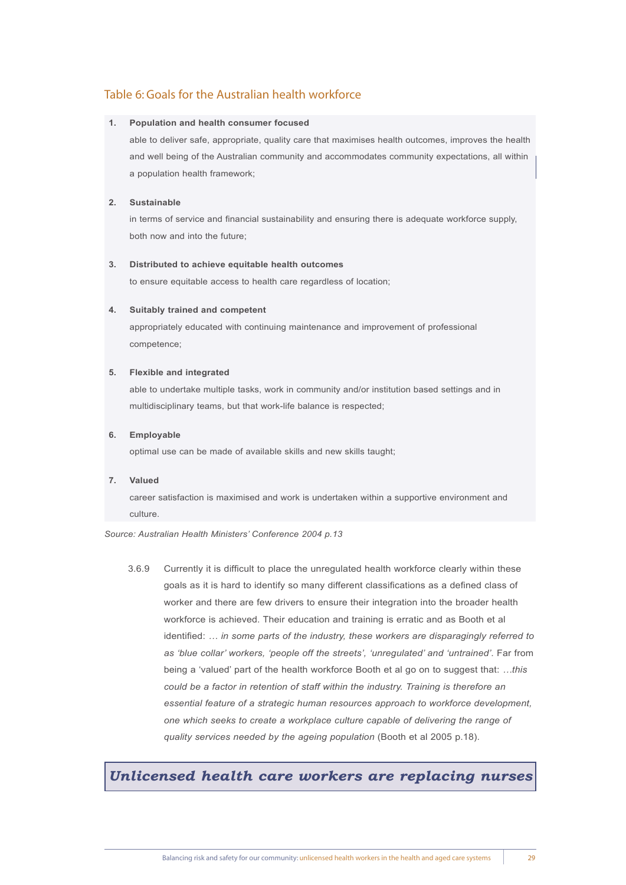### Table 6: Goals for the Australian health workforce

1. **Population and health consumer focused**

   able to deliver safe, appropriate, quality care that maximises health outcomes, improves the health and well being of the Australian community and accommodates community expectations, all within a population health framework;

2. **Sustainable**

   in terms of service and financial sustainability and ensuring there is adequate workforce supply, both now and into the future;

3. **Distributed to achieve equitable health outcomes**

   to ensure equitable access to health care regardless of location;

4. **Suitably trained and competent**

   appropriately educated with continuing maintenance and improvement of professional competence;

5. **Flexible and integrated**

   able to undertake multiple tasks, work in community and/or institution based settings and in multidisciplinary teams, but that work-life balance is respected;

6. **Employable**

   optimal use can be made of available skills and new skills taught;

7. **Valued**

   career satisfaction is maximised and work is undertaken within a supportive environment and culture.

*Source: Australian Health Ministers' Conference 2004 p.13*

3.6.9 Currently it is difficult to place the unregulated health workforce clearly within these goals as it is hard to identify so many different classifications as a defined class of worker and there are few drivers to ensure their integration into the broader health workforce is achieved. Their education and training is erratic and as Booth et al identified: *… in some parts of the industry, these workers are disparagingly referred to as 'blue collar' workers, 'people off the streets', 'unregulated' and 'untrained'*. Far from being a 'valued' part of the health workforce Booth et al go on to suggest that: *…this could be a factor in retention of staff within the industry. Training is therefore an essential feature of a strategic human resources approach to workforce development, one which seeks to create a workplace culture capable of delivering the range of quality services needed by the ageing population* (Booth et al 2005 p.18).

***Unlicensed health care workers are replacing nurses***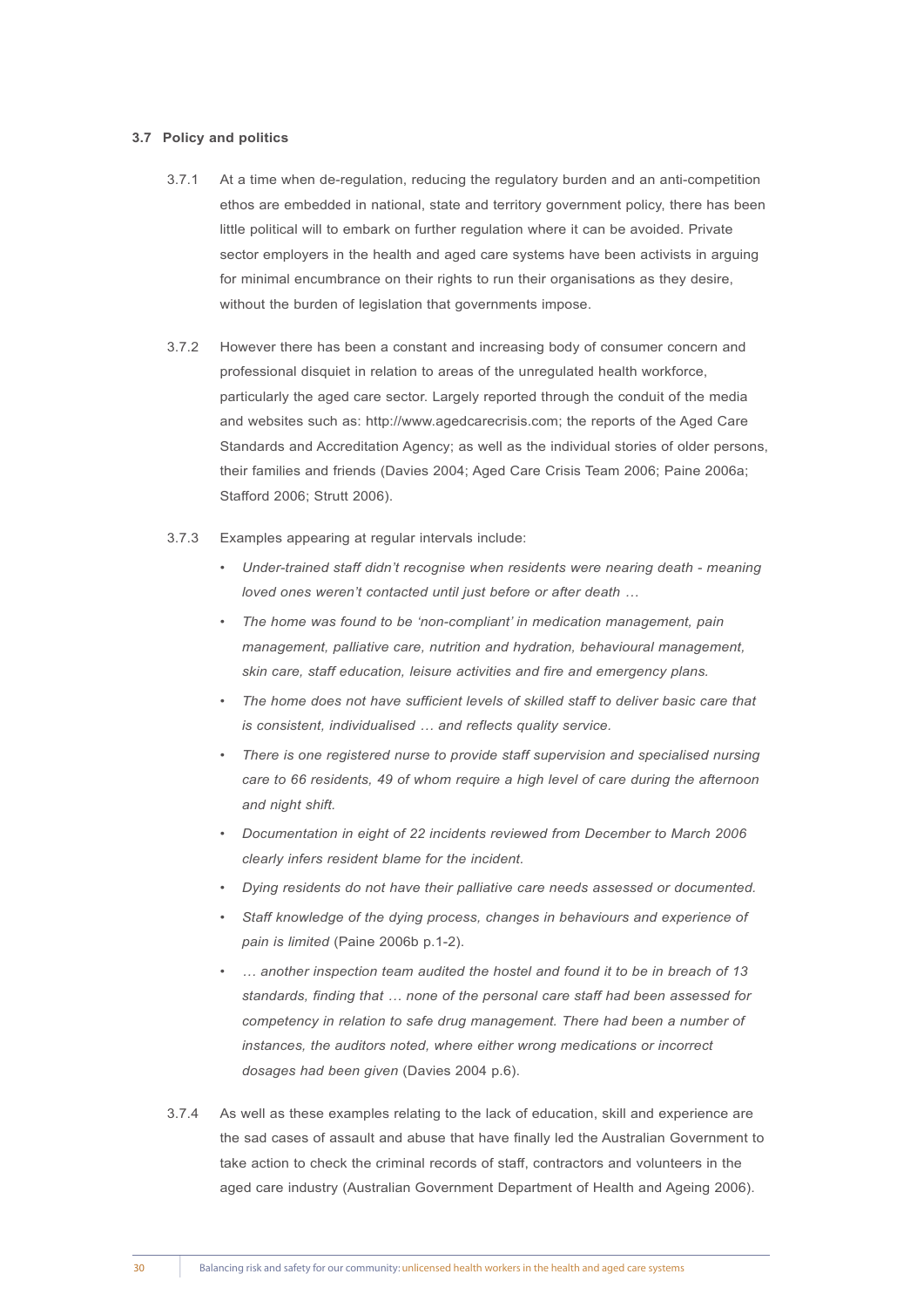### 3.7 Policy and politics

3.7.1 At a time when de-regulation, reducing the regulatory burden and an anti-competition ethos are embedded in national, state and territory government policy, there has been little political will to embark on further regulation where it can be avoided. Private sector employers in the health and aged care systems have been activists in arguing for minimal encumbrance on their rights to run their organisations as they desire, without the burden of legislation that governments impose.

3.7.2 However there has been a constant and increasing body of consumer concern and professional disquiet in relation to areas of the unregulated health workforce, particularly the aged care sector. Largely reported through the conduit of the media and websites such as: http://www.agedcarecrisis.com; the reports of the Aged Care Standards and Accreditation Agency; as well as the individual stories of older persons, their families and friends (Davies 2004; Aged Care Crisis Team 2006; Paine 2006a; Stafford 2006; Strutt 2006).

3.7.3 Examples appearing at regular intervals include:

- *Under-trained staff didn't recognise when residents were nearing death - meaning loved ones weren't contacted until just before or after death …*
- *The home was found to be 'non-compliant' in medication management, pain management, palliative care, nutrition and hydration, behavioural management, skin care, staff education, leisure activities and fire and emergency plans.*
- *The home does not have sufficient levels of skilled staff to deliver basic care that is consistent, individualised … and reflects quality service.*
- *There is one registered nurse to provide staff supervision and specialised nursing care to 66 residents, 49 of whom require a high level of care during the afternoon and night shift.*
- *Documentation in eight of 22 incidents reviewed from December to March 2006 clearly infers resident blame for the incident.*
- *Dying residents do not have their palliative care needs assessed or documented.*
- *Staff knowledge of the dying process, changes in behaviours and experience of pain is limited* (Paine 2006b p.1-2).
- *… another inspection team audited the hostel and found it to be in breach of 13 standards, finding that … none of the personal care staff had been assessed for competency in relation to safe drug management. There had been a number of instances, the auditors noted, where either wrong medications or incorrect dosages had been given* (Davies 2004 p.6).

3.7.4 As well as these examples relating to the lack of education, skill and experience are the sad cases of assault and abuse that have finally led the Australian Government to take action to check the criminal records of staff, contractors and volunteers in the aged care industry (Australian Government Department of Health and Ageing 2006).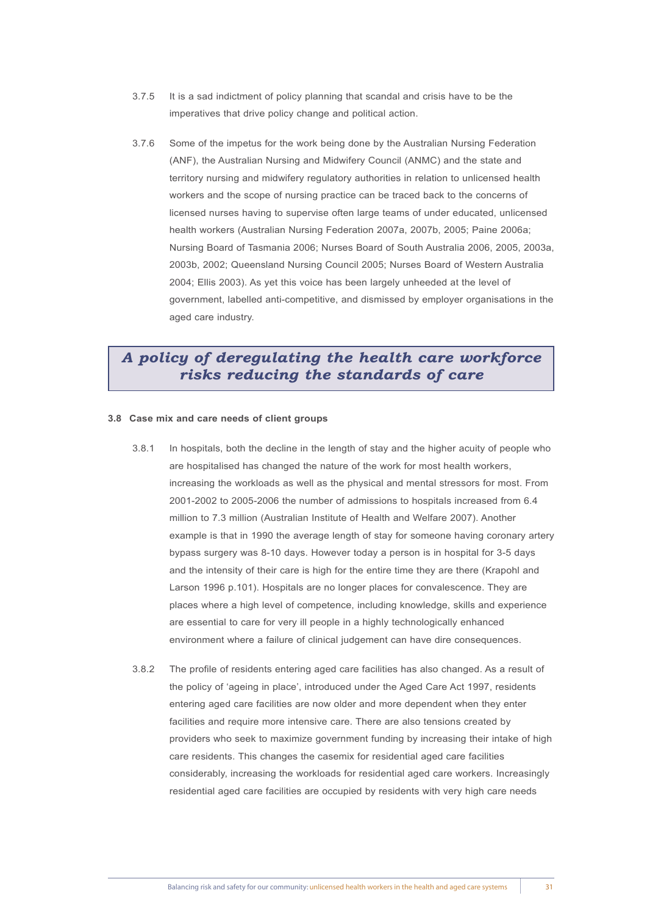3.7.5 It is a sad indictment of policy planning that scandal and crisis have to be the imperatives that drive policy change and political action.

3.7.6 Some of the impetus for the work being done by the Australian Nursing Federation (ANF), the Australian Nursing and Midwifery Council (ANMC) and the state and territory nursing and midwifery regulatory authorities in relation to unlicensed health workers and the scope of nursing practice can be traced back to the concerns of licensed nurses having to supervise often large teams of under educated, unlicensed health workers (Australian Nursing Federation 2007a, 2007b, 2005; Paine 2006a; Nursing Board of Tasmania 2006; Nurses Board of South Australia 2006, 2005, 2003a, 2003b, 2002; Queensland Nursing Council 2005; Nurses Board of Western Australia 2004; Ellis 2003). As yet this voice has been largely unheeded at the level of government, labelled anti-competitive, and dismissed by employer organisations in the aged care industry.

> ***A policy of deregulating the health care workforce risks reducing the standards of care***

**3.8 Case mix and care needs of client groups**

3.8.1 In hospitals, both the decline in the length of stay and the higher acuity of people who are hospitalised has changed the nature of the work for most health workers, increasing the workloads as well as the physical and mental stressors for most. From 2001-2002 to 2005-2006 the number of admissions to hospitals increased from 6.4 million to 7.3 million (Australian Institute of Health and Welfare 2007). Another example is that in 1990 the average length of stay for someone having coronary artery bypass surgery was 8-10 days. However today a person is in hospital for 3-5 days and the intensity of their care is high for the entire time they are there (Krapohl and Larson 1996 p.101). Hospitals are no longer places for convalescence. They are places where a high level of competence, including knowledge, skills and experience are essential to care for very ill people in a highly technologically enhanced environment where a failure of clinical judgement can have dire consequences.

3.8.2 The profile of residents entering aged care facilities has also changed. As a result of the policy of 'ageing in place', introduced under the Aged Care Act 1997, residents entering aged care facilities are now older and more dependent when they enter facilities and require more intensive care. There are also tensions created by providers who seek to maximize government funding by increasing their intake of high care residents. This changes the casemix for residential aged care facilities considerably, increasing the workloads for residential aged care workers. Increasingly residential aged care facilities are occupied by residents with very high care needs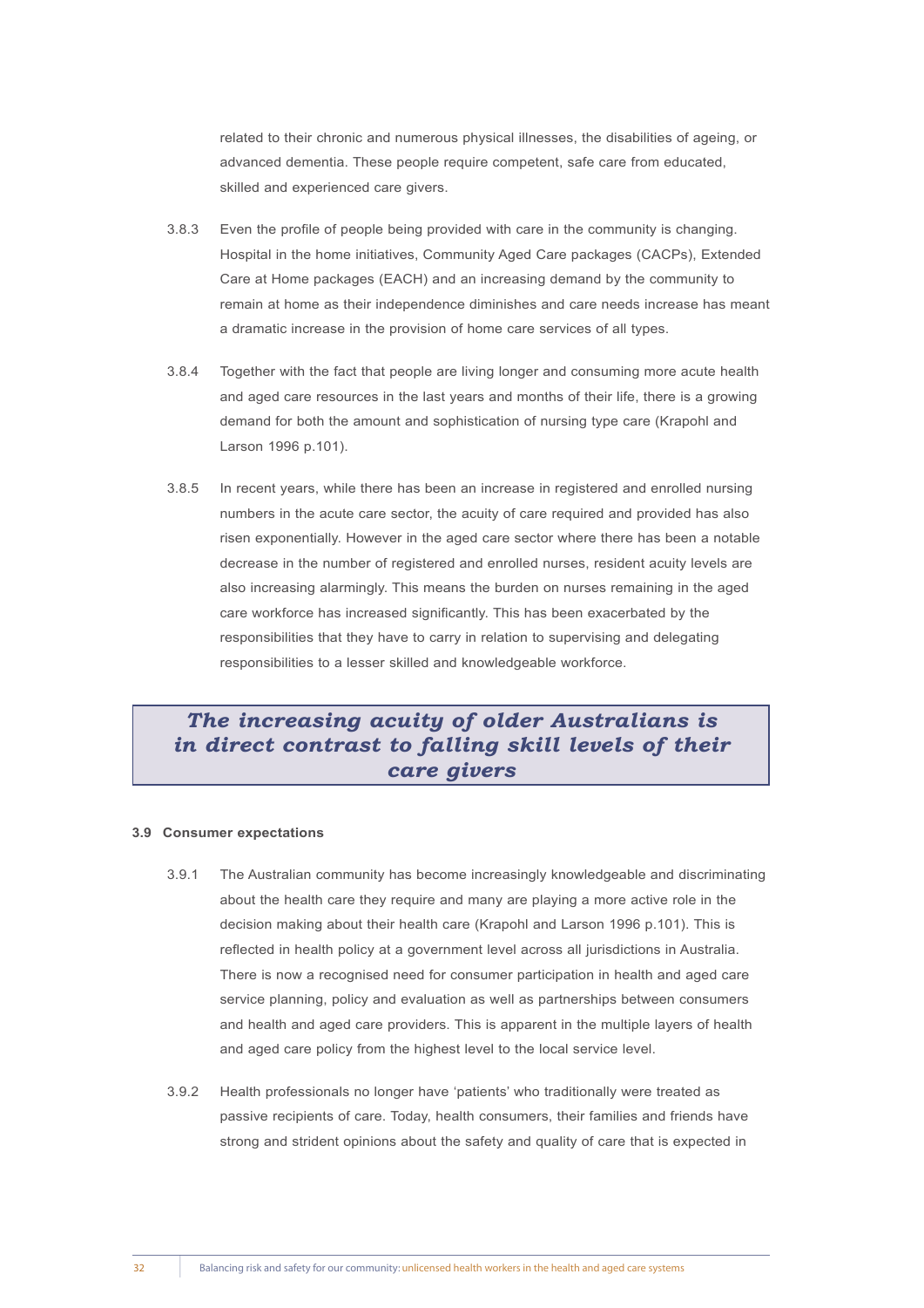related to their chronic and numerous physical illnesses, the disabilities of ageing, or advanced dementia. These people require competent, safe care from educated, skilled and experienced care givers.

3.8.3 Even the profile of people being provided with care in the community is changing. Hospital in the home initiatives, Community Aged Care packages (CACPs), Extended Care at Home packages (EACH) and an increasing demand by the community to remain at home as their independence diminishes and care needs increase has meant a dramatic increase in the provision of home care services of all types.

3.8.4 Together with the fact that people are living longer and consuming more acute health and aged care resources in the last years and months of their life, there is a growing demand for both the amount and sophistication of nursing type care (Krapohl and Larson 1996 p.101).

3.8.5 In recent years, while there has been an increase in registered and enrolled nursing numbers in the acute care sector, the acuity of care required and provided has also risen exponentially. However in the aged care sector where there has been a notable decrease in the number of registered and enrolled nurses, resident acuity levels are also increasing alarmingly. This means the burden on nurses remaining in the aged care workforce has increased significantly. This has been exacerbated by the responsibilities that they have to carry in relation to supervising and delegating responsibilities to a lesser skilled and knowledgeable workforce.

> ***The increasing acuity of older Australians is in direct contrast to falling skill levels of their care givers***

### 3.9 Consumer expectations

3.9.1 The Australian community has become increasingly knowledgeable and discriminating about the health care they require and many are playing a more active role in the decision making about their health care (Krapohl and Larson 1996 p.101). This is reflected in health policy at a government level across all jurisdictions in Australia. There is now a recognised need for consumer participation in health and aged care service planning, policy and evaluation as well as partnerships between consumers and health and aged care providers. This is apparent in the multiple layers of health and aged care policy from the highest level to the local service level.

3.9.2 Health professionals no longer have 'patients' who traditionally were treated as passive recipients of care. Today, health consumers, their families and friends have strong and strident opinions about the safety and quality of care that is expected in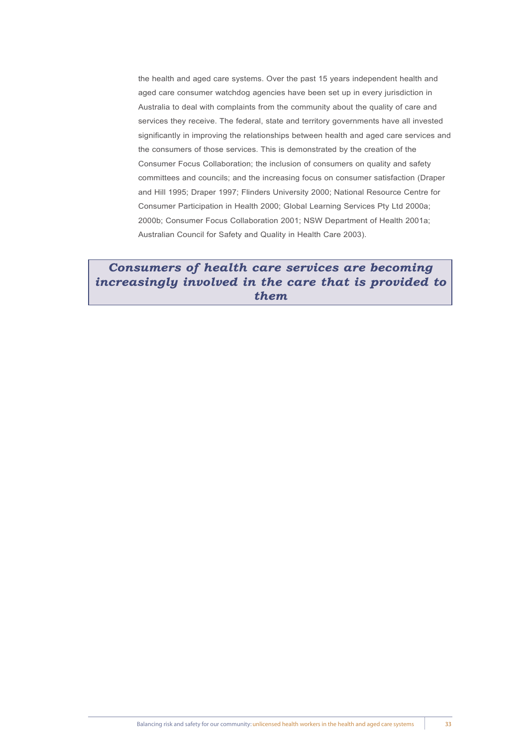the health and aged care systems. Over the past 15 years independent health and aged care consumer watchdog agencies have been set up in every jurisdiction in Australia to deal with complaints from the community about the quality of care and services they receive. The federal, state and territory governments have all invested significantly in improving the relationships between health and aged care services and the consumers of those services. This is demonstrated by the creation of the Consumer Focus Collaboration; the inclusion of consumers on quality and safety committees and councils; and the increasing focus on consumer satisfaction (Draper and Hill 1995; Draper 1997; Flinders University 2000; National Resource Centre for Consumer Participation in Health 2000; Global Learning Services Pty Ltd 2000a; 2000b; Consumer Focus Collaboration 2001; NSW Department of Health 2001a; Australian Council for Safety and Quality in Health Care 2003).

***Consumers of health care services are becoming increasingly involved in the care that is provided to them***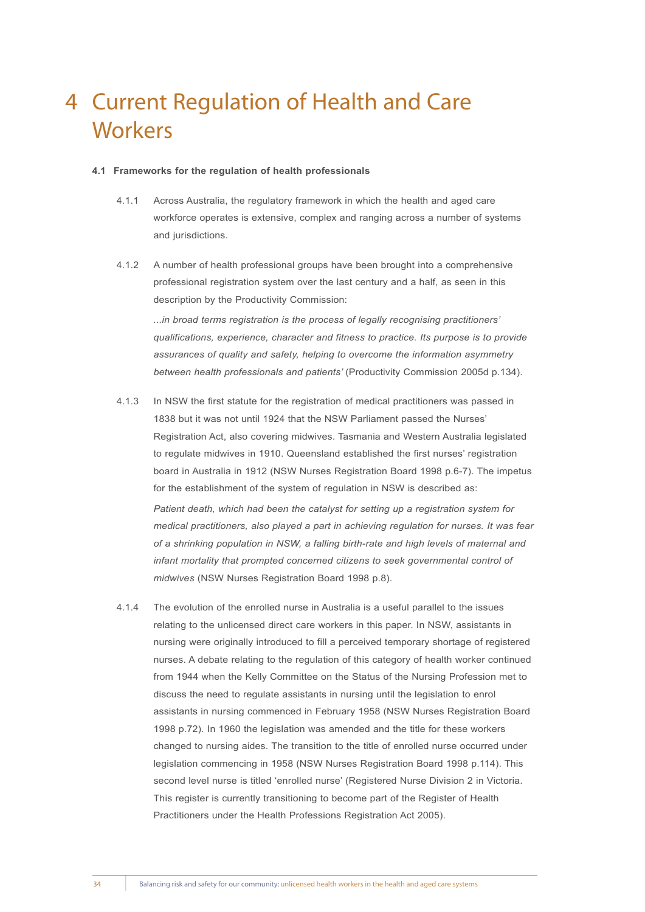# 4 Current Regulation of Health and Care Workers

**4.1 Frameworks for the regulation of health professionals**

4.1.1 Across Australia, the regulatory framework in which the health and aged care workforce operates is extensive, complex and ranging across a number of systems and jurisdictions.

4.1.2 A number of health professional groups have been brought into a comprehensive professional registration system over the last century and a half, as seen in this description by the Productivity Commission:

*...in broad terms registration is the process of legally recognising practitioners' qualifications, experience, character and fitness to practice. Its purpose is to provide assurances of quality and safety, helping to overcome the information asymmetry between health professionals and patients'* (Productivity Commission 2005d p.134).

4.1.3 In NSW the first statute for the registration of medical practitioners was passed in 1838 but it was not until 1924 that the NSW Parliament passed the Nurses' Registration Act, also covering midwives. Tasmania and Western Australia legislated to regulate midwives in 1910. Queensland established the first nurses' registration board in Australia in 1912 (NSW Nurses Registration Board 1998 p.6-7). The impetus for the establishment of the system of regulation in NSW is described as:

*Patient death, which had been the catalyst for setting up a registration system for medical practitioners, also played a part in achieving regulation for nurses. It was fear of a shrinking population in NSW, a falling birth-rate and high levels of maternal and infant mortality that prompted concerned citizens to seek governmental control of midwives* (NSW Nurses Registration Board 1998 p.8).

4.1.4 The evolution of the enrolled nurse in Australia is a useful parallel to the issues relating to the unlicensed direct care workers in this paper. In NSW, assistants in nursing were originally introduced to fill a perceived temporary shortage of registered nurses. A debate relating to the regulation of this category of health worker continued from 1944 when the Kelly Committee on the Status of the Nursing Profession met to discuss the need to regulate assistants in nursing until the legislation to enrol assistants in nursing commenced in February 1958 (NSW Nurses Registration Board 1998 p.72). In 1960 the legislation was amended and the title for these workers changed to nursing aides. The transition to the title of enrolled nurse occurred under legislation commencing in 1958 (NSW Nurses Registration Board 1998 p.114). This second level nurse is titled 'enrolled nurse' (Registered Nurse Division 2 in Victoria. This register is currently transitioning to become part of the Register of Health Practitioners under the Health Professions Registration Act 2005).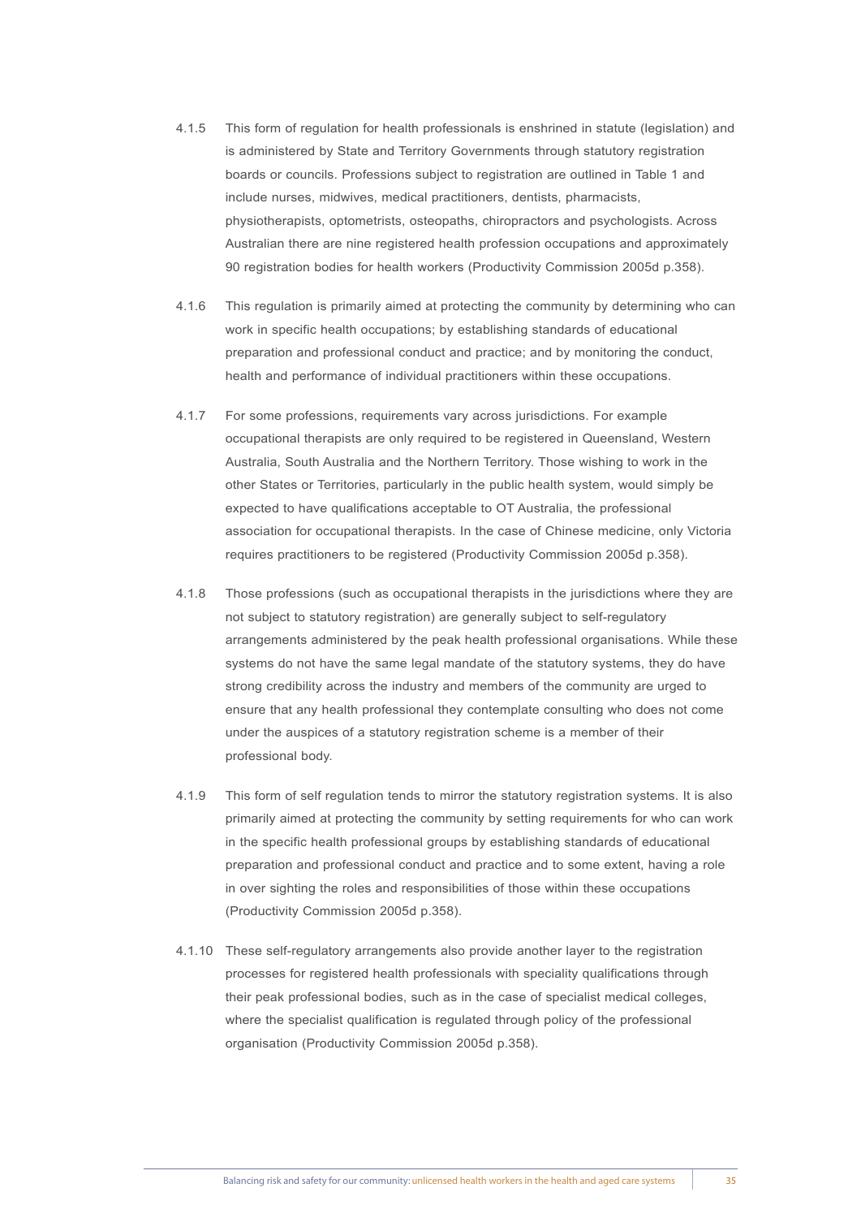4.1.5 This form of regulation for health professionals is enshrined in statute (legislation) and is administered by State and Territory Governments through statutory registration boards or councils. Professions subject to registration are outlined in Table 1 and include nurses, midwives, medical practitioners, dentists, pharmacists, physiotherapists, optometrists, osteopaths, chiropractors and psychologists. Across Australian there are nine registered health profession occupations and approximately 90 registration bodies for health workers (Productivity Commission 2005d p.358).

4.1.6 This regulation is primarily aimed at protecting the community by determining who can work in specific health occupations; by establishing standards of educational preparation and professional conduct and practice; and by monitoring the conduct, health and performance of individual practitioners within these occupations.

4.1.7 For some professions, requirements vary across jurisdictions. For example occupational therapists are only required to be registered in Queensland, Western Australia, South Australia and the Northern Territory. Those wishing to work in the other States or Territories, particularly in the public health system, would simply be expected to have qualifications acceptable to OT Australia, the professional association for occupational therapists. In the case of Chinese medicine, only Victoria requires practitioners to be registered (Productivity Commission 2005d p.358).

4.1.8 Those professions (such as occupational therapists in the jurisdictions where they are not subject to statutory registration) are generally subject to self-regulatory arrangements administered by the peak health professional organisations. While these systems do not have the same legal mandate of the statutory systems, they do have strong credibility across the industry and members of the community are urged to ensure that any health professional they contemplate consulting who does not come under the auspices of a statutory registration scheme is a member of their professional body.

4.1.9 This form of self regulation tends to mirror the statutory registration systems. It is also primarily aimed at protecting the community by setting requirements for who can work in the specific health professional groups by establishing standards of educational preparation and professional conduct and practice and to some extent, having a role in over sighting the roles and responsibilities of those within these occupations (Productivity Commission 2005d p.358).

4.1.10 These self-regulatory arrangements also provide another layer to the registration processes for registered health professionals with speciality qualifications through their peak professional bodies, such as in the case of specialist medical colleges, where the specialist qualification is regulated through policy of the professional organisation (Productivity Commission 2005d p.358).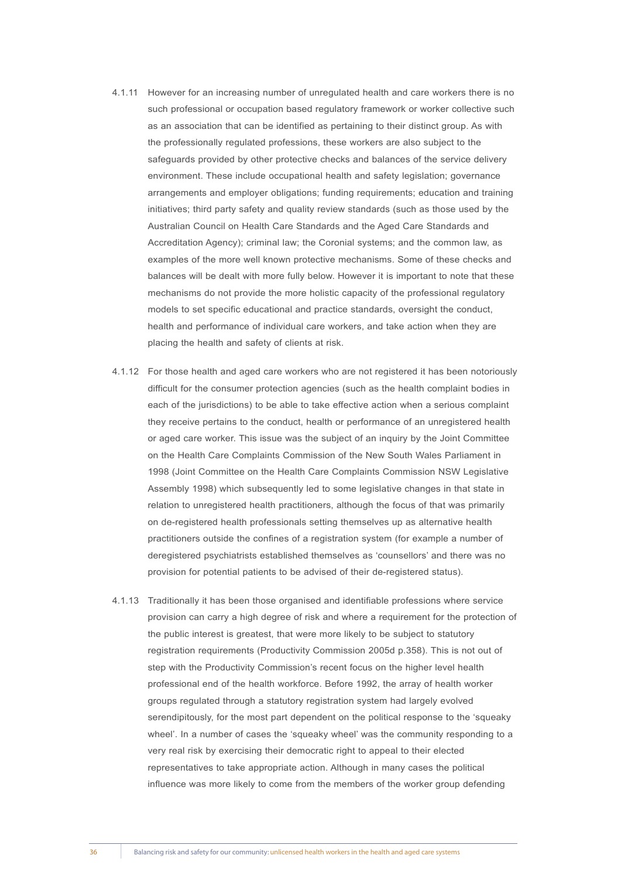4.1.11 However for an increasing number of unregulated health and care workers there is no such professional or occupation based regulatory framework or worker collective such as an association that can be identified as pertaining to their distinct group. As with the professionally regulated professions, these workers are also subject to the safeguards provided by other protective checks and balances of the service delivery environment. These include occupational health and safety legislation; governance arrangements and employer obligations; funding requirements; education and training initiatives; third party safety and quality review standards (such as those used by the Australian Council on Health Care Standards and the Aged Care Standards and Accreditation Agency); criminal law; the Coronial systems; and the common law, as examples of the more well known protective mechanisms. Some of these checks and balances will be dealt with more fully below. However it is important to note that these mechanisms do not provide the more holistic capacity of the professional regulatory models to set specific educational and practice standards, oversight the conduct, health and performance of individual care workers, and take action when they are placing the health and safety of clients at risk.

4.1.12 For those health and aged care workers who are not registered it has been notoriously difficult for the consumer protection agencies (such as the health complaint bodies in each of the jurisdictions) to be able to take effective action when a serious complaint they receive pertains to the conduct, health or performance of an unregistered health or aged care worker. This issue was the subject of an inquiry by the Joint Committee on the Health Care Complaints Commission of the New South Wales Parliament in 1998 (Joint Committee on the Health Care Complaints Commission NSW Legislative Assembly 1998) which subsequently led to some legislative changes in that state in relation to unregistered health practitioners, although the focus of that was primarily on de-registered health professionals setting themselves up as alternative health practitioners outside the confines of a registration system (for example a number of deregistered psychiatrists established themselves as 'counsellors' and there was no provision for potential patients to be advised of their de-registered status).

4.1.13 Traditionally it has been those organised and identifiable professions where service provision can carry a high degree of risk and where a requirement for the protection of the public interest is greatest, that were more likely to be subject to statutory registration requirements (Productivity Commission 2005d p.358). This is not out of step with the Productivity Commission's recent focus on the higher level health professional end of the health workforce. Before 1992, the array of health worker groups regulated through a statutory registration system had largely evolved serendipitously, for the most part dependent on the political response to the 'squeaky wheel'. In a number of cases the 'squeaky wheel' was the community responding to a very real risk by exercising their democratic right to appeal to their elected representatives to take appropriate action. Although in many cases the political influence was more likely to come from the members of the worker group defending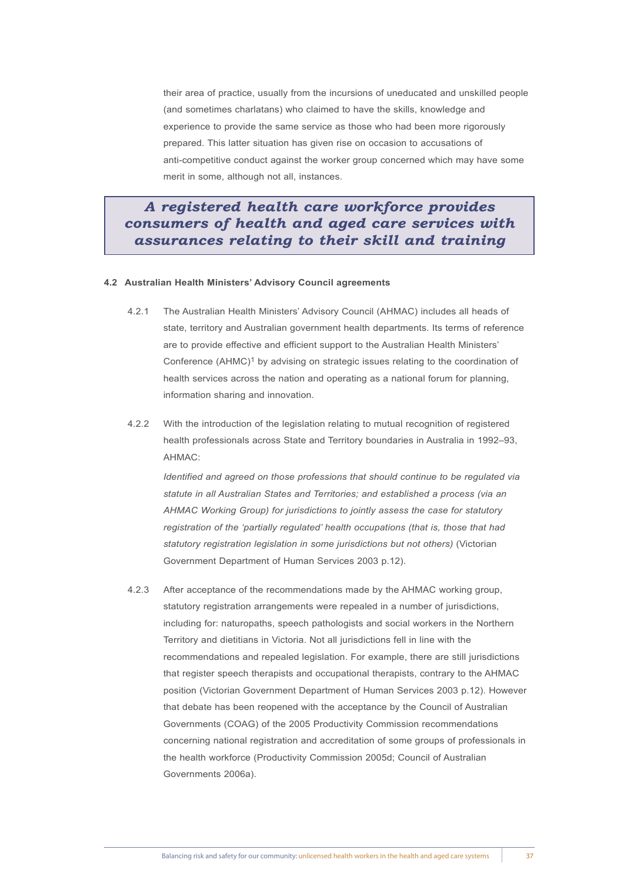their area of practice, usually from the incursions of uneducated and unskilled people (and sometimes charlatans) who claimed to have the skills, knowledge and experience to provide the same service as those who had been more rigorously prepared. This latter situation has given rise on occasion to accusations of anti-competitive conduct against the worker group concerned which may have some merit in some, although not all, instances.

> ***A registered health care workforce provides consumers of health and aged care services with assurances relating to their skill and training***

#### 4.2 Australian Health Ministers' Advisory Council agreements

4.2.1 The Australian Health Ministers' Advisory Council (AHMAC) includes all heads of state, territory and Australian government health departments. Its terms of reference are to provide effective and efficient support to the Australian Health Ministers' Conference (AHMC)[1] by advising on strategic issues relating to the coordination of health services across the nation and operating as a national forum for planning, information sharing and innovation.

4.2.2 With the introduction of the legislation relating to mutual recognition of registered health professionals across State and Territory boundaries in Australia in 1992–93, AHMAC:

*Identified and agreed on those professions that should continue to be regulated via statute in all Australian States and Territories; and established a process (via an AHMAC Working Group) for jurisdictions to jointly assess the case for statutory registration of the 'partially regulated' health occupations (that is, those that had statutory registration legislation in some jurisdictions but not others)* (Victorian Government Department of Human Services 2003 p.12).

4.2.3 After acceptance of the recommendations made by the AHMAC working group, statutory registration arrangements were repealed in a number of jurisdictions, including for: naturopaths, speech pathologists and social workers in the Northern Territory and dietitians in Victoria. Not all jurisdictions fell in line with the recommendations and repealed legislation. For example, there are still jurisdictions that register speech therapists and occupational therapists, contrary to the AHMAC position (Victorian Government Department of Human Services 2003 p.12). However that debate has been reopened with the acceptance by the Council of Australian Governments (COAG) of the 2005 Productivity Commission recommendations concerning national registration and accreditation of some groups of professionals in the health workforce (Productivity Commission 2005d; Council of Australian Governments 2006a).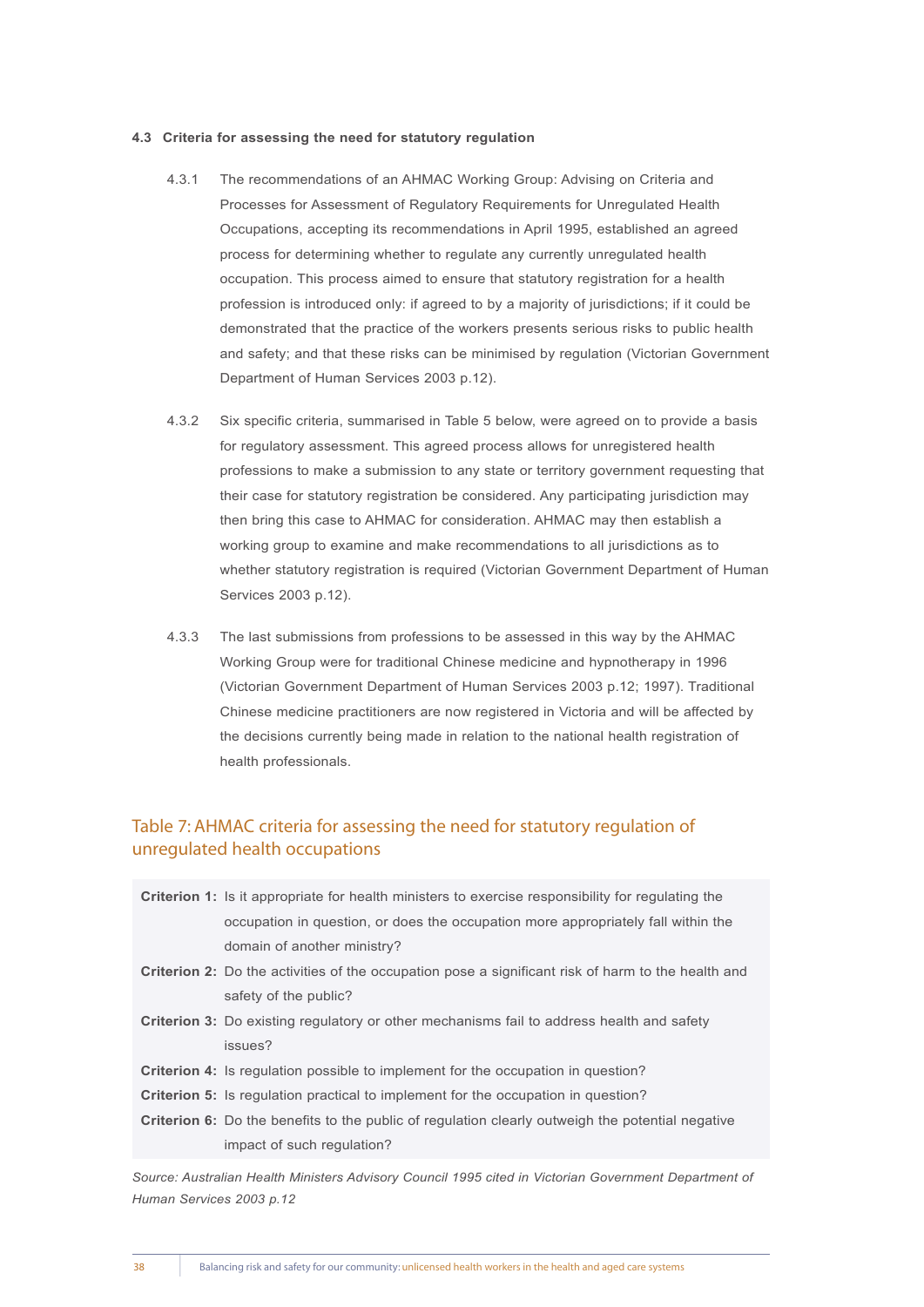### 4.3 Criteria for assessing the need for statutory regulation

4.3.1 The recommendations of an AHMAC Working Group: Advising on Criteria and Processes for Assessment of Regulatory Requirements for Unregulated Health Occupations, accepting its recommendations in April 1995, established an agreed process for determining whether to regulate any currently unregulated health occupation. This process aimed to ensure that statutory registration for a health profession is introduced only: if agreed to by a majority of jurisdictions; if it could be demonstrated that the practice of the workers presents serious risks to public health and safety; and that these risks can be minimised by regulation (Victorian Government Department of Human Services 2003 p.12).

4.3.2 Six specific criteria, summarised in Table 5 below, were agreed on to provide a basis for regulatory assessment. This agreed process allows for unregistered health professions to make a submission to any state or territory government requesting that their case for statutory registration be considered. Any participating jurisdiction may then bring this case to AHMAC for consideration. AHMAC may then establish a working group to examine and make recommendations to all jurisdictions as to whether statutory registration is required (Victorian Government Department of Human Services 2003 p.12).

4.3.3 The last submissions from professions to be assessed in this way by the AHMAC Working Group were for traditional Chinese medicine and hypnotherapy in 1996 (Victorian Government Department of Human Services 2003 p.12; 1997). Traditional Chinese medicine practitioners are now registered in Victoria and will be affected by the decisions currently being made in relation to the national health registration of health professionals.

## Table 7: AHMAC criteria for assessing the need for statutory regulation of unregulated health occupations

| | |
|---|---|
| **Criterion 1:** | Is it appropriate for health ministers to exercise responsibility for regulating the occupation in question, or does the occupation more appropriately fall within the domain of another ministry? |
| **Criterion 2:** | Do the activities of the occupation pose a significant risk of harm to the health and safety of the public? |
| **Criterion 3:** | Do existing regulatory or other mechanisms fail to address health and safety issues? |
| **Criterion 4:** | Is regulation possible to implement for the occupation in question? |
| **Criterion 5:** | Is regulation practical to implement for the occupation in question? |
| **Criterion 6:** | Do the benefits to the public of regulation clearly outweigh the potential negative impact of such regulation? |

*Source: Australian Health Ministers Advisory Council 1995 cited in Victorian Government Department of Human Services 2003 p.12*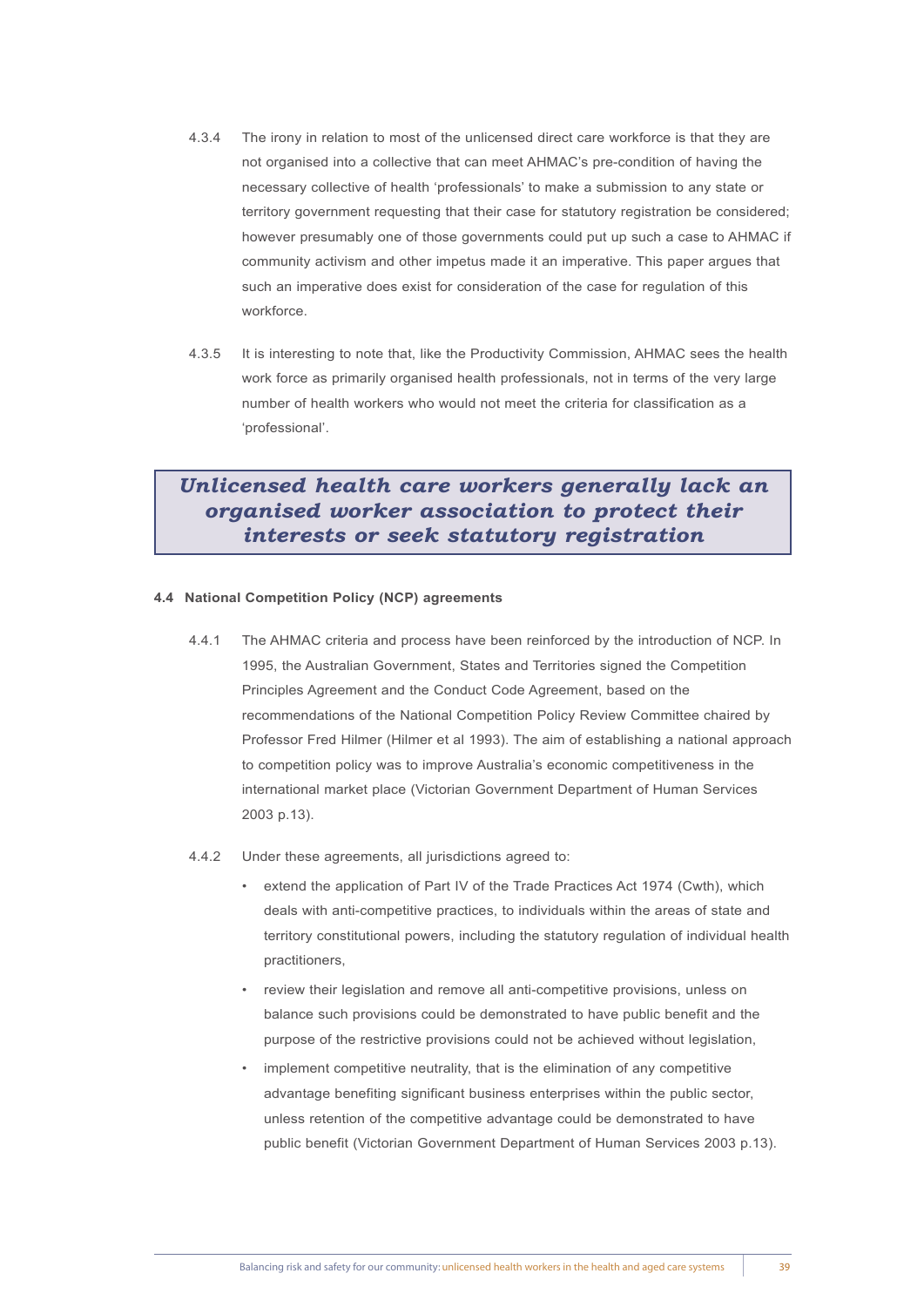4.3.4 The irony in relation to most of the unlicensed direct care workforce is that they are not organised into a collective that can meet AHMAC's pre-condition of having the necessary collective of health 'professionals' to make a submission to any state or territory government requesting that their case for statutory registration be considered; however presumably one of those governments could put up such a case to AHMAC if community activism and other impetus made it an imperative. This paper argues that such an imperative does exist for consideration of the case for regulation of this workforce.

4.3.5 It is interesting to note that, like the Productivity Commission, AHMAC sees the health work force as primarily organised health professionals, not in terms of the very large number of health workers who would not meet the criteria for classification as a 'professional'.

> ***Unlicensed health care workers generally lack an organised worker association to protect their interests or seek statutory registration***

### 4.4 National Competition Policy (NCP) agreements

4.4.1 The AHMAC criteria and process have been reinforced by the introduction of NCP. In 1995, the Australian Government, States and Territories signed the Competition Principles Agreement and the Conduct Code Agreement, based on the recommendations of the National Competition Policy Review Committee chaired by Professor Fred Hilmer (Hilmer et al 1993). The aim of establishing a national approach to competition policy was to improve Australia's economic competitiveness in the international market place (Victorian Government Department of Human Services 2003 p.13).

4.4.2 Under these agreements, all jurisdictions agreed to:

- extend the application of Part IV of the Trade Practices Act 1974 (Cwth), which deals with anti-competitive practices, to individuals within the areas of state and territory constitutional powers, including the statutory regulation of individual health practitioners,
- review their legislation and remove all anti-competitive provisions, unless on balance such provisions could be demonstrated to have public benefit and the purpose of the restrictive provisions could not be achieved without legislation,
- implement competitive neutrality, that is the elimination of any competitive advantage benefiting significant business enterprises within the public sector, unless retention of the competitive advantage could be demonstrated to have public benefit (Victorian Government Department of Human Services 2003 p.13).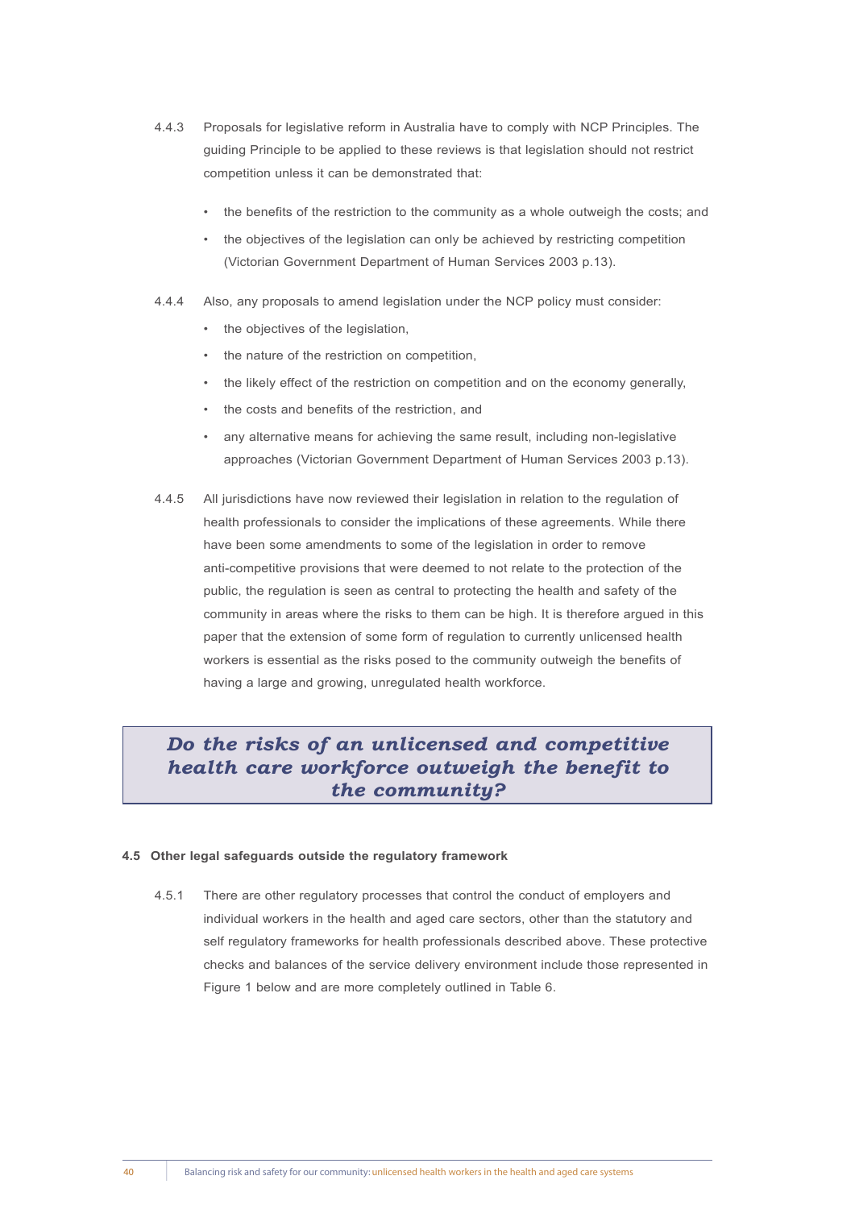4.4.3 Proposals for legislative reform in Australia have to comply with NCP Principles. The guiding Principle to be applied to these reviews is that legislation should not restrict competition unless it can be demonstrated that:

- the benefits of the restriction to the community as a whole outweigh the costs; and
- the objectives of the legislation can only be achieved by restricting competition (Victorian Government Department of Human Services 2003 p.13).

4.4.4 Also, any proposals to amend legislation under the NCP policy must consider:

- the objectives of the legislation,
- the nature of the restriction on competition,
- the likely effect of the restriction on competition and on the economy generally,
- the costs and benefits of the restriction, and
- any alternative means for achieving the same result, including non-legislative approaches (Victorian Government Department of Human Services 2003 p.13).

4.4.5 All jurisdictions have now reviewed their legislation in relation to the regulation of health professionals to consider the implications of these agreements. While there have been some amendments to some of the legislation in order to remove anti-competitive provisions that were deemed to not relate to the protection of the public, the regulation is seen as central to protecting the health and safety of the community in areas where the risks to them can be high. It is therefore argued in this paper that the extension of some form of regulation to currently unlicensed health workers is essential as the risks posed to the community outweigh the benefits of having a large and growing, unregulated health workforce.

> ***Do the risks of an unlicensed and competitive health care workforce outweigh the benefit to the community?***

#### 4.5 Other legal safeguards outside the regulatory framework

4.5.1 There are other regulatory processes that control the conduct of employers and individual workers in the health and aged care sectors, other than the statutory and self regulatory frameworks for health professionals described above. These protective checks and balances of the service delivery environment include those represented in Figure 1 below and are more completely outlined in Table 6.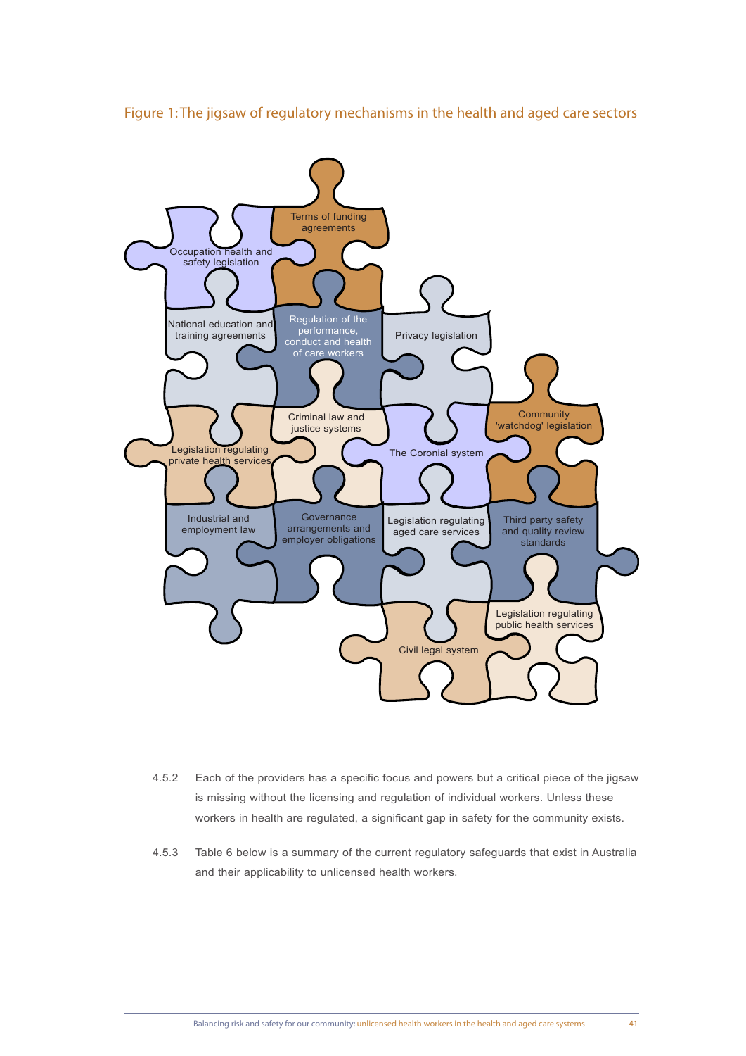Figure 1: The jigsaw of regulatory mechanisms in the health and aged care sectors

- Terms of funding agreements
- Occupation health and safety legislation
- National education and training agreements
- Regulation of the performance, conduct and health of care workers
- Privacy legislation
- Community 'watchdog' legislation
- Criminal law and justice systems
- Legislation regulating private health services
- The Coronial system
- Industrial and employment law
- Governance arrangements and employer obligations
- Legislation regulating aged care services
- Third party safety and quality review standards
- Legislation regulating public health services
- Civil legal system

4.5.2 Each of the providers has a specific focus and powers but a critical piece of the jigsaw is missing without the licensing and regulation of individual workers. Unless these workers in health are regulated, a significant gap in safety for the community exists.

4.5.3 Table 6 below is a summary of the current regulatory safeguards that exist in Australia and their applicability to unlicensed health workers.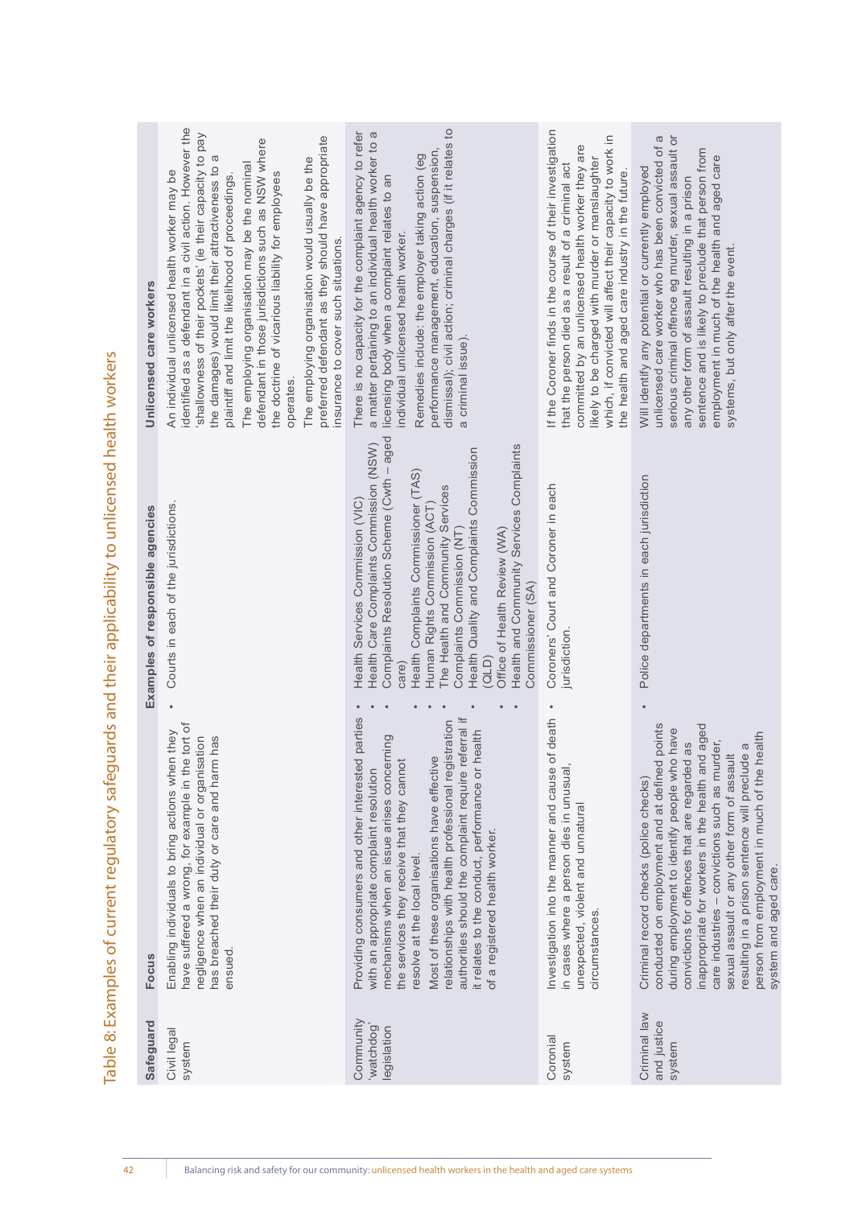# Table 8: Examples of current regulatory safeguards and their applicability to unlicensed health workers

| Safeguard | Focus | Examples of responsible agencies | Unlicensed care workers |
|---|---|---|---|
| Civil legal system | Enabling individuals to bring actions when they have suffered a wrong, for example in the tort of negligence when an individual or organisation has breached their duty or care and harm has ensued. | • Courts in each of the jurisdictions. | An individual unlicensed health worker may be identified as a defendant in a civil action. However the 'shallowness of their pockets' (ie their capacity to pay the damages) would limit their attractiveness to a plaintiff and limit the likelihood of proceedings.<br><br>The employing organisation may be the nominal defendant in those jurisdictions such as NSW where the doctrine of vicarious liability for employees operates.<br><br>The employing organisation would usually be the preferred defendant as they should have appropriate insurance to cover such situations. |
| Community 'watchdog' legislation | Providing consumers and other interested parties with an appropriate complaint resolution mechanisms when an issue arises concerning the services they receive that they cannot resolve at the local level.<br><br>Most of these organisations have effective relationships with health professional registration authorities should the complaint require referral if it relates to the conduct, performance or health of a registered health worker. | • Health Services Commission (VIC)<br>• Health Care Complaints Commission (NSW)<br>• Complaints Resolution Scheme (Cwth – aged care)<br>• Health Complaints Commissioner (TAS)<br>• Human Rights Commission (ACT)<br>• The Health and Community Services Complaints Commission (NT)<br>• Health Quality and Complaints Commission (QLD)<br>• Office of Health Review (WA)<br>• Health and Community Services Complaints Commissioner (SA) | There is no capacity for the complaint agency to refer a matter pertaining to an individual health worker to a licensing body when a complaint relates to an individual unlicensed health worker.<br><br>Remedies include: the employer taking action (eg performance management, education, suspension, dismissal); civil action; criminal charges (if it relates to a criminal issue). |
| Coronial system | Investigation into the manner and cause of death in cases where a person dies in unusual, unexpected, violent and unnatural circumstances. | • Coroners' Court and Coroner in each jurisdiction. | If the Coroner finds in the course of their investigation that the person died as a result of a criminal act committed by an unlicensed health worker they are likely to be charged with murder or manslaughter which, if convicted will affect their capacity to work in the health and aged care industry in the future. |
| Criminal law and justice system | Criminal record checks (police checks) conducted on employment and at defined points during employment to identify people who have convictions for offences that are regarded as inappropriate for workers in the health and aged care industries – convictions such as murder, sexual assault or any other form of assault resulting in a prison sentence will preclude a person from employment in much of the health system and aged care. | • Police departments in each jurisdiction | Will identify any potential or currently employed unlicensed care worker who has been convicted of a serious criminal offence eg murder, sexual assault or any other form of assault resulting in a prison sentence and is likely to preclude that person from employment in much of the health and aged care systems, but only after the event. |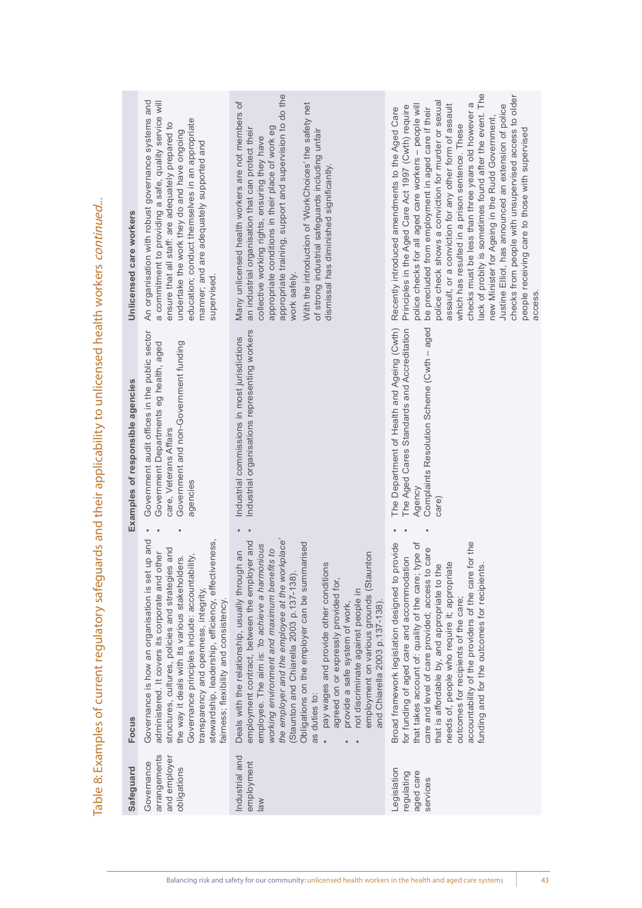# Table 8: Examples of current regulatory safeguards and their applicability to unlicensed health workers *continued...*

| Safeguard | Focus | Examples of responsible agencies | Unlicensed care workers |
|---|---|---|---|
| Governance arrangements and employer obligations | Governance is how an organisation is set up and administered. It covers its corporate and other structures, cultures, policies and strategies and the way it deals with its various stakeholders. Governance principles include: accountability, transparency and openness, integrity, stewardship, leadership, efficiency, effectiveness, fairness; flexibility and consistency. | • Government audit offices in the public sector<br>• Government Departments eg health, aged care, Veterans Affairs<br>• Government and non-Government funding agencies | An organisation with robust governance systems and a commitment to providing a safe, quality service will ensure that all staff: are adequately prepared to undertake the work they do and have ongoing education; conduct themselves in an appropriate manner; and are adequately supported and supervised. |
| Industrial and employment law | Deals with the relationship, usually through an employment contract, between the employer and employee. The aim is: *'to achieve a harmonious working environment and maximum benefits to the employer and the employee at the workplace'* (Staunton and Chiarella 2003 p.137-138).<br>Obligations on the employer can be summarised as duties to:<br>• pay wages and provide other conditions agreed on or expressly provided for,<br>• provide a safe system of work,<br>• not discriminate against people in employment on various grounds (Staunton and Chiarella 2003 p.137-138). | • Industrial commissions in most jurisdictions<br>• Industrial organisations representing workers | Many unlicensed health workers are not members of an industrial organisation that can protect their collective working rights, ensuring they have appropriate conditions in their place of work eg appropriate training, support and supervision to do the work safely.<br>With the introduction of 'WorkChoices' the safety net of strong industrial safeguards including unfair dismissal has diminished significantly. |
| Legislation regulating aged care services | Broad framework legislation designed to provide for funding of aged care and accommodation that takes account of: quality of the care; type of care and level of care provided; access to care that is affordable by, and appropriate to the needs of, people who require it; appropriate outcomes for recipients of the care; accountability of the providers of the care for the funding and for the outcomes for recipients. | • The Department of Health and Ageing (Cwth)<br>• The Aged Cares Standards and Accreditation Agency<br>• Complaints Resolution Scheme (Cwth – aged care) | Recently introduced amendments to the Aged Care Principles in the Aged Care Act 1997 (Cwth) require police checks for all aged care workers – people will be precluded from employment in aged care if their police check shows a conviction for murder or sexual assault, or a conviction for any other form of assault which has resulted in a prison sentence. These checks must be less than three years old however a lack of probity is sometimes found after the event. The new Minister for Ageing in the Rudd Government, Justine Elliot, has announced an extension of police checks from people with unsupervised access to older people receiving care to those with supervised access. |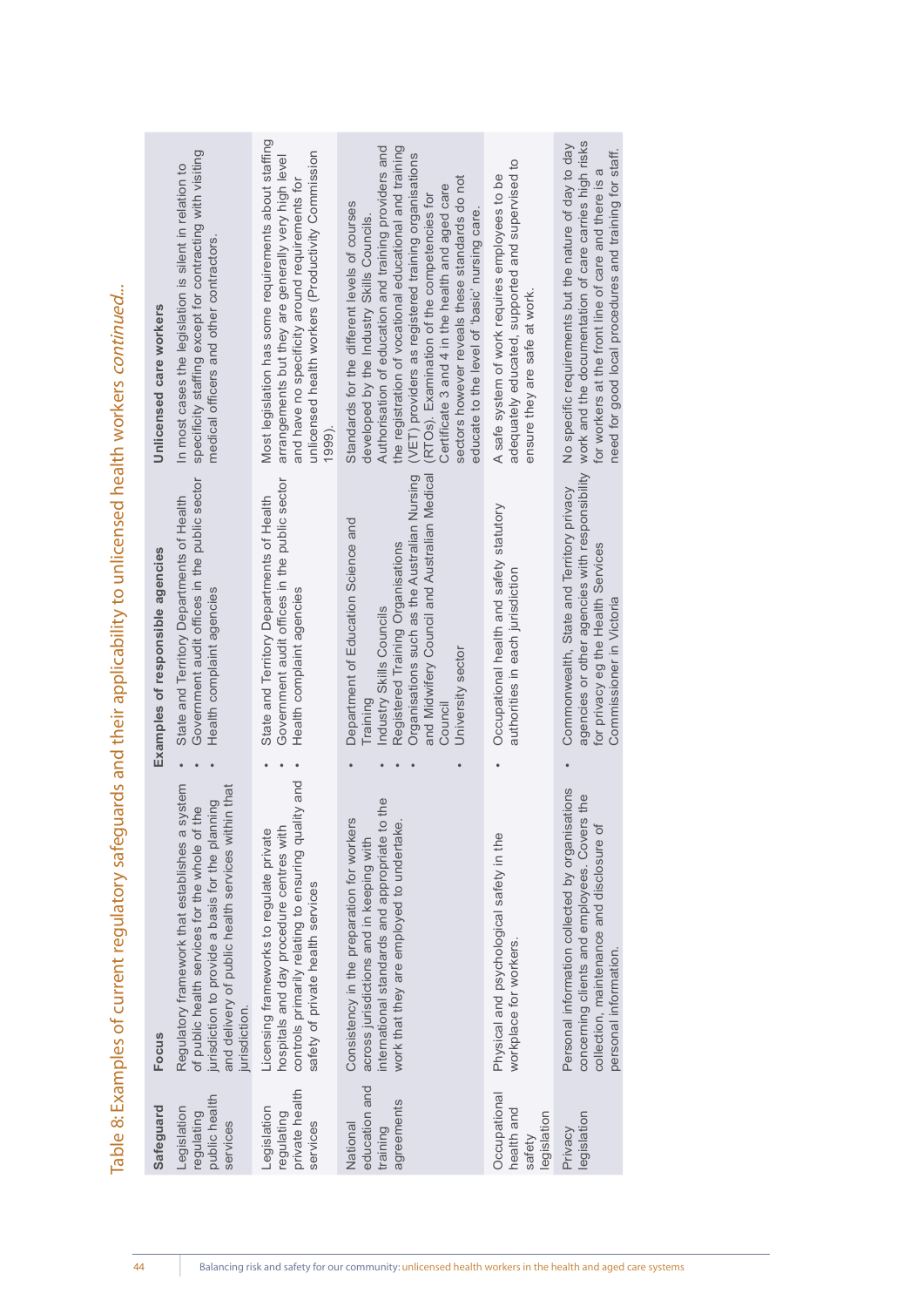# Table 8: Examples of current regulatory safeguards and their applicability to unlicensed health workers *continued...*

| Safeguard | Focus | Examples of responsible agencies | Unlicensed care workers |
|---|---|---|---|
| Legislation regulating public health services | Regulatory framework that establishes a system of public health services for the whole of the jurisdiction to provide a basis for the planning and delivery of public health services within that jurisdiction. | • State and Territory Departments of Health<br>• Government audit offices in the public sector<br>• Health complaint agencies | In most cases the legislation is silent in relation to specificity staffing except for contracting with visiting medical officers and other contractors. |
| Legislation regulating private health services | Licensing frameworks to regulate private hospitals and day procedure centres with controls primarily relating to ensuring quality and safety of private health services | • State and Territory Departments of Health<br>• Government audit offices in the public sector<br>• Health complaint agencies | Most legislation has some requirements about staffing arrangements but they are generally very high level and have no specificity around requirements for unlicensed health workers (Productivity Commission 1999). |
| National education and training agreements | Consistency in the preparation for workers across jurisdictions and in keeping with international standards and appropriate to the work that they are employed to undertake. | • Department of Education Science and Training<br>• Industry Skills Councils<br>• Registered Training Organisations<br>• Organisations such as the Australian Nursing and Midwifery Council and Australian Medical Council<br>• University sector | Standards for the different levels of courses developed by the Industry Skills Councils. Authorisation of education and training providers and the registration of vocational educational and training (VET) providers as registered training organisations (RTOs). Examination of the competencies for Certificate 3 and 4 in the health and aged care sectors however reveals these standards do not educate to the level of 'basic' nursing care. |
| Occupational health and safety legislation | Physical and psychological safety in the workplace for workers. | • Occupational health and safety statutory authorities in each jurisdiction | A safe system of work requires employees to be adequately educated, supported and supervised to ensure they are safe at work. |
| Privacy legislation | Personal information collected by organisations concerning clients and employees. Covers the collection, maintenance and disclosure of personal information. | • Commonwealth, State and Territory privacy agencies or other agencies with responsibility for privacy eg the Health Services Commissioner in Victoria | No specific requirements but the nature of day to day work and the documentation of care carries high risks for workers at the front line of care and there is a need for good local procedures and training for staff. |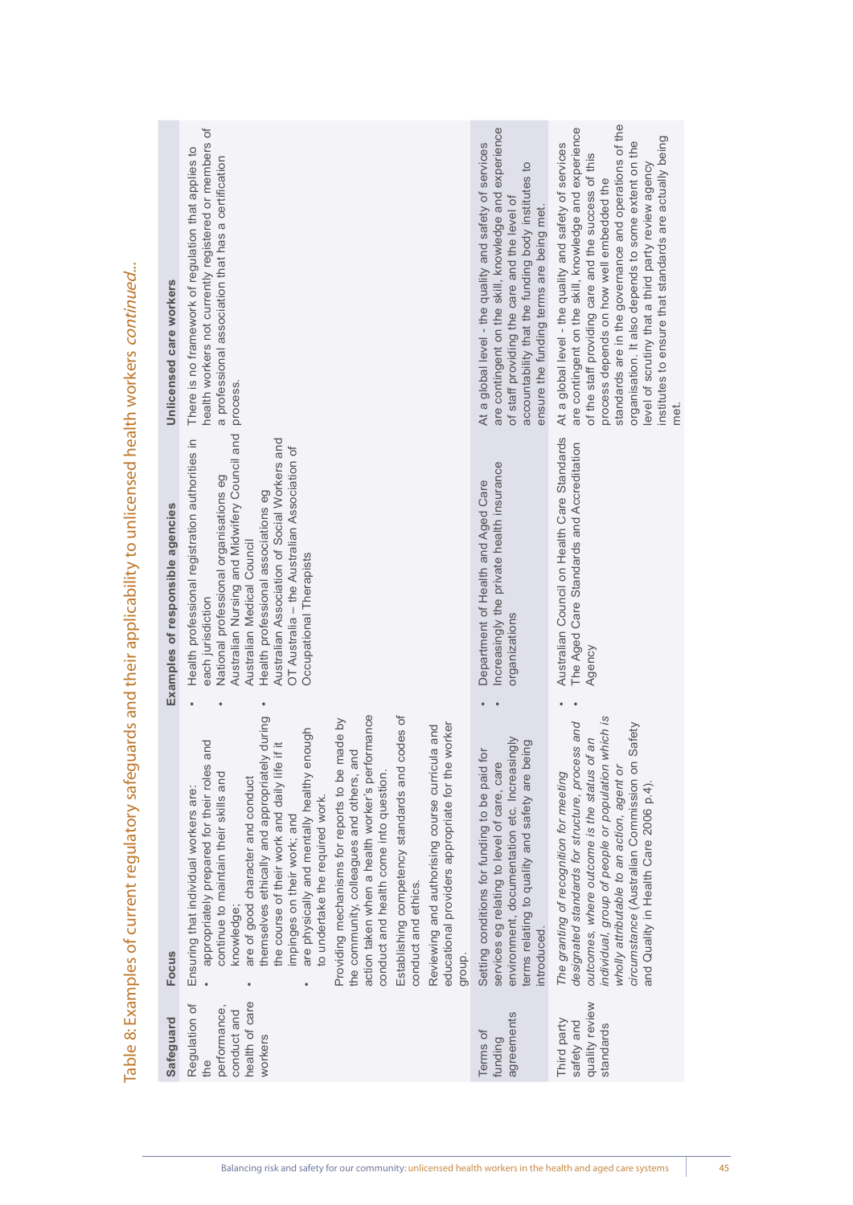## Table 8: Examples of current regulatory safeguards and their applicability to unlicensed health workers *continued...*

| Safeguard | Focus | Examples of responsible agencies | Unlicensed care workers |
|---|---|---|---|
| Regulation of the performance, conduct and health of care workers | Ensuring that individual workers are: <br>• appropriately prepared for their roles and continue to maintain their skills and knowledge; <br>• are of good character and conduct themselves ethically and appropriately during the course of their work and daily life if it impinges on their work; and <br>• are physically and mentally healthy enough to undertake the required work. <br>Providing mechanisms for reports to be made by the community, colleagues and others, and action taken when a health worker's performance conduct and health come into question. <br>Establishing competency standards and codes of conduct and ethics. <br>Reviewing and authorising course curricula and educational providers appropriate for the worker group. | • Health professional registration authorities in each jurisdiction <br>• National professional organisations eg Australian Nursing and Midwifery Council and Australian Medical Council <br>• Health professional associations eg Australian Association of Social Workers and OT Australia – the Australian Association of Occupational Therapists | There is no framework of regulation that applies to health workers not currently registered or members of a professional association that has a certification process. |
| Terms of funding agreements | Setting conditions for funding to be paid for services eg relating to level of care, care environment, documentation etc. Increasingly terms relating to quality and safety are being introduced. | • Department of Health and Aged Care <br>• Increasingly the private health insurance organizations | At a global level - the quality and safety of services are contingent on the skill, knowledge and experience of staff providing the care and the level of accountability that the funding body institutes to ensure the funding terms are being met. |
| Third party safety and quality review standards | *The granting of recognition for meeting designated standards for structure, process and outcomes, where outcome is the status of an individual, group of people or population which is wholly attributable to an action, agent or circumstance* (Australian Commission on Safety and Quality in Health Care 2006 p.4). | • Australian Council on Health Care Standards <br>• The Aged Care Standards and Accreditation Agency | At a global level - the quality and safety of services are contingent on the skill, knowledge and experience of the staff providing care and the success of this process depends on how well embedded the standards are in the governance and operations of the organisation. It also depends to some extent on the level of scrutiny that a third party review agency institutes to ensure that standards are actually being met. |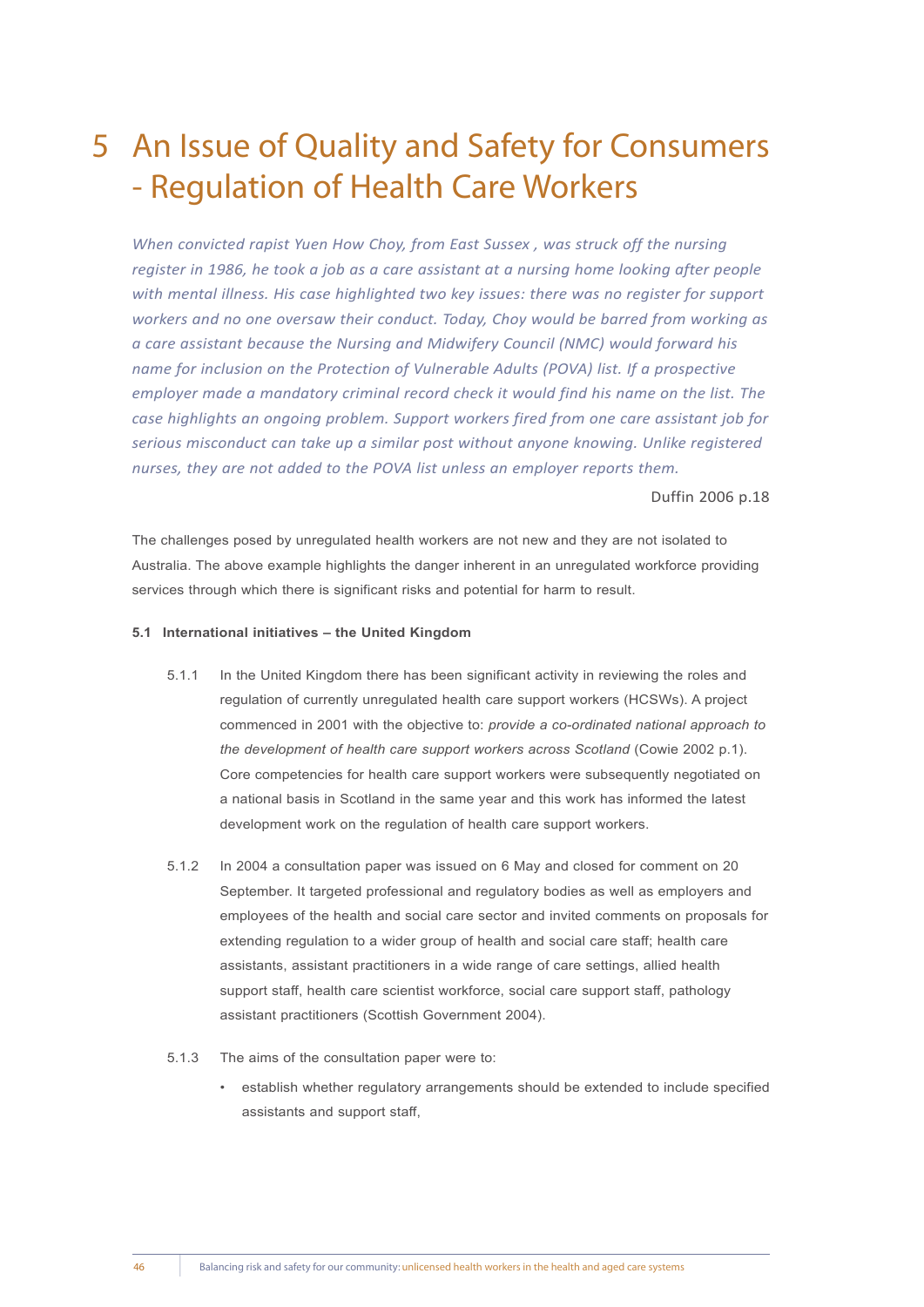# 5 An Issue of Quality and Safety for Consumers - Regulation of Health Care Workers

*When convicted rapist Yuen How Choy, from East Sussex , was struck off the nursing register in 1986, he took a job as a care assistant at a nursing home looking after people with mental illness. His case highlighted two key issues: there was no register for support workers and no one oversaw their conduct. Today, Choy would be barred from working as a care assistant because the Nursing and Midwifery Council (NMC) would forward his name for inclusion on the Protection of Vulnerable Adults (POVA) list. If a prospective employer made a mandatory criminal record check it would find his name on the list. The case highlights an ongoing problem. Support workers fired from one care assistant job for serious misconduct can take up a similar post without anyone knowing. Unlike registered nurses, they are not added to the POVA list unless an employer reports them.*

Duffin 2006 p.18

The challenges posed by unregulated health workers are not new and they are not isolated to Australia. The above example highlights the danger inherent in an unregulated workforce providing services through which there is significant risks and potential for harm to result.

**5.1 International initiatives – the United Kingdom**

5.1.1 In the United Kingdom there has been significant activity in reviewing the roles and regulation of currently unregulated health care support workers (HCSWs). A project commenced in 2001 with the objective to: *provide a co-ordinated national approach to the development of health care support workers across Scotland* (Cowie 2002 p.1). Core competencies for health care support workers were subsequently negotiated on a national basis in Scotland in the same year and this work has informed the latest development work on the regulation of health care support workers.

5.1.2 In 2004 a consultation paper was issued on 6 May and closed for comment on 20 September. It targeted professional and regulatory bodies as well as employers and employees of the health and social care sector and invited comments on proposals for extending regulation to a wider group of health and social care staff; health care assistants, assistant practitioners in a wide range of care settings, allied health support staff, health care scientist workforce, social care support staff, pathology assistant practitioners (Scottish Government 2004).

5.1.3 The aims of the consultation paper were to:

- establish whether regulatory arrangements should be extended to include specified assistants and support staff,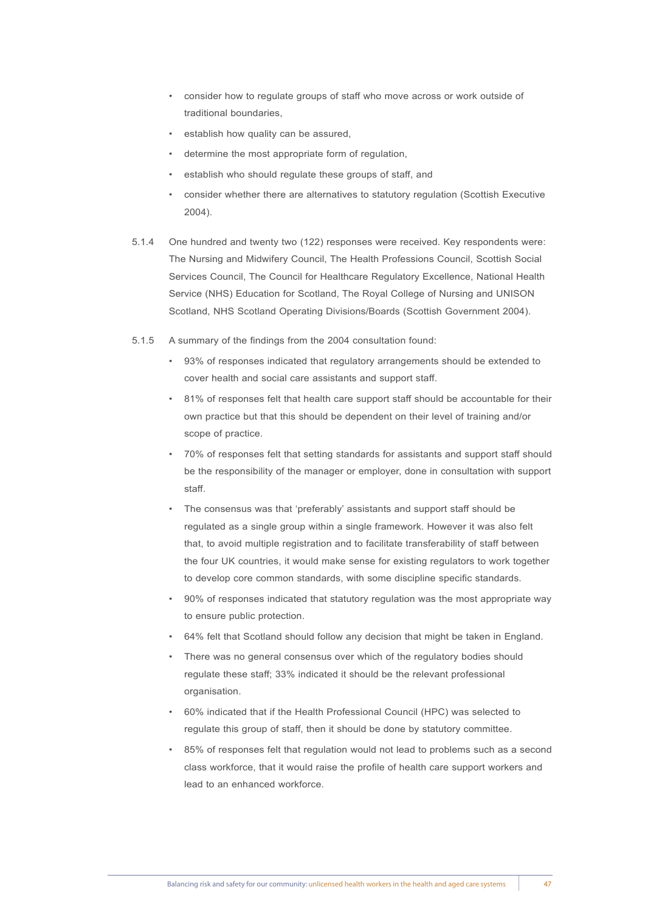- consider how to regulate groups of staff who move across or work outside of traditional boundaries,
- establish how quality can be assured,
- determine the most appropriate form of regulation,
- establish who should regulate these groups of staff, and
- consider whether there are alternatives to statutory regulation (Scottish Executive 2004).

5.1.4 One hundred and twenty two (122) responses were received. Key respondents were: The Nursing and Midwifery Council, The Health Professions Council, Scottish Social Services Council, The Council for Healthcare Regulatory Excellence, National Health Service (NHS) Education for Scotland, The Royal College of Nursing and UNISON Scotland, NHS Scotland Operating Divisions/Boards (Scottish Government 2004).

5.1.5 A summary of the findings from the 2004 consultation found:

- 93% of responses indicated that regulatory arrangements should be extended to cover health and social care assistants and support staff.
- 81% of responses felt that health care support staff should be accountable for their own practice but that this should be dependent on their level of training and/or scope of practice.
- 70% of responses felt that setting standards for assistants and support staff should be the responsibility of the manager or employer, done in consultation with support staff.
- The consensus was that 'preferably' assistants and support staff should be regulated as a single group within a single framework. However it was also felt that, to avoid multiple registration and to facilitate transferability of staff between the four UK countries, it would make sense for existing regulators to work together to develop core common standards, with some discipline specific standards.
- 90% of responses indicated that statutory regulation was the most appropriate way to ensure public protection.
- 64% felt that Scotland should follow any decision that might be taken in England.
- There was no general consensus over which of the regulatory bodies should regulate these staff; 33% indicated it should be the relevant professional organisation.
- 60% indicated that if the Health Professional Council (HPC) was selected to regulate this group of staff, then it should be done by statutory committee.
- 85% of responses felt that regulation would not lead to problems such as a second class workforce, that it would raise the profile of health care support workers and lead to an enhanced workforce.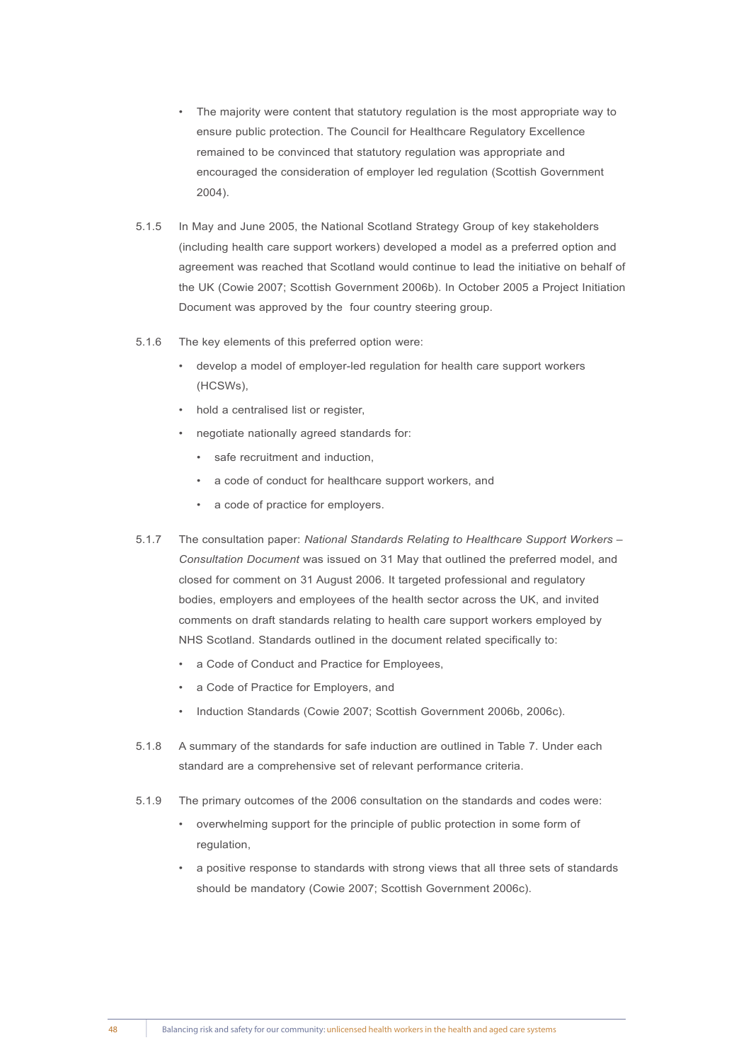- The majority were content that statutory regulation is the most appropriate way to ensure public protection. The Council for Healthcare Regulatory Excellence remained to be convinced that statutory regulation was appropriate and encouraged the consideration of employer led regulation (Scottish Government 2004).

5.1.5 In May and June 2005, the National Scotland Strategy Group of key stakeholders (including health care support workers) developed a model as a preferred option and agreement was reached that Scotland would continue to lead the initiative on behalf of the UK (Cowie 2007; Scottish Government 2006b). In October 2005 a Project Initiation Document was approved by the four country steering group.

5.1.6 The key elements of this preferred option were:

- develop a model of employer-led regulation for health care support workers (HCSWs),
- hold a centralised list or register,
- negotiate nationally agreed standards for:
  - safe recruitment and induction,
  - a code of conduct for healthcare support workers, and
  - a code of practice for employers.

5.1.7 The consultation paper: *National Standards Relating to Healthcare Support Workers – Consultation Document* was issued on 31 May that outlined the preferred model, and closed for comment on 31 August 2006. It targeted professional and regulatory bodies, employers and employees of the health sector across the UK, and invited comments on draft standards relating to health care support workers employed by NHS Scotland. Standards outlined in the document related specifically to:

- a Code of Conduct and Practice for Employees,
- a Code of Practice for Employers, and
- Induction Standards (Cowie 2007; Scottish Government 2006b, 2006c).

5.1.8 A summary of the standards for safe induction are outlined in Table 7. Under each standard are a comprehensive set of relevant performance criteria.

5.1.9 The primary outcomes of the 2006 consultation on the standards and codes were:

- overwhelming support for the principle of public protection in some form of regulation,
- a positive response to standards with strong views that all three sets of standards should be mandatory (Cowie 2007; Scottish Government 2006c).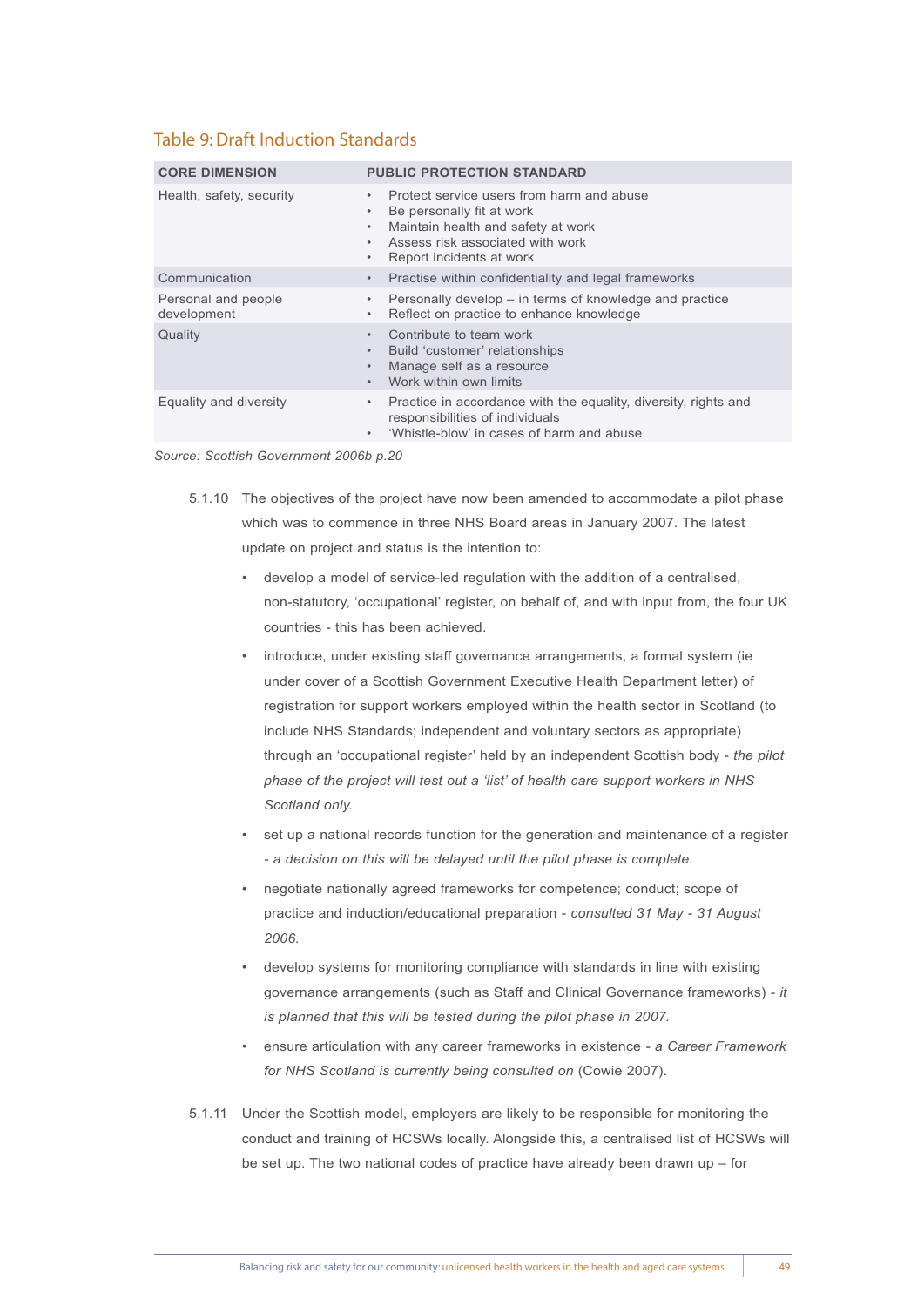### Table 9: Draft Induction Standards

| CORE DIMENSION | PUBLIC PROTECTION STANDARD |
|---|---|
| Health, safety, security | • Protect service users from harm and abuse<br>• Be personally fit at work<br>• Maintain health and safety at work<br>• Assess risk associated with work<br>• Report incidents at work |
| Communication | • Practise within confidentiality and legal frameworks |
| Personal and people development | • Personally develop – in terms of knowledge and practice<br>• Reflect on practice to enhance knowledge |
| Quality | • Contribute to team work<br>• Build 'customer' relationships<br>• Manage self as a resource<br>• Work within own limits |
| Equality and diversity | • Practice in accordance with the equality, diversity, rights and responsibilities of individuals<br>• 'Whistle-blow' in cases of harm and abuse |

*Source: Scottish Government 2006b p.20*

5.1.10 The objectives of the project have now been amended to accommodate a pilot phase which was to commence in three NHS Board areas in January 2007. The latest update on project and status is the intention to:

- develop a model of service-led regulation with the addition of a centralised, non-statutory, 'occupational' register, on behalf of, and with input from, the four UK countries - this has been achieved.
- introduce, under existing staff governance arrangements, a formal system (ie under cover of a Scottish Government Executive Health Department letter) of registration for support workers employed within the health sector in Scotland (to include NHS Standards; independent and voluntary sectors as appropriate) through an 'occupational register' held by an independent Scottish body - *the pilot phase of the project will test out a 'list' of health care support workers in NHS Scotland only.*
- set up a national records function for the generation and maintenance of a register *- a decision on this will be delayed until the pilot phase is complete.*
- negotiate nationally agreed frameworks for competence; conduct; scope of practice and induction/educational preparation - *consulted 31 May - 31 August 2006.*
- develop systems for monitoring compliance with standards in line with existing governance arrangements (such as Staff and Clinical Governance frameworks) - *it is planned that this will be tested during the pilot phase in 2007.*
- ensure articulation with any career frameworks in existence - *a Career Framework for NHS Scotland is currently being consulted on* (Cowie 2007).

5.1.11 Under the Scottish model, employers are likely to be responsible for monitoring the conduct and training of HCSWs locally. Alongside this, a centralised list of HCSWs will be set up. The two national codes of practice have already been drawn up – for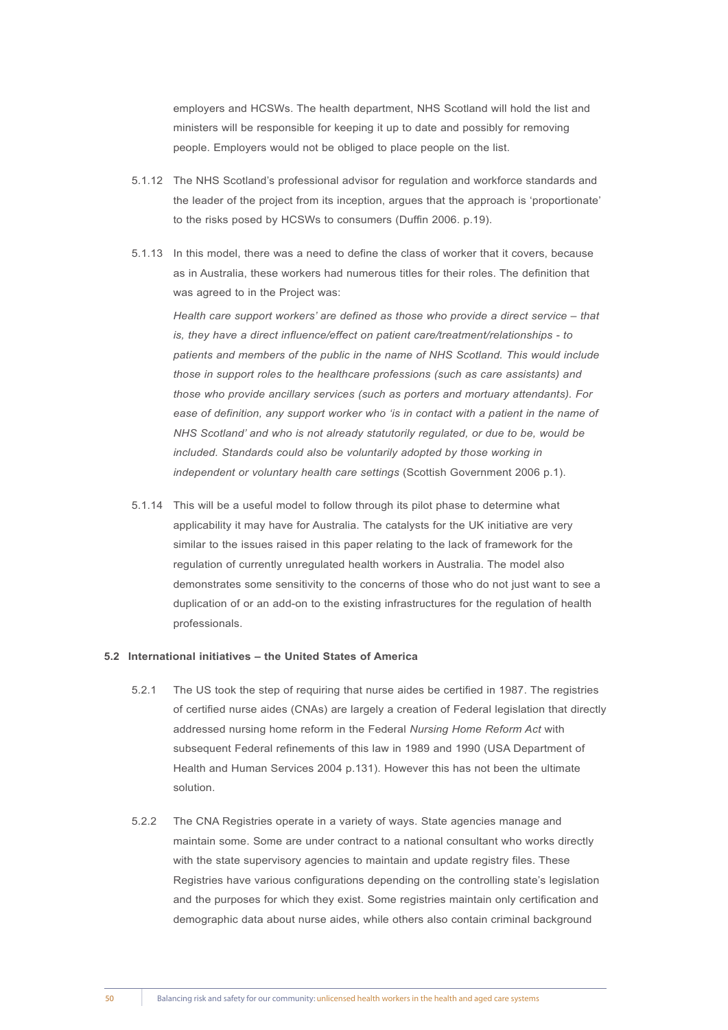employers and HCSWs. The health department, NHS Scotland will hold the list and ministers will be responsible for keeping it up to date and possibly for removing people. Employers would not be obliged to place people on the list.

5.1.12 The NHS Scotland's professional advisor for regulation and workforce standards and the leader of the project from its inception, argues that the approach is 'proportionate' to the risks posed by HCSWs to consumers (Duffin 2006. p.19).

5.1.13 In this model, there was a need to define the class of worker that it covers, because as in Australia, these workers had numerous titles for their roles. The definition that was agreed to in the Project was:

*Health care support workers' are defined as those who provide a direct service – that is, they have a direct influence/effect on patient care/treatment/relationships - to patients and members of the public in the name of NHS Scotland. This would include those in support roles to the healthcare professions (such as care assistants) and those who provide ancillary services (such as porters and mortuary attendants). For ease of definition, any support worker who 'is in contact with a patient in the name of NHS Scotland' and who is not already statutorily regulated, or due to be, would be included. Standards could also be voluntarily adopted by those working in independent or voluntary health care settings* (Scottish Government 2006 p.1).

5.1.14 This will be a useful model to follow through its pilot phase to determine what applicability it may have for Australia. The catalysts for the UK initiative are very similar to the issues raised in this paper relating to the lack of framework for the regulation of currently unregulated health workers in Australia. The model also demonstrates some sensitivity to the concerns of those who do not just want to see a duplication of or an add-on to the existing infrastructures for the regulation of health professionals.

### 5.2 International initiatives – the United States of America

5.2.1 The US took the step of requiring that nurse aides be certified in 1987. The registries of certified nurse aides (CNAs) are largely a creation of Federal legislation that directly addressed nursing home reform in the Federal *Nursing Home Reform Act* with subsequent Federal refinements of this law in 1989 and 1990 (USA Department of Health and Human Services 2004 p.131). However this has not been the ultimate solution.

5.2.2 The CNA Registries operate in a variety of ways. State agencies manage and maintain some. Some are under contract to a national consultant who works directly with the state supervisory agencies to maintain and update registry files. These Registries have various configurations depending on the controlling state's legislation and the purposes for which they exist. Some registries maintain only certification and demographic data about nurse aides, while others also contain criminal background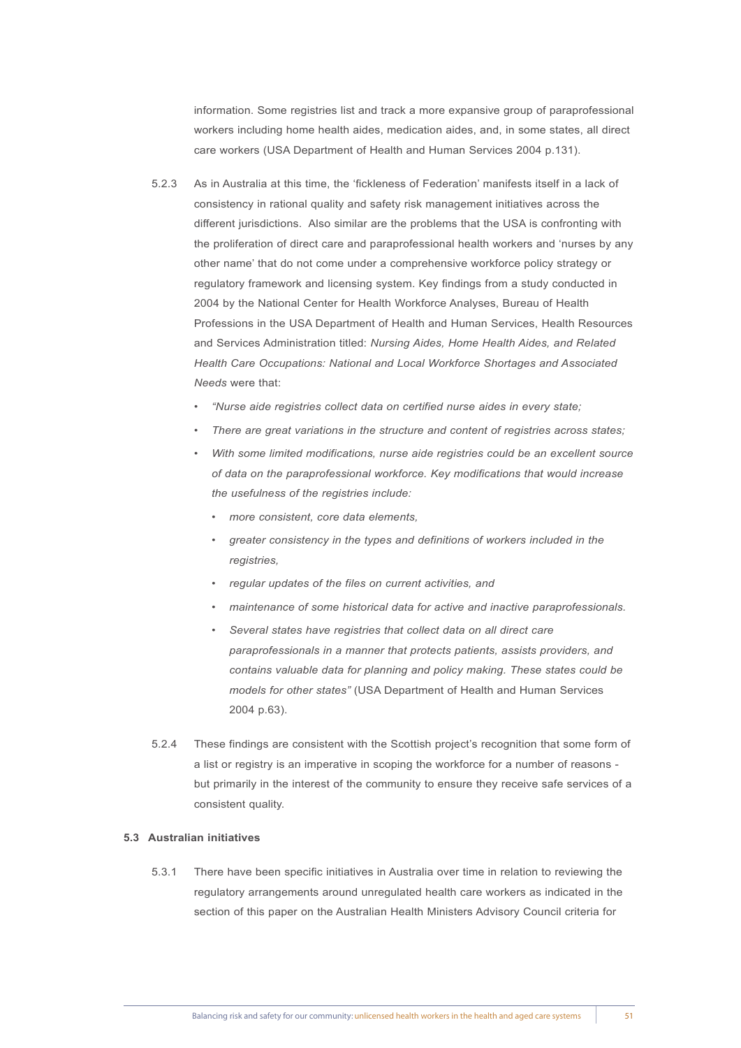information. Some registries list and track a more expansive group of paraprofessional workers including home health aides, medication aides, and, in some states, all direct care workers (USA Department of Health and Human Services 2004 p.131).

5.2.3 As in Australia at this time, the 'fickleness of Federation' manifests itself in a lack of consistency in rational quality and safety risk management initiatives across the different jurisdictions. Also similar are the problems that the USA is confronting with the proliferation of direct care and paraprofessional health workers and 'nurses by any other name' that do not come under a comprehensive workforce policy strategy or regulatory framework and licensing system. Key findings from a study conducted in 2004 by the National Center for Health Workforce Analyses, Bureau of Health Professions in the USA Department of Health and Human Services, Health Resources and Services Administration titled: *Nursing Aides, Home Health Aides, and Related Health Care Occupations: National and Local Workforce Shortages and Associated Needs* were that:

- *"Nurse aide registries collect data on certified nurse aides in every state;*
- *There are great variations in the structure and content of registries across states;*
- *With some limited modifications, nurse aide registries could be an excellent source of data on the paraprofessional workforce. Key modifications that would increase the usefulness of the registries include:*
  - *more consistent, core data elements,*
  - *greater consistency in the types and definitions of workers included in the registries,*
  - *regular updates of the files on current activities, and*
  - *maintenance of some historical data for active and inactive paraprofessionals.*
  - *Several states have registries that collect data on all direct care paraprofessionals in a manner that protects patients, assists providers, and contains valuable data for planning and policy making. These states could be models for other states"* (USA Department of Health and Human Services 2004 p.63).

5.2.4 These findings are consistent with the Scottish project's recognition that some form of a list or registry is an imperative in scoping the workforce for a number of reasons - but primarily in the interest of the community to ensure they receive safe services of a consistent quality.

### 5.3 Australian initiatives

5.3.1 There have been specific initiatives in Australia over time in relation to reviewing the regulatory arrangements around unregulated health care workers as indicated in the section of this paper on the Australian Health Ministers Advisory Council criteria for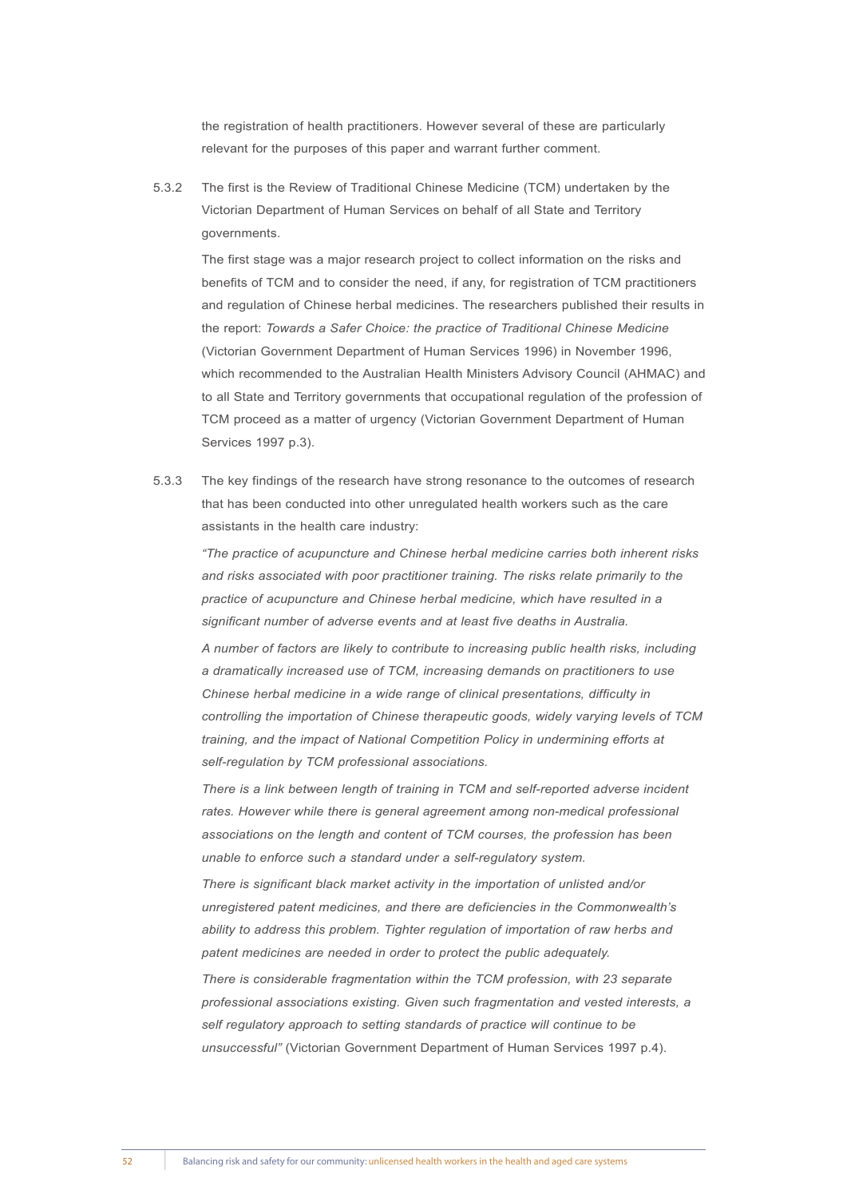the registration of health practitioners. However several of these are particularly relevant for the purposes of this paper and warrant further comment.

5.3.2 The first is the Review of Traditional Chinese Medicine (TCM) undertaken by the Victorian Department of Human Services on behalf of all State and Territory governments.

The first stage was a major research project to collect information on the risks and benefits of TCM and to consider the need, if any, for registration of TCM practitioners and regulation of Chinese herbal medicines. The researchers published their results in the report: *Towards a Safer Choice: the practice of Traditional Chinese Medicine* (Victorian Government Department of Human Services 1996) in November 1996, which recommended to the Australian Health Ministers Advisory Council (AHMAC) and to all State and Territory governments that occupational regulation of the profession of TCM proceed as a matter of urgency (Victorian Government Department of Human Services 1997 p.3).

5.3.3 The key findings of the research have strong resonance to the outcomes of research that has been conducted into other unregulated health workers such as the care assistants in the health care industry:

*"The practice of acupuncture and Chinese herbal medicine carries both inherent risks and risks associated with poor practitioner training. The risks relate primarily to the practice of acupuncture and Chinese herbal medicine, which have resulted in a significant number of adverse events and at least five deaths in Australia.*

*A number of factors are likely to contribute to increasing public health risks, including a dramatically increased use of TCM, increasing demands on practitioners to use Chinese herbal medicine in a wide range of clinical presentations, difficulty in controlling the importation of Chinese therapeutic goods, widely varying levels of TCM training, and the impact of National Competition Policy in undermining efforts at self-regulation by TCM professional associations.*

*There is a link between length of training in TCM and self-reported adverse incident rates. However while there is general agreement among non-medical professional associations on the length and content of TCM courses, the profession has been unable to enforce such a standard under a self-regulatory system.*

*There is significant black market activity in the importation of unlisted and/or unregistered patent medicines, and there are deficiencies in the Commonwealth's ability to address this problem. Tighter regulation of importation of raw herbs and patent medicines are needed in order to protect the public adequately.*

*There is considerable fragmentation within the TCM profession, with 23 separate professional associations existing. Given such fragmentation and vested interests, a self regulatory approach to setting standards of practice will continue to be unsuccessful"* (Victorian Government Department of Human Services 1997 p.4).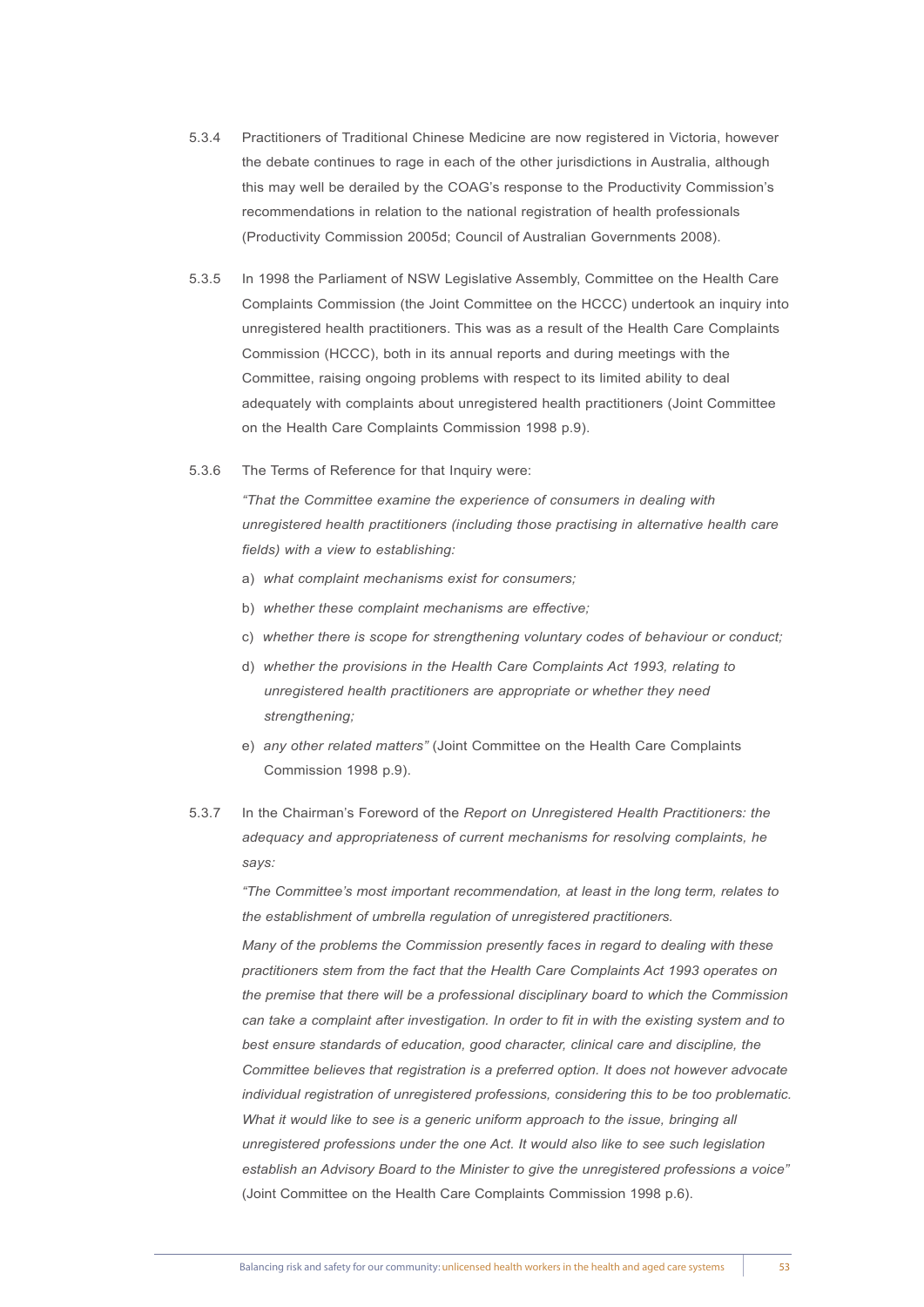5.3.4 Practitioners of Traditional Chinese Medicine are now registered in Victoria, however the debate continues to rage in each of the other jurisdictions in Australia, although this may well be derailed by the COAG's response to the Productivity Commission's recommendations in relation to the national registration of health professionals (Productivity Commission 2005d; Council of Australian Governments 2008).

5.3.5 In 1998 the Parliament of NSW Legislative Assembly, Committee on the Health Care Complaints Commission (the Joint Committee on the HCCC) undertook an inquiry into unregistered health practitioners. This was as a result of the Health Care Complaints Commission (HCCC), both in its annual reports and during meetings with the Committee, raising ongoing problems with respect to its limited ability to deal adequately with complaints about unregistered health practitioners (Joint Committee on the Health Care Complaints Commission 1998 p.9).

5.3.6 The Terms of Reference for that Inquiry were:

*"That the Committee examine the experience of consumers in dealing with unregistered health practitioners (including those practising in alternative health care fields) with a view to establishing:*

a) *what complaint mechanisms exist for consumers;*

b) *whether these complaint mechanisms are effective;*

c) *whether there is scope for strengthening voluntary codes of behaviour or conduct;*

d) *whether the provisions in the Health Care Complaints Act 1993, relating to unregistered health practitioners are appropriate or whether they need strengthening;*

e) *any other related matters"* (Joint Committee on the Health Care Complaints Commission 1998 p.9).

5.3.7 In the Chairman's Foreword of the *Report on Unregistered Health Practitioners: the adequacy and appropriateness of current mechanisms for resolving complaints, he says:*

*"The Committee's most important recommendation, at least in the long term, relates to the establishment of umbrella regulation of unregistered practitioners.*

*Many of the problems the Commission presently faces in regard to dealing with these practitioners stem from the fact that the Health Care Complaints Act 1993 operates on the premise that there will be a professional disciplinary board to which the Commission can take a complaint after investigation. In order to fit in with the existing system and to best ensure standards of education, good character, clinical care and discipline, the Committee believes that registration is a preferred option. It does not however advocate individual registration of unregistered professions, considering this to be too problematic. What it would like to see is a generic uniform approach to the issue, bringing all unregistered professions under the one Act. It would also like to see such legislation establish an Advisory Board to the Minister to give the unregistered professions a voice"* (Joint Committee on the Health Care Complaints Commission 1998 p.6).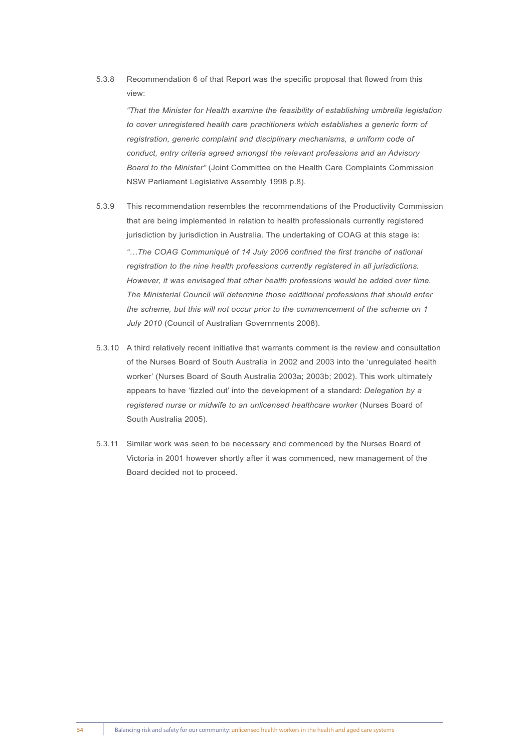5.3.8 Recommendation 6 of that Report was the specific proposal that flowed from this view:

*"That the Minister for Health examine the feasibility of establishing umbrella legislation to cover unregistered health care practitioners which establishes a generic form of registration, generic complaint and disciplinary mechanisms, a uniform code of conduct, entry criteria agreed amongst the relevant professions and an Advisory Board to the Minister"* (Joint Committee on the Health Care Complaints Commission NSW Parliament Legislative Assembly 1998 p.8).

5.3.9 This recommendation resembles the recommendations of the Productivity Commission that are being implemented in relation to health professionals currently registered jurisdiction by jurisdiction in Australia. The undertaking of COAG at this stage is:

*"…The COAG Communiqué of 14 July 2006 confined the first tranche of national registration to the nine health professions currently registered in all jurisdictions. However, it was envisaged that other health professions would be added over time. The Ministerial Council will determine those additional professions that should enter the scheme, but this will not occur prior to the commencement of the scheme on 1 July 2010* (Council of Australian Governments 2008).

5.3.10 A third relatively recent initiative that warrants comment is the review and consultation of the Nurses Board of South Australia in 2002 and 2003 into the 'unregulated health worker' (Nurses Board of South Australia 2003a; 2003b; 2002). This work ultimately appears to have 'fizzled out' into the development of a standard: *Delegation by a registered nurse or midwife to an unlicensed healthcare worker* (Nurses Board of South Australia 2005).

5.3.11 Similar work was seen to be necessary and commenced by the Nurses Board of Victoria in 2001 however shortly after it was commenced, new management of the Board decided not to proceed.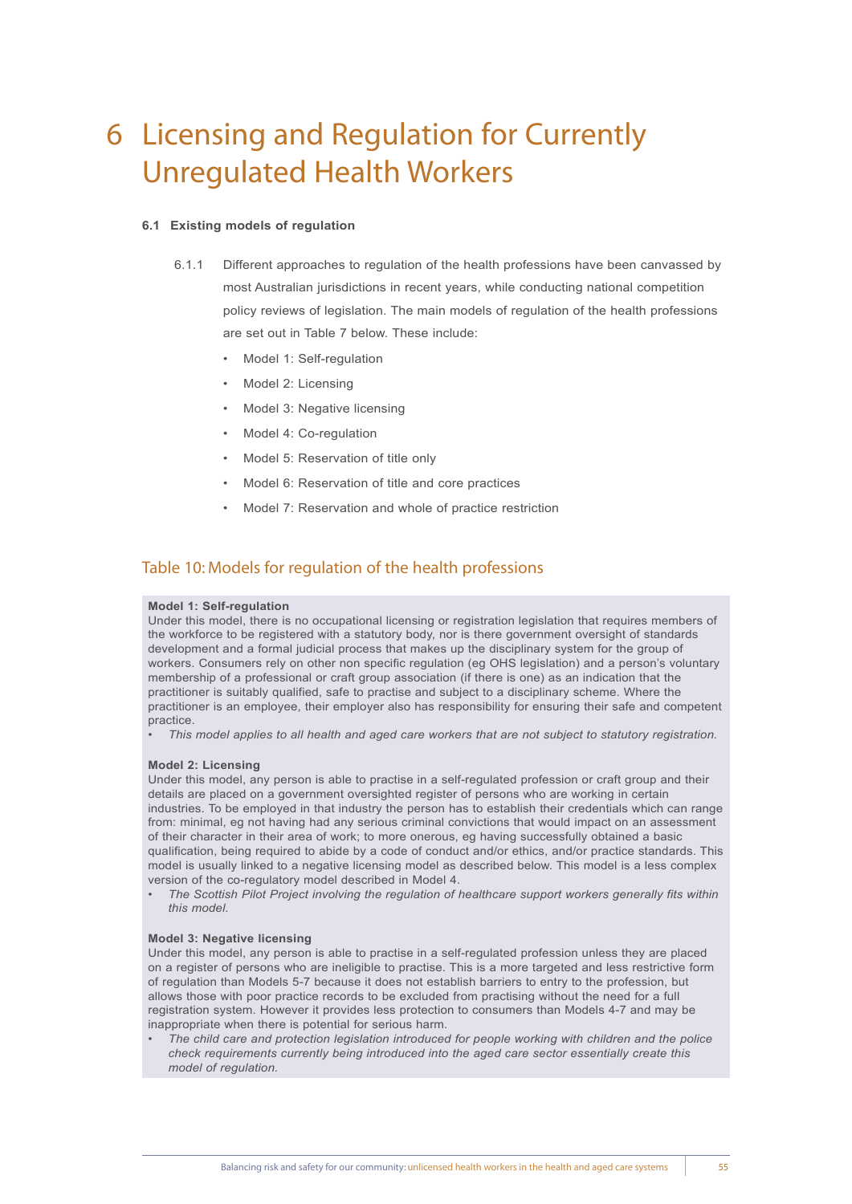# 6 Licensing and Regulation for Currently Unregulated Health Workers

### 6.1 Existing models of regulation

6.1.1 Different approaches to regulation of the health professions have been canvassed by most Australian jurisdictions in recent years, while conducting national competition policy reviews of legislation. The main models of regulation of the health professions are set out in Table 7 below. These include:

- Model 1: Self-regulation
- Model 2: Licensing
- Model 3: Negative licensing
- Model 4: Co-regulation
- Model 5: Reservation of title only
- Model 6: Reservation of title and core practices
- Model 7: Reservation and whole of practice restriction

## Table 10: Models for regulation of the health professions

**Model 1: Self-regulation**
Under this model, there is no occupational licensing or registration legislation that requires members of the workforce to be registered with a statutory body, nor is there government oversight of standards development and a formal judicial process that makes up the disciplinary system for the group of workers. Consumers rely on other non specific regulation (eg OHS legislation) and a person's voluntary membership of a professional or craft group association (if there is one) as an indication that the practitioner is suitably qualified, safe to practise and subject to a disciplinary scheme. Where the practitioner is an employee, their employer also has responsibility for ensuring their safe and competent practice.

- *This model applies to all health and aged care workers that are not subject to statutory registration.*

**Model 2: Licensing**
Under this model, any person is able to practise in a self-regulated profession or craft group and their details are placed on a government oversighted register of persons who are working in certain industries. To be employed in that industry the person has to establish their credentials which can range from: minimal, eg not having had any serious criminal convictions that would impact on an assessment of their character in their area of work; to more onerous, eg having successfully obtained a basic qualification, being required to abide by a code of conduct and/or ethics, and/or practice standards. This model is usually linked to a negative licensing model as described below. This model is a less complex version of the co-regulatory model described in Model 4.

- *The Scottish Pilot Project involving the regulation of healthcare support workers generally fits within this model.*

**Model 3: Negative licensing**
Under this model, any person is able to practise in a self-regulated profession unless they are placed on a register of persons who are ineligible to practise. This is a more targeted and less restrictive form of regulation than Models 5-7 because it does not establish barriers to entry to the profession, but allows those with poor practice records to be excluded from practising without the need for a full registration system. However it provides less protection to consumers than Models 4-7 and may be inappropriate when there is potential for serious harm.

- *The child care and protection legislation introduced for people working with children and the police check requirements currently being introduced into the aged care sector essentially create this model of regulation.*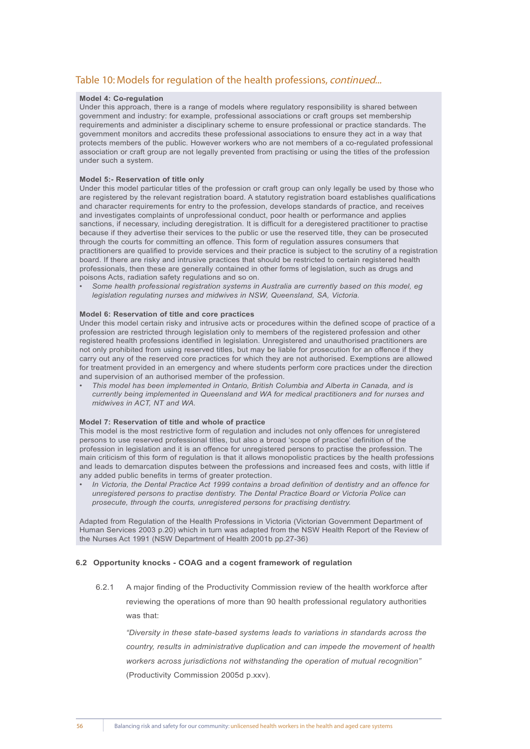## Table 10: Models for regulation of the health professions, *continued...*

**Model 4: Co-regulation**
Under this approach, there is a range of models where regulatory responsibility is shared between government and industry: for example, professional associations or craft groups set membership requirements and administer a disciplinary scheme to ensure professional or practice standards. The government monitors and accredits these professional associations to ensure they act in a way that protects members of the public. However workers who are not members of a co-regulated professional association or craft group are not legally prevented from practising or using the titles of the profession under such a system.

**Model 5:- Reservation of title only**
Under this model particular titles of the profession or craft group can only legally be used by those who are registered by the relevant registration board. A statutory registration board establishes qualifications and character requirements for entry to the profession, develops standards of practice, and receives and investigates complaints of unprofessional conduct, poor health or performance and applies sanctions, if necessary, including deregistration. It is difficult for a deregistered practitioner to practise because if they advertise their services to the public or use the reserved title, they can be prosecuted through the courts for committing an offence. This form of regulation assures consumers that practitioners are qualified to provide services and their practice is subject to the scrutiny of a registration board. If there are risky and intrusive practices that should be restricted to certain registered health professionals, then these are generally contained in other forms of legislation, such as drugs and poisons Acts, radiation safety regulations and so on.

- *Some health professional registration systems in Australia are currently based on this model, eg legislation regulating nurses and midwives in NSW, Queensland, SA, Victoria.*

**Model 6: Reservation of title and core practices**
Under this model certain risky and intrusive acts or procedures within the defined scope of practice of a profession are restricted through legislation only to members of the registered profession and other registered health professions identified in legislation. Unregistered and unauthorised practitioners are not only prohibited from using reserved titles, but may be liable for prosecution for an offence if they carry out any of the reserved core practices for which they are not authorised. Exemptions are allowed for treatment provided in an emergency and where students perform core practices under the direction and supervision of an authorised member of the profession.

- *This model has been implemented in Ontario, British Columbia and Alberta in Canada, and is currently being implemented in Queensland and WA for medical practitioners and for nurses and midwives in ACT, NT and WA.*

**Model 7: Reservation of title and whole of practice**
This model is the most restrictive form of regulation and includes not only offences for unregistered persons to use reserved professional titles, but also a broad 'scope of practice' definition of the profession in legislation and it is an offence for unregistered persons to practise the profession. The main criticism of this form of regulation is that it allows monopolistic practices by the health professions and leads to demarcation disputes between the professions and increased fees and costs, with little if any added public benefits in terms of greater protection.

- *In Victoria, the Dental Practice Act 1999 contains a broad definition of dentistry and an offence for unregistered persons to practise dentistry. The Dental Practice Board or Victoria Police can prosecute, through the courts, unregistered persons for practising dentistry.*

Adapted from Regulation of the Health Professions in Victoria (Victorian Government Department of Human Services 2003 p.20) which in turn was adapted from the NSW Health Report of the Review of the Nurses Act 1991 (NSW Department of Health 2001b pp.27-36)

### 6.2 Opportunity knocks - COAG and a cogent framework of regulation

6.2.1 A major finding of the Productivity Commission review of the health workforce after reviewing the operations of more than 90 health professional regulatory authorities was that:

*"Diversity in these state-based systems leads to variations in standards across the country, results in administrative duplication and can impede the movement of health workers across jurisdictions not withstanding the operation of mutual recognition"* (Productivity Commission 2005d p.xxv).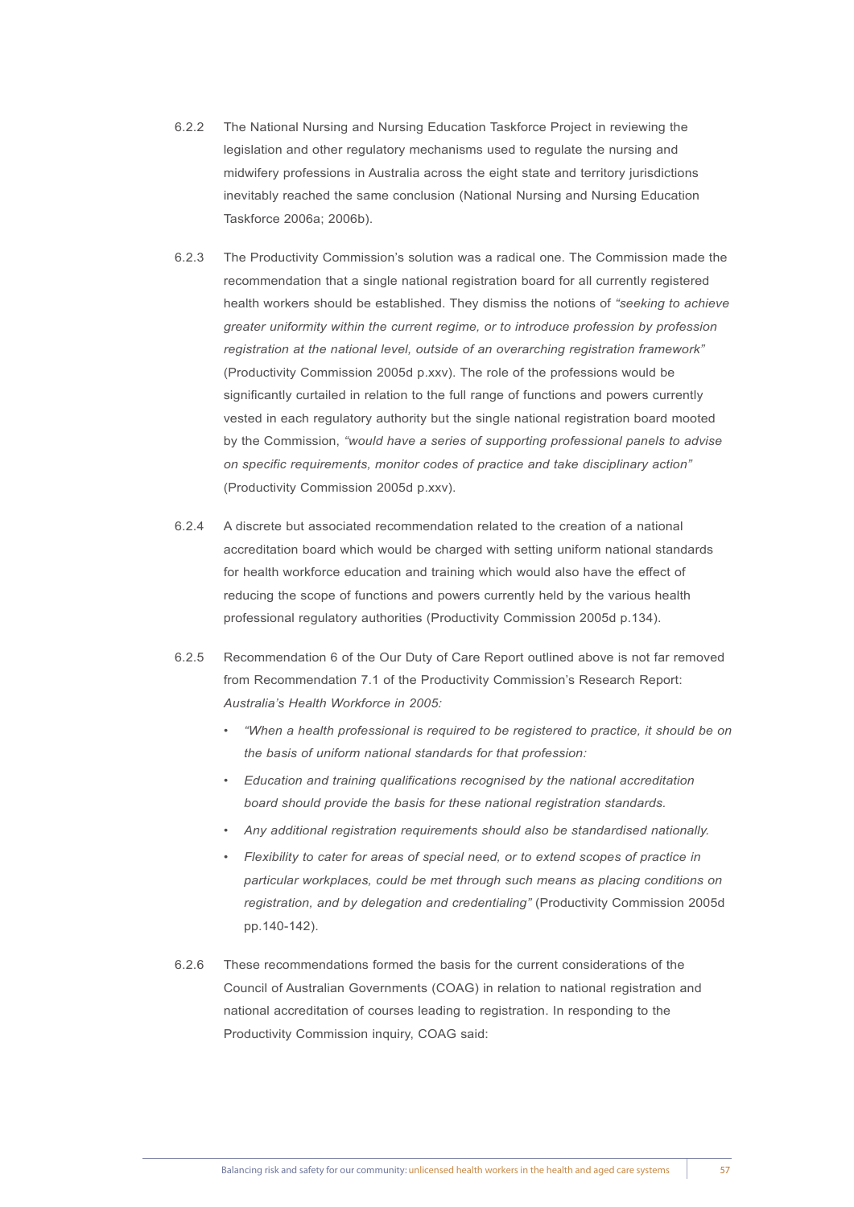6.2.2 The National Nursing and Nursing Education Taskforce Project in reviewing the legislation and other regulatory mechanisms used to regulate the nursing and midwifery professions in Australia across the eight state and territory jurisdictions inevitably reached the same conclusion (National Nursing and Nursing Education Taskforce 2006a; 2006b).

6.2.3 The Productivity Commission's solution was a radical one. The Commission made the recommendation that a single national registration board for all currently registered health workers should be established. They dismiss the notions of *"seeking to achieve greater uniformity within the current regime, or to introduce profession by profession registration at the national level, outside of an overarching registration framework"* (Productivity Commission 2005d p.xxv). The role of the professions would be significantly curtailed in relation to the full range of functions and powers currently vested in each regulatory authority but the single national registration board mooted by the Commission, *"would have a series of supporting professional panels to advise on specific requirements, monitor codes of practice and take disciplinary action"* (Productivity Commission 2005d p.xxv).

6.2.4 A discrete but associated recommendation related to the creation of a national accreditation board which would be charged with setting uniform national standards for health workforce education and training which would also have the effect of reducing the scope of functions and powers currently held by the various health professional regulatory authorities (Productivity Commission 2005d p.134).

6.2.5 Recommendation 6 of the Our Duty of Care Report outlined above is not far removed from Recommendation 7.1 of the Productivity Commission's Research Report: *Australia's Health Workforce in 2005:*

- *"When a health professional is required to be registered to practice, it should be on the basis of uniform national standards for that profession:*
- *Education and training qualifications recognised by the national accreditation board should provide the basis for these national registration standards.*
- *Any additional registration requirements should also be standardised nationally.*
- *Flexibility to cater for areas of special need, or to extend scopes of practice in particular workplaces, could be met through such means as placing conditions on registration, and by delegation and credentialing"* (Productivity Commission 2005d pp.140-142).

6.2.6 These recommendations formed the basis for the current considerations of the Council of Australian Governments (COAG) in relation to national registration and national accreditation of courses leading to registration. In responding to the Productivity Commission inquiry, COAG said: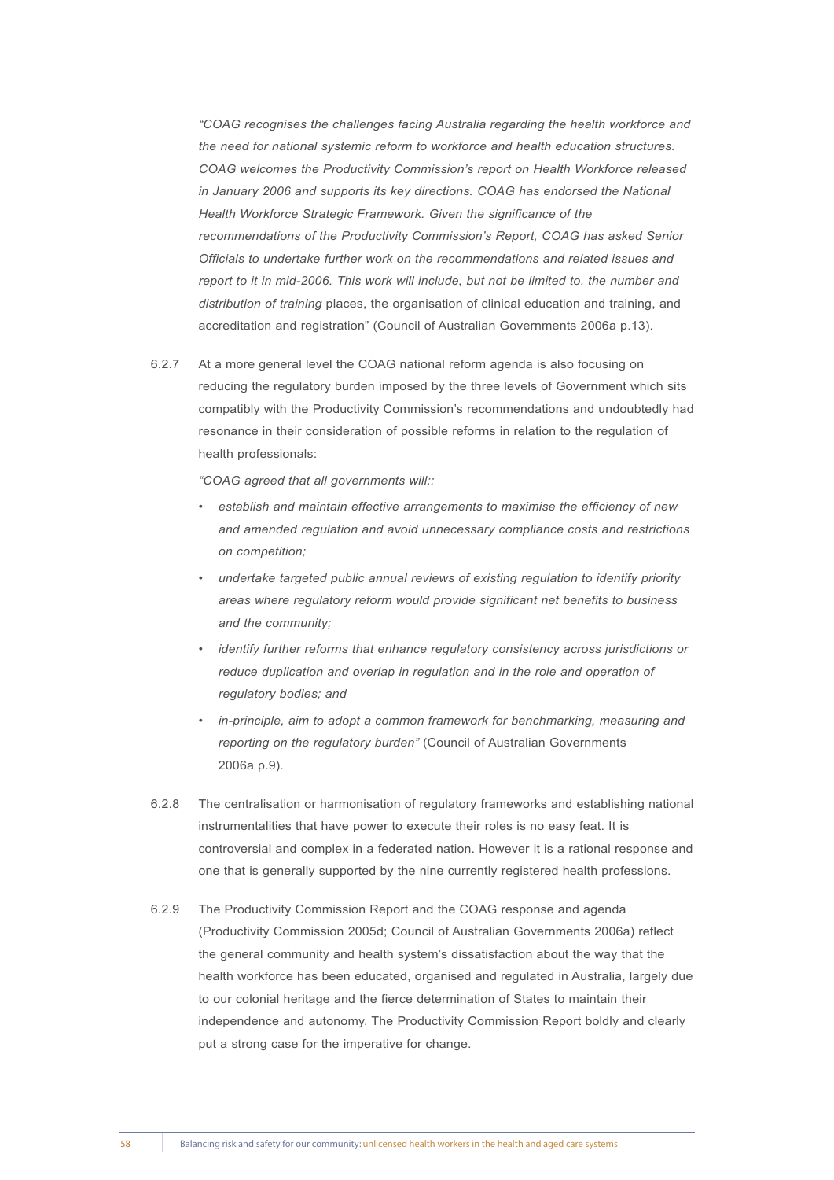*"COAG recognises the challenges facing Australia regarding the health workforce and the need for national systemic reform to workforce and health education structures. COAG welcomes the Productivity Commission's report on Health Workforce released in January 2006 and supports its key directions. COAG has endorsed the National Health Workforce Strategic Framework. Given the significance of the recommendations of the Productivity Commission's Report, COAG has asked Senior Officials to undertake further work on the recommendations and related issues and report to it in mid-2006. This work will include, but not be limited to, the number and distribution of training* places, the organisation of clinical education and training, and accreditation and registration" (Council of Australian Governments 2006a p.13).

6.2.7 At a more general level the COAG national reform agenda is also focusing on reducing the regulatory burden imposed by the three levels of Government which sits compatibly with the Productivity Commission's recommendations and undoubtedly had resonance in their consideration of possible reforms in relation to the regulation of health professionals:

*"COAG agreed that all governments will::*

- *establish and maintain effective arrangements to maximise the efficiency of new and amended regulation and avoid unnecessary compliance costs and restrictions on competition;*
- *undertake targeted public annual reviews of existing regulation to identify priority areas where regulatory reform would provide significant net benefits to business and the community;*
- *identify further reforms that enhance regulatory consistency across jurisdictions or reduce duplication and overlap in regulation and in the role and operation of regulatory bodies; and*
- *in-principle, aim to adopt a common framework for benchmarking, measuring and reporting on the regulatory burden"* (Council of Australian Governments 2006a p.9).

6.2.8 The centralisation or harmonisation of regulatory frameworks and establishing national instrumentalities that have power to execute their roles is no easy feat. It is controversial and complex in a federated nation. However it is a rational response and one that is generally supported by the nine currently registered health professions.

6.2.9 The Productivity Commission Report and the COAG response and agenda (Productivity Commission 2005d; Council of Australian Governments 2006a) reflect the general community and health system's dissatisfaction about the way that the health workforce has been educated, organised and regulated in Australia, largely due to our colonial heritage and the fierce determination of States to maintain their independence and autonomy. The Productivity Commission Report boldly and clearly put a strong case for the imperative for change.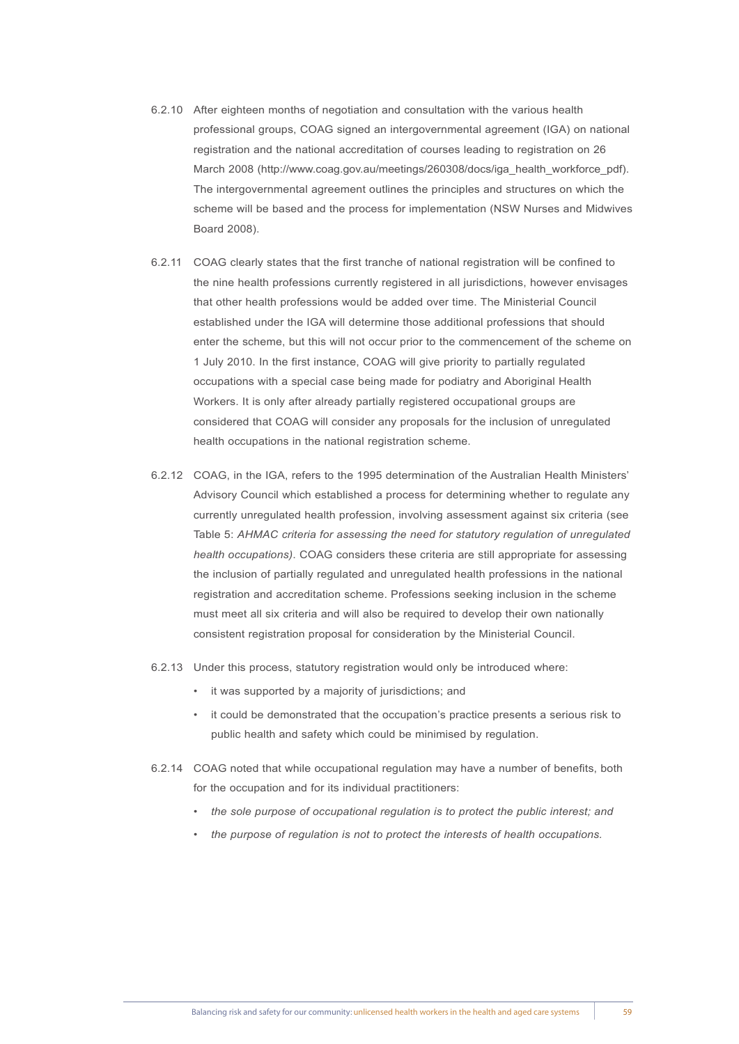6.2.10 After eighteen months of negotiation and consultation with the various health professional groups, COAG signed an intergovernmental agreement (IGA) on national registration and the national accreditation of courses leading to registration on 26 March 2008 (http://www.coag.gov.au/meetings/260308/docs/iga_health_workforce_pdf). The intergovernmental agreement outlines the principles and structures on which the scheme will be based and the process for implementation (NSW Nurses and Midwives Board 2008).

6.2.11 COAG clearly states that the first tranche of national registration will be confined to the nine health professions currently registered in all jurisdictions, however envisages that other health professions would be added over time. The Ministerial Council established under the IGA will determine those additional professions that should enter the scheme, but this will not occur prior to the commencement of the scheme on 1 July 2010. In the first instance, COAG will give priority to partially regulated occupations with a special case being made for podiatry and Aboriginal Health Workers. It is only after already partially registered occupational groups are considered that COAG will consider any proposals for the inclusion of unregulated health occupations in the national registration scheme.

6.2.12 COAG, in the IGA, refers to the 1995 determination of the Australian Health Ministers' Advisory Council which established a process for determining whether to regulate any currently unregulated health profession, involving assessment against six criteria (see Table 5: *AHMAC criteria for assessing the need for statutory regulation of unregulated health occupations)*. COAG considers these criteria are still appropriate for assessing the inclusion of partially regulated and unregulated health professions in the national registration and accreditation scheme. Professions seeking inclusion in the scheme must meet all six criteria and will also be required to develop their own nationally consistent registration proposal for consideration by the Ministerial Council.

6.2.13 Under this process, statutory registration would only be introduced where:

- it was supported by a majority of jurisdictions; and
- it could be demonstrated that the occupation's practice presents a serious risk to public health and safety which could be minimised by regulation.

6.2.14 COAG noted that while occupational regulation may have a number of benefits, both for the occupation and for its individual practitioners:

- *the sole purpose of occupational regulation is to protect the public interest; and*
- *the purpose of regulation is not to protect the interests of health occupations.*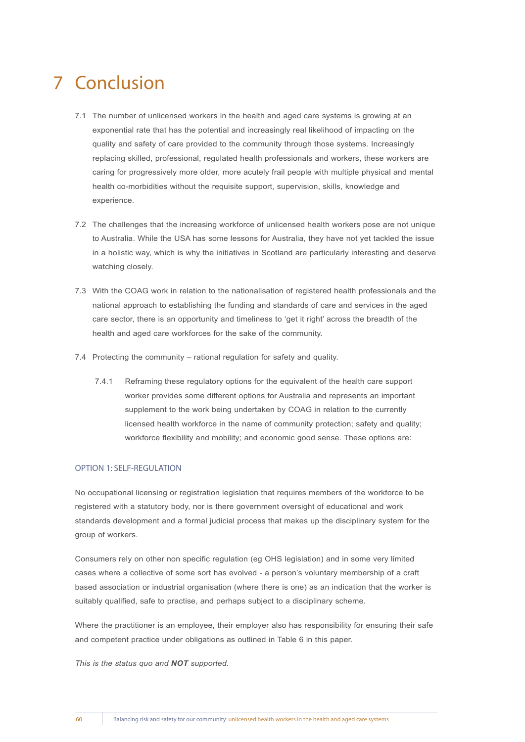# 7 Conclusion

7.1 The number of unlicensed workers in the health and aged care systems is growing at an exponential rate that has the potential and increasingly real likelihood of impacting on the quality and safety of care provided to the community through those systems. Increasingly replacing skilled, professional, regulated health professionals and workers, these workers are caring for progressively more older, more acutely frail people with multiple physical and mental health co-morbidities without the requisite support, supervision, skills, knowledge and experience.

7.2 The challenges that the increasing workforce of unlicensed health workers pose are not unique to Australia. While the USA has some lessons for Australia, they have not yet tackled the issue in a holistic way, which is why the initiatives in Scotland are particularly interesting and deserve watching closely.

7.3 With the COAG work in relation to the nationalisation of registered health professionals and the national approach to establishing the funding and standards of care and services in the aged care sector, there is an opportunity and timeliness to 'get it right' across the breadth of the health and aged care workforces for the sake of the community.

7.4 Protecting the community – rational regulation for safety and quality.

7.4.1 Reframing these regulatory options for the equivalent of the health care support worker provides some different options for Australia and represents an important supplement to the work being undertaken by COAG in relation to the currently licensed health workforce in the name of community protection; safety and quality; workforce flexibility and mobility; and economic good sense. These options are:

### OPTION 1: SELF-REGULATION

No occupational licensing or registration legislation that requires members of the workforce to be registered with a statutory body, nor is there government oversight of educational and work standards development and a formal judicial process that makes up the disciplinary system for the group of workers.

Consumers rely on other non specific regulation (eg OHS legislation) and in some very limited cases where a collective of some sort has evolved - a person's voluntary membership of a craft based association or industrial organisation (where there is one) as an indication that the worker is suitably qualified, safe to practise, and perhaps subject to a disciplinary scheme.

Where the practitioner is an employee, their employer also has responsibility for ensuring their safe and competent practice under obligations as outlined in Table 6 in this paper.

*This is the status quo and **NOT** supported.*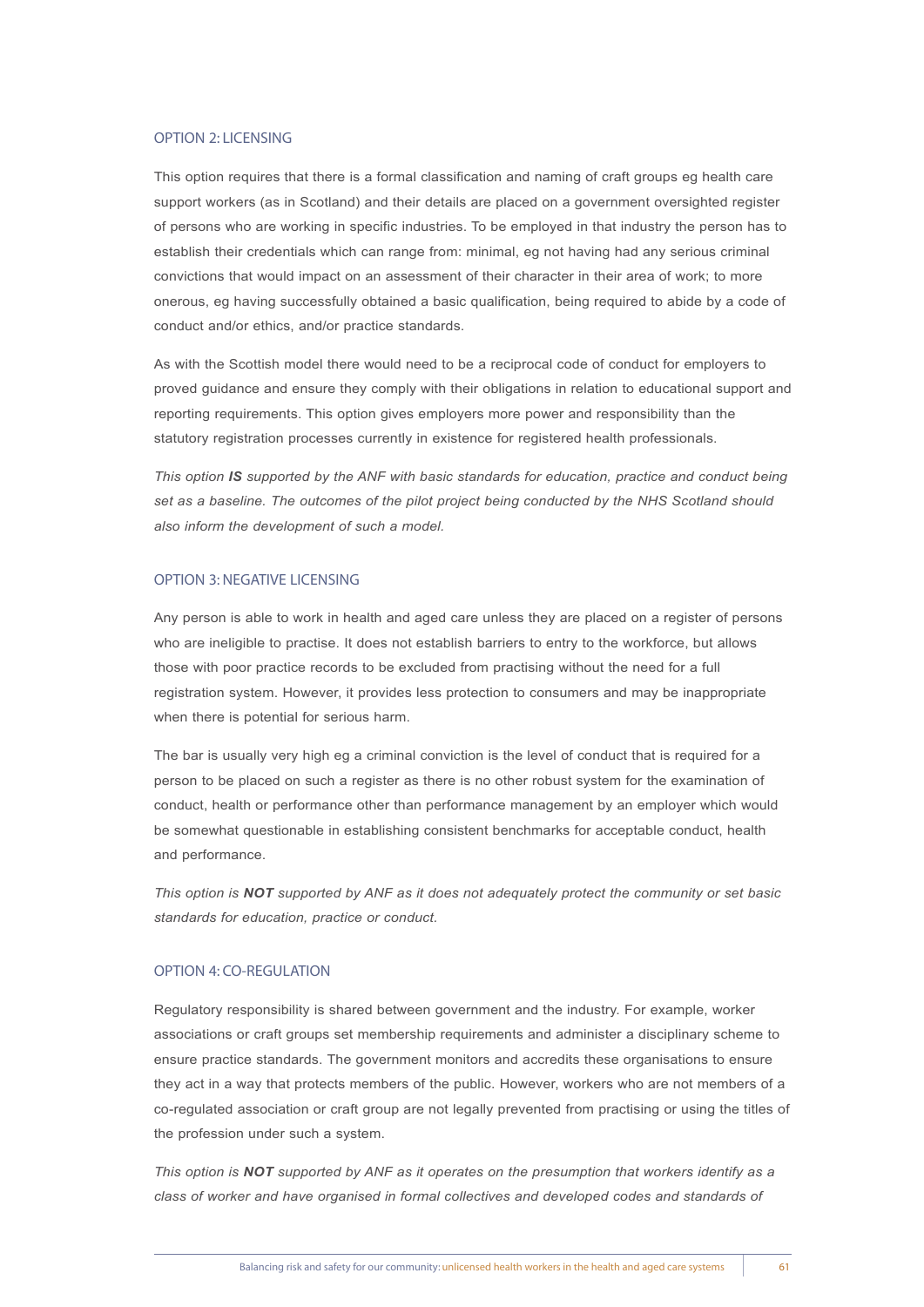### OPTION 2: LICENSING

This option requires that there is a formal classification and naming of craft groups eg health care support workers (as in Scotland) and their details are placed on a government oversighted register of persons who are working in specific industries. To be employed in that industry the person has to establish their credentials which can range from: minimal, eg not having had any serious criminal convictions that would impact on an assessment of their character in their area of work; to more onerous, eg having successfully obtained a basic qualification, being required to abide by a code of conduct and/or ethics, and/or practice standards.

As with the Scottish model there would need to be a reciprocal code of conduct for employers to proved guidance and ensure they comply with their obligations in relation to educational support and reporting requirements. This option gives employers more power and responsibility than the statutory registration processes currently in existence for registered health professionals.

*This option **IS** supported by the ANF with basic standards for education, practice and conduct being set as a baseline. The outcomes of the pilot project being conducted by the NHS Scotland should also inform the development of such a model.*

### OPTION 3: NEGATIVE LICENSING

Any person is able to work in health and aged care unless they are placed on a register of persons who are ineligible to practise. It does not establish barriers to entry to the workforce, but allows those with poor practice records to be excluded from practising without the need for a full registration system. However, it provides less protection to consumers and may be inappropriate when there is potential for serious harm.

The bar is usually very high eg a criminal conviction is the level of conduct that is required for a person to be placed on such a register as there is no other robust system for the examination of conduct, health or performance other than performance management by an employer which would be somewhat questionable in establishing consistent benchmarks for acceptable conduct, health and performance.

*This option is **NOT** supported by ANF as it does not adequately protect the community or set basic standards for education, practice or conduct.*

### OPTION 4: CO-REGULATION

Regulatory responsibility is shared between government and the industry. For example, worker associations or craft groups set membership requirements and administer a disciplinary scheme to ensure practice standards. The government monitors and accredits these organisations to ensure they act in a way that protects members of the public. However, workers who are not members of a co-regulated association or craft group are not legally prevented from practising or using the titles of the profession under such a system.

*This option is **NOT** supported by ANF as it operates on the presumption that workers identify as a class of worker and have organised in formal collectives and developed codes and standards of*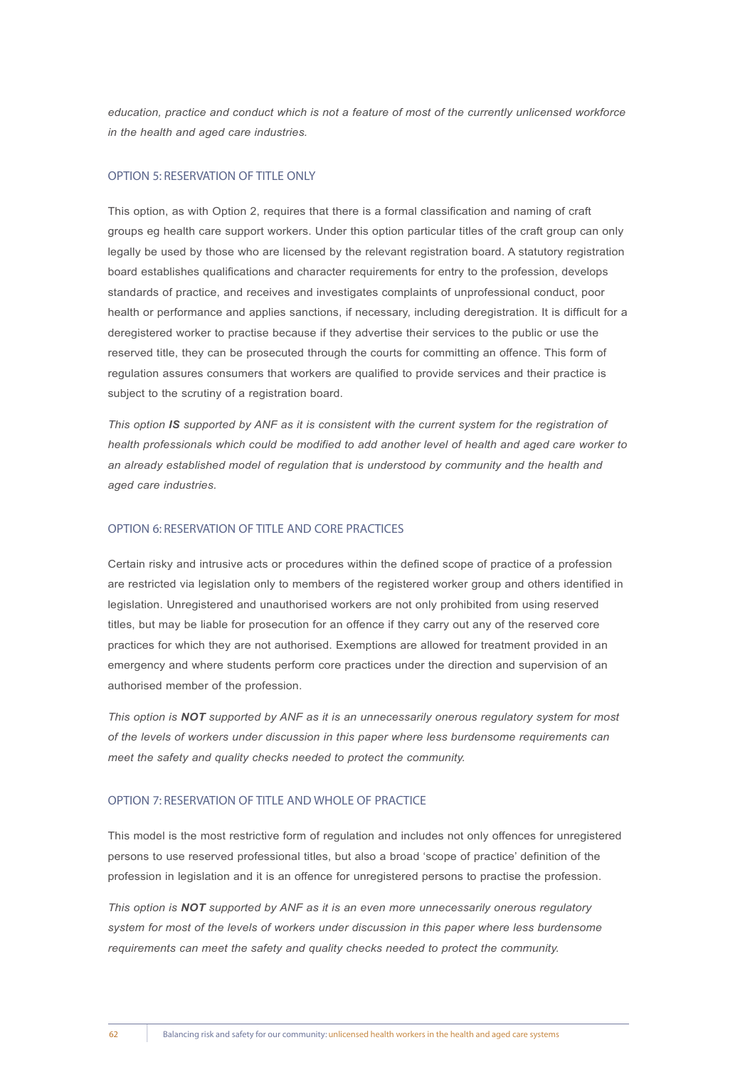*education, practice and conduct which is not a feature of most of the currently unlicensed workforce in the health and aged care industries.*

### OPTION 5: RESERVATION OF TITLE ONLY

This option, as with Option 2, requires that there is a formal classification and naming of craft groups eg health care support workers. Under this option particular titles of the craft group can only legally be used by those who are licensed by the relevant registration board. A statutory registration board establishes qualifications and character requirements for entry to the profession, develops standards of practice, and receives and investigates complaints of unprofessional conduct, poor health or performance and applies sanctions, if necessary, including deregistration. It is difficult for a deregistered worker to practise because if they advertise their services to the public or use the reserved title, they can be prosecuted through the courts for committing an offence. This form of regulation assures consumers that workers are qualified to provide services and their practice is subject to the scrutiny of a registration board.

*This option **IS** supported by ANF as it is consistent with the current system for the registration of health professionals which could be modified to add another level of health and aged care worker to an already established model of regulation that is understood by community and the health and aged care industries.*

### OPTION 6: RESERVATION OF TITLE AND CORE PRACTICES

Certain risky and intrusive acts or procedures within the defined scope of practice of a profession are restricted via legislation only to members of the registered worker group and others identified in legislation. Unregistered and unauthorised workers are not only prohibited from using reserved titles, but may be liable for prosecution for an offence if they carry out any of the reserved core practices for which they are not authorised. Exemptions are allowed for treatment provided in an emergency and where students perform core practices under the direction and supervision of an authorised member of the profession.

*This option is **NOT** supported by ANF as it is an unnecessarily onerous regulatory system for most of the levels of workers under discussion in this paper where less burdensome requirements can meet the safety and quality checks needed to protect the community.*

### OPTION 7: RESERVATION OF TITLE AND WHOLE OF PRACTICE

This model is the most restrictive form of regulation and includes not only offences for unregistered persons to use reserved professional titles, but also a broad 'scope of practice' definition of the profession in legislation and it is an offence for unregistered persons to practise the profession.

*This option is **NOT** supported by ANF as it is an even more unnecessarily onerous regulatory system for most of the levels of workers under discussion in this paper where less burdensome requirements can meet the safety and quality checks needed to protect the community.*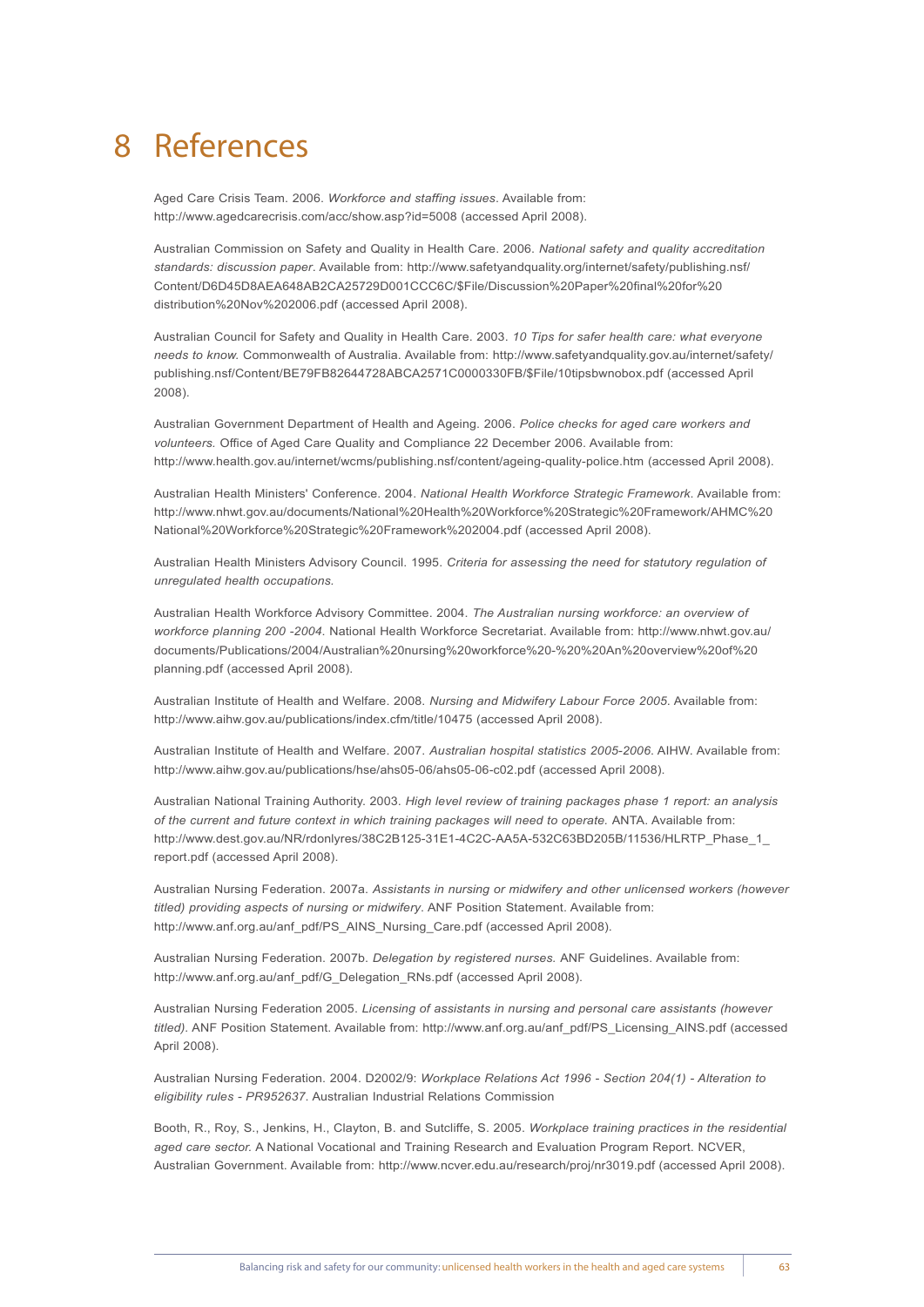# 8 References

Aged Care Crisis Team. 2006. *Workforce and staffing issues*. Available from: http://www.agedcarecrisis.com/acc/show.asp?id=5008 (accessed April 2008).

Australian Commission on Safety and Quality in Health Care. 2006. *National safety and quality accreditation standards: discussion paper*. Available from: http://www.safetyandquality.org/internet/safety/publishing.nsf/Content/D6D45D8AEA648AB2CA25729D001CCC6C/$File/Discussion%20Paper%20final%20for%20distribution%20Nov%202006.pdf (accessed April 2008).

Australian Council for Safety and Quality in Health Care. 2003. *10 Tips for safer health care: what everyone needs to know.* Commonwealth of Australia. Available from: http://www.safetyandquality.gov.au/internet/safety/publishing.nsf/Content/BE79FB82644728ABCA2571C0000330FB/$File/10tipsbwnobox.pdf (accessed April 2008).

Australian Government Department of Health and Ageing. 2006. *Police checks for aged care workers and volunteers.* Office of Aged Care Quality and Compliance 22 December 2006. Available from: http://www.health.gov.au/internet/wcms/publishing.nsf/content/ageing-quality-police.htm (accessed April 2008).

Australian Health Ministers' Conference. 2004. *National Health Workforce Strategic Framework*. Available from: http://www.nhwt.gov.au/documents/National%20Health%20Workforce%20Strategic%20Framework/AHMC%20National%20Workforce%20Strategic%20Framework%202004.pdf (accessed April 2008).

Australian Health Ministers Advisory Council. 1995. *Criteria for assessing the need for statutory regulation of unregulated health occupations.*

Australian Health Workforce Advisory Committee. 2004. *The Australian nursing workforce: an overview of workforce planning 200 -2004.* National Health Workforce Secretariat. Available from: http://www.nhwt.gov.au/documents/Publications/2004/Australian%20nursing%20workforce%20-%20%20An%20overview%20of%20planning.pdf (accessed April 2008).

Australian Institute of Health and Welfare. 2008. *Nursing and Midwifery Labour Force 2005*. Available from: http://www.aihw.gov.au/publications/index.cfm/title/10475 (accessed April 2008).

Australian Institute of Health and Welfare. 2007. *Australian hospital statistics 2005-2006*. AIHW. Available from: http://www.aihw.gov.au/publications/hse/ahs05-06/ahs05-06-c02.pdf (accessed April 2008).

Australian National Training Authority. 2003. *High level review of training packages phase 1 report: an analysis of the current and future context in which training packages will need to operate.* ANTA. Available from: http://www.dest.gov.au/NR/rdonlyres/38C2B125-31E1-4C2C-AA5A-532C63BD205B/11536/HLRTP_Phase_1_report.pdf (accessed April 2008).

Australian Nursing Federation. 2007a. *Assistants in nursing or midwifery and other unlicensed workers (however titled) providing aspects of nursing or midwifery*. ANF Position Statement. Available from: http://www.anf.org.au/anf_pdf/PS_AINS_Nursing_Care.pdf (accessed April 2008).

Australian Nursing Federation. 2007b. *Delegation by registered nurses.* ANF Guidelines. Available from: http://www.anf.org.au/anf_pdf/G_Delegation_RNs.pdf (accessed April 2008).

Australian Nursing Federation 2005. *Licensing of assistants in nursing and personal care assistants (however titled).* ANF Position Statement. Available from: http://www.anf.org.au/anf_pdf/PS_Licensing_AINS.pdf (accessed April 2008).

Australian Nursing Federation. 2004. D2002/9: *Workplace Relations Act 1996 - Section 204(1) - Alteration to eligibility rules - PR952637*. Australian Industrial Relations Commission

Booth, R., Roy, S., Jenkins, H., Clayton, B. and Sutcliffe, S. 2005. *Workplace training practices in the residential aged care sector.* A National Vocational and Training Research and Evaluation Program Report. NCVER, Australian Government. Available from: http://www.ncver.edu.au/research/proj/nr3019.pdf (accessed April 2008).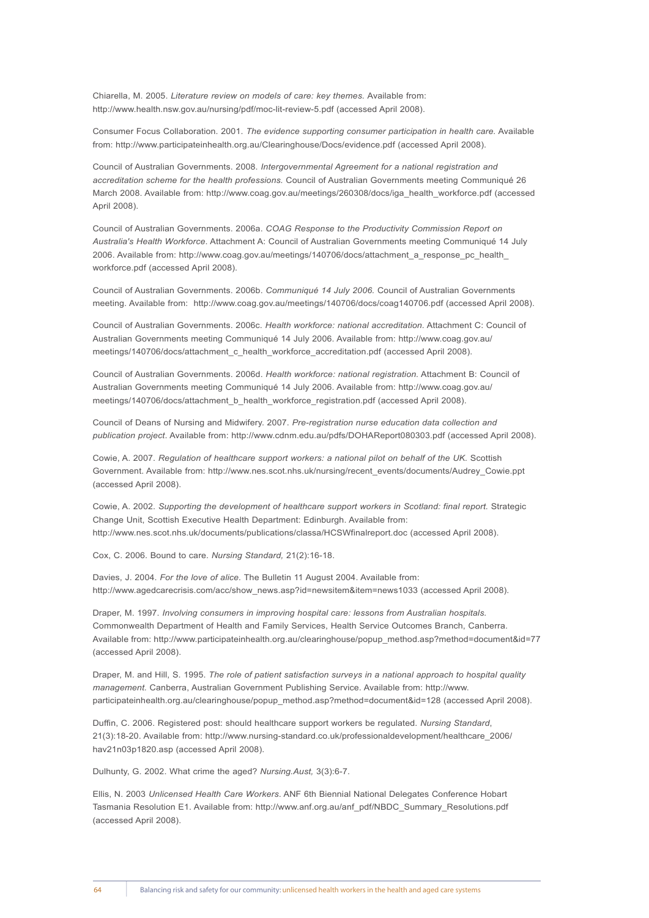Chiarella, M. 2005. *Literature review on models of care: key themes.* Available from: http://www.health.nsw.gov.au/nursing/pdf/moc-lit-review-5.pdf (accessed April 2008).

Consumer Focus Collaboration. 2001. *The evidence supporting consumer participation in health care.* Available from: http://www.participateinhealth.org.au/Clearinghouse/Docs/evidence.pdf (accessed April 2008).

Council of Australian Governments. 2008. *Intergovernmental Agreement for a national registration and accreditation scheme for the health professions.* Council of Australian Governments meeting Communiqué 26 March 2008. Available from: http://www.coag.gov.au/meetings/260308/docs/iga_health_workforce.pdf (accessed April 2008).

Council of Australian Governments. 2006a. *COAG Response to the Productivity Commission Report on Australia's Health Workforce.* Attachment A: Council of Australian Governments meeting Communiqué 14 July 2006. Available from: http://www.coag.gov.au/meetings/140706/docs/attachment_a_response_pc_health_workforce.pdf (accessed April 2008).

Council of Australian Governments. 2006b. *Communiqué 14 July 2006.* Council of Australian Governments meeting. Available from: http://www.coag.gov.au/meetings/140706/docs/coag140706.pdf (accessed April 2008).

Council of Australian Governments. 2006c. *Health workforce: national accreditation.* Attachment C: Council of Australian Governments meeting Communiqué 14 July 2006. Available from: http://www.coag.gov.au/meetings/140706/docs/attachment_c_health_workforce_accreditation.pdf (accessed April 2008).

Council of Australian Governments. 2006d. *Health workforce: national registration.* Attachment B: Council of Australian Governments meeting Communiqué 14 July 2006. Available from: http://www.coag.gov.au/meetings/140706/docs/attachment_b_health_workforce_registration.pdf (accessed April 2008).

Council of Deans of Nursing and Midwifery. 2007. *Pre-registration nurse education data collection and publication project*. Available from: http://www.cdnm.edu.au/pdfs/DOHAReport080303.pdf (accessed April 2008).

Cowie, A. 2007. *Regulation of healthcare support workers: a national pilot on behalf of the UK.* Scottish Government. Available from: http://www.nes.scot.nhs.uk/nursing/recent_events/documents/Audrey_Cowie.ppt (accessed April 2008).

Cowie, A. 2002. *Supporting the development of healthcare support workers in Scotland: final report.* Strategic Change Unit, Scottish Executive Health Department: Edinburgh. Available from: http://www.nes.scot.nhs.uk/documents/publications/classa/HCSWfinalreport.doc (accessed April 2008).

Cox, C. 2006. Bound to care. *Nursing Standard,* 21(2):16-18.

Davies, J. 2004. *For the love of alice.* The Bulletin 11 August 2004. Available from: http://www.agedcarecrisis.com/acc/show_news.asp?id=newsitem&item=news1033 (accessed April 2008).

Draper, M. 1997. *Involving consumers in improving hospital care: lessons from Australian hospitals.* Commonwealth Department of Health and Family Services, Health Service Outcomes Branch, Canberra. Available from: http://www.participateinhealth.org.au/clearinghouse/popup_method.asp?method=document&id=77 (accessed April 2008).

Draper, M. and Hill, S. 1995. *The role of patient satisfaction surveys in a national approach to hospital quality management.* Canberra, Australian Government Publishing Service. Available from: http://www.participateinhealth.org.au/clearinghouse/popup_method.asp?method=document&id=128 (accessed April 2008).

Duffin, C. 2006. Registered post: should healthcare support workers be regulated. *Nursing Standard*, 21(3):18-20. Available from: http://www.nursing-standard.co.uk/professionaldevelopment/healthcare_2006/hav21n03p1820.asp (accessed April 2008).

Dulhunty, G. 2002. What crime the aged? *Nursing.Aust,* 3(3):6-7.

Ellis, N. 2003 *Unlicensed Health Care Workers*. ANF 6th Biennial National Delegates Conference Hobart Tasmania Resolution E1. Available from: http://www.anf.org.au/anf_pdf/NBDC_Summary_Resolutions.pdf (accessed April 2008).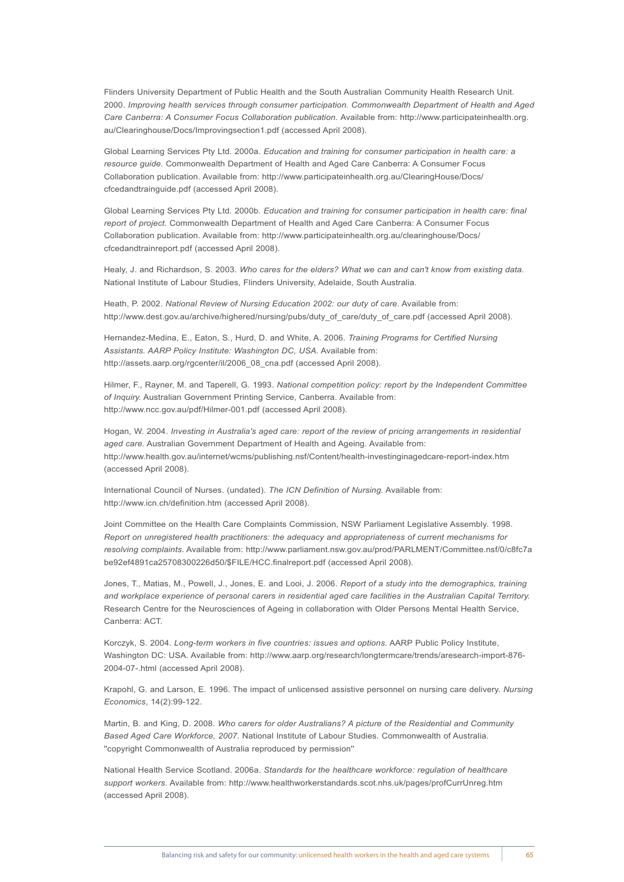Flinders University Department of Public Health and the South Australian Community Health Research Unit. 2000. *Improving health services through consumer participation. Commonwealth Department of Health and Aged Care Canberra: A Consumer Focus Collaboration publication.* Available from: http://www.participateinhealth.org.au/Clearinghouse/Docs/Improvingsection1.pdf (accessed April 2008).

Global Learning Services Pty Ltd. 2000a. *Education and training for consumer participation in health care: a resource guide.* Commonwealth Department of Health and Aged Care Canberra: A Consumer Focus Collaboration publication. Available from: http://www.participateinhealth.org.au/ClearingHouse/Docs/cfcedandtrainguide.pdf (accessed April 2008).

Global Learning Services Pty Ltd. 2000b. *Education and training for consumer participation in health care: final report of project.* Commonwealth Department of Health and Aged Care Canberra: A Consumer Focus Collaboration publication. Available from: http://www.participateinhealth.org.au/clearinghouse/Docs/cfcedandtrainreport.pdf (accessed April 2008).

Healy, J. and Richardson, S. 2003. *Who cares for the elders? What we can and can't know from existing data.* National Institute of Labour Studies, Flinders University, Adelaide, South Australia.

Heath, P. 2002. *National Review of Nursing Education 2002: our duty of care.* Available from: http://www.dest.gov.au/archive/highered/nursing/pubs/duty_of_care/duty_of_care.pdf (accessed April 2008).

Hernandez-Medina, E., Eaton, S., Hurd, D. and White, A. 2006. *Training Programs for Certified Nursing Assistants. AARP Policy Institute: Washington DC, USA.* Available from: http://assets.aarp.org/rgcenter/il/2006_08_cna.pdf (accessed April 2008).

Hilmer, F., Rayner, M. and Taperell, G. 1993. *National competition policy: report by the Independent Committee of Inquiry.* Australian Government Printing Service, Canberra. Available from: http://www.ncc.gov.au/pdf/Hilmer-001.pdf (accessed April 2008).

Hogan, W. 2004. *Investing in Australia's aged care: report of the review of pricing arrangements in residential aged care.* Australian Government Department of Health and Ageing. Available from: http://www.health.gov.au/internet/wcms/publishing.nsf/Content/health-investinginagedcare-report-index.htm (accessed April 2008).

International Council of Nurses. (undated). *The ICN Definition of Nursing.* Available from: http://www.icn.ch/definition.htm (accessed April 2008).

Joint Committee on the Health Care Complaints Commission, NSW Parliament Legislative Assembly. 1998. *Report on unregistered health practitioners: the adequacy and appropriateness of current mechanisms for resolving complaints.* Available from: http://www.parliament.nsw.gov.au/prod/PARLMENT/Committee.nsf/0/c8fc7abe92ef4891ca25708300226d50/$FILE/HCC.finalreport.pdf (accessed April 2008).

Jones, T., Matias, M., Powell, J., Jones, E. and Looi, J. 2006. *Report of a study into the demographics, training and workplace experience of personal carers in residential aged care facilities in the Australian Capital Territory.* Research Centre for the Neurosciences of Ageing in collaboration with Older Persons Mental Health Service, Canberra: ACT.

Korczyk, S. 2004. *Long-term workers in five countries: issues and options.* AARP Public Policy Institute, Washington DC: USA. Available from: http://www.aarp.org/research/longtermcare/trends/aresearch-import-876-2004-07-.html (accessed April 2008).

Krapohl, G. and Larson, E. 1996. The impact of unlicensed assistive personnel on nursing care delivery. *Nursing Economics*, 14(2):99-122.

Martin, B. and King, D. 2008. *Who carers for older Australians? A picture of the Residential and Community Based Aged Care Workforce, 2007.* National Institute of Labour Studies. Commonwealth of Australia. "copyright Commonwealth of Australia reproduced by permission"

National Health Service Scotland. 2006a. *Standards for the healthcare workforce: regulation of healthcare support workers.* Available from: http://www.healthworkerstandards.scot.nhs.uk/pages/profCurrUnreg.htm (accessed April 2008).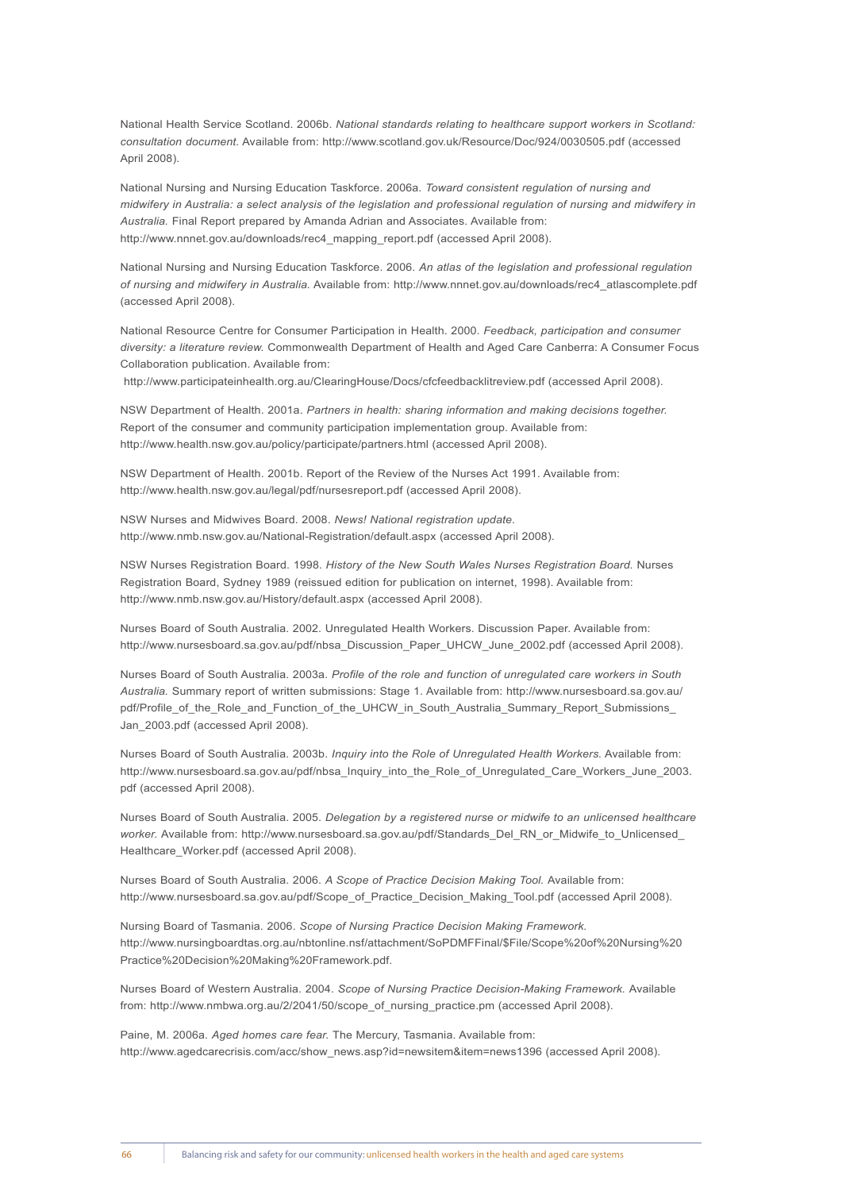National Health Service Scotland. 2006b. *National standards relating to healthcare support workers in Scotland: consultation document.* Available from: http://www.scotland.gov.uk/Resource/Doc/924/0030505.pdf (accessed April 2008).

National Nursing and Nursing Education Taskforce. 2006a. *Toward consistent regulation of nursing and midwifery in Australia: a select analysis of the legislation and professional regulation of nursing and midwifery in Australia.* Final Report prepared by Amanda Adrian and Associates. Available from: http://www.nnnet.gov.au/downloads/rec4_mapping_report.pdf (accessed April 2008).

National Nursing and Nursing Education Taskforce. 2006. *An atlas of the legislation and professional regulation of nursing and midwifery in Australia.* Available from: http://www.nnnet.gov.au/downloads/rec4_atlascomplete.pdf (accessed April 2008).

National Resource Centre for Consumer Participation in Health. 2000. *Feedback, participation and consumer diversity: a literature review.* Commonwealth Department of Health and Aged Care Canberra: A Consumer Focus Collaboration publication. Available from: http://www.participateinhealth.org.au/ClearingHouse/Docs/cfcfeedbacklitreview.pdf (accessed April 2008).

NSW Department of Health. 2001a. *Partners in health: sharing information and making decisions together.* Report of the consumer and community participation implementation group. Available from: http://www.health.nsw.gov.au/policy/participate/partners.html (accessed April 2008).

NSW Department of Health. 2001b. Report of the Review of the Nurses Act 1991. Available from: http://www.health.nsw.gov.au/legal/pdf/nursesreport.pdf (accessed April 2008).

NSW Nurses and Midwives Board. 2008. *News! National registration update.* http://www.nmb.nsw.gov.au/National-Registration/default.aspx (accessed April 2008).

NSW Nurses Registration Board. 1998. *History of the New South Wales Nurses Registration Board.* Nurses Registration Board, Sydney 1989 (reissued edition for publication on internet, 1998). Available from: http://www.nmb.nsw.gov.au/History/default.aspx (accessed April 2008).

Nurses Board of South Australia. 2002. Unregulated Health Workers. Discussion Paper. Available from: http://www.nursesboard.sa.gov.au/pdf/nbsa_Discussion_Paper_UHCW_June_2002.pdf (accessed April 2008).

Nurses Board of South Australia. 2003a. *Profile of the role and function of unregulated care workers in South Australia.* Summary report of written submissions: Stage 1. Available from: http://www.nursesboard.sa.gov.au/pdf/Profile_of_the_Role_and_Function_of_the_UHCW_in_South_Australia_Summary_Report_Submissions_Jan_2003.pdf (accessed April 2008).

Nurses Board of South Australia. 2003b. *Inquiry into the Role of Unregulated Health Workers.* Available from: http://www.nursesboard.sa.gov.au/pdf/nbsa_Inquiry_into_the_Role_of_Unregulated_Care_Workers_June_2003.pdf (accessed April 2008).

Nurses Board of South Australia. 2005. *Delegation by a registered nurse or midwife to an unlicensed healthcare worker.* Available from: http://www.nursesboard.sa.gov.au/pdf/Standards_Del_RN_or_Midwife_to_Unlicensed_Healthcare_Worker.pdf (accessed April 2008).

Nurses Board of South Australia. 2006. *A Scope of Practice Decision Making Tool.* Available from: http://www.nursesboard.sa.gov.au/pdf/Scope_of_Practice_Decision_Making_Tool.pdf (accessed April 2008).

Nursing Board of Tasmania. 2006. *Scope of Nursing Practice Decision Making Framework.* http://www.nursingboardtas.org.au/nbtonline.nsf/attachment/SoPDMFFinal/$File/Scope%20of%20Nursing%20Practice%20Decision%20Making%20Framework.pdf.

Nurses Board of Western Australia. 2004. *Scope of Nursing Practice Decision-Making Framework.* Available from: http://www.nmbwa.org.au/2/2041/50/scope_of_nursing_practice.pm (accessed April 2008).

Paine, M. 2006a. *Aged homes care fear.* The Mercury, Tasmania. Available from: http://www.agedcarecrisis.com/acc/show_news.asp?id=newsitem&item=news1396 (accessed April 2008).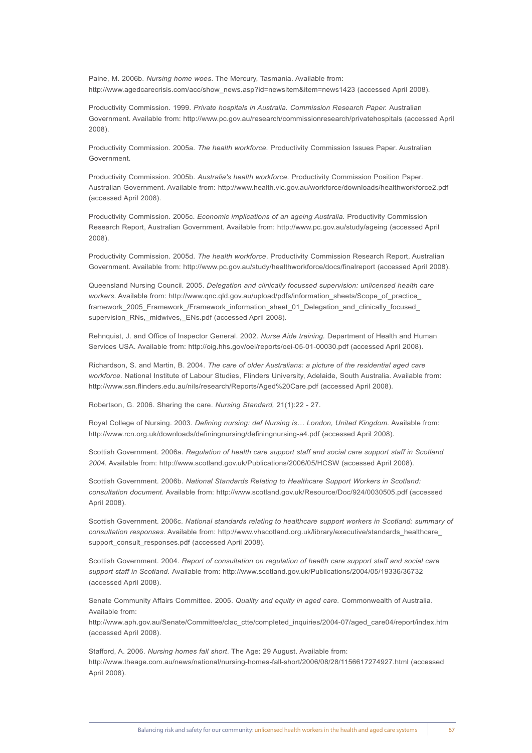Paine, M. 2006b. *Nursing home woes*. The Mercury, Tasmania. Available from: http://www.agedcarecrisis.com/acc/show_news.asp?id=newsitem&item=news1423 (accessed April 2008).

Productivity Commission. 1999. *Private hospitals in Australia. Commission Research Paper.* Australian Government. Available from: http://www.pc.gov.au/research/commissionresearch/privatehospitals (accessed April 2008).

Productivity Commission. 2005a. *The health workforce.* Productivity Commission Issues Paper. Australian Government.

Productivity Commission. 2005b. *Australia's health workforce.* Productivity Commission Position Paper. Australian Government. Available from: http://www.health.vic.gov.au/workforce/downloads/healthworkforce2.pdf (accessed April 2008).

Productivity Commission. 2005c. *Economic implications of an ageing Australia.* Productivity Commission Research Report, Australian Government. Available from: http://www.pc.gov.au/study/ageing (accessed April 2008).

Productivity Commission. 2005d. *The health workforce*. Productivity Commission Research Report, Australian Government. Available from: http://www.pc.gov.au/study/healthworkforce/docs/finalreport (accessed April 2008).

Queensland Nursing Council. 2005. *Delegation and clinically focussed supervision: unlicensed health care workers.* Available from: http://www.qnc.qld.gov.au/upload/pdfs/information_sheets/Scope_of_practice_framework_2005_Framework_/Framework_information_sheet_01_Delegation_and_clinically_focused_supervision_RNs,_midwives,_ENs.pdf (accessed April 2008).

Rehnquist, J. and Office of Inspector General. 2002. *Nurse Aide training.* Department of Health and Human Services USA. Available from: http://oig.hhs.gov/oei/reports/oei-05-01-00030.pdf (accessed April 2008).

Richardson, S. and Martin, B. 2004. *The care of older Australians: a picture of the residential aged care workforce*. National Institute of Labour Studies, Flinders University, Adelaide, South Australia. Available from: http://www.ssn.flinders.edu.au/nils/research/Reports/Aged%20Care.pdf (accessed April 2008).

Robertson, G. 2006. Sharing the care. *Nursing Standard,* 21(1):22 - 27.

Royal College of Nursing. 2003. *Defining nursing: def Nursing is… London, United Kingdom.* Available from: http://www.rcn.org.uk/downloads/definingnursing/definingnursing-a4.pdf (accessed April 2008).

Scottish Government. 2006a. *Regulation of health care support staff and social care support staff in Scotland 2004.* Available from: http://www.scotland.gov.uk/Publications/2006/05/HCSW (accessed April 2008).

Scottish Government. 2006b. *National Standards Relating to Healthcare Support Workers in Scotland: consultation document.* Available from: http://www.scotland.gov.uk/Resource/Doc/924/0030505.pdf (accessed April 2008).

Scottish Government. 2006c. *National standards relating to healthcare support workers in Scotland: summary of consultation responses.* Available from: http://www.vhscotland.org.uk/library/executive/standards_healthcare_support_consult_responses.pdf (accessed April 2008).

Scottish Government. 2004. *Report of consultation on regulation of health care support staff and social care support staff in Scotland.* Available from: http://www.scotland.gov.uk/Publications/2004/05/19336/36732 (accessed April 2008).

Senate Community Affairs Committee. 2005. *Quality and equity in aged care.* Commonwealth of Australia. Available from:
http://www.aph.gov.au/Senate/Committee/clac_ctte/completed_inquiries/2004-07/aged_care04/report/index.htm (accessed April 2008).

Stafford, A. 2006. *Nursing homes fall short*. The Age: 29 August. Available from: http://www.theage.com.au/news/national/nursing-homes-fall-short/2006/08/28/1156617274927.html (accessed April 2008).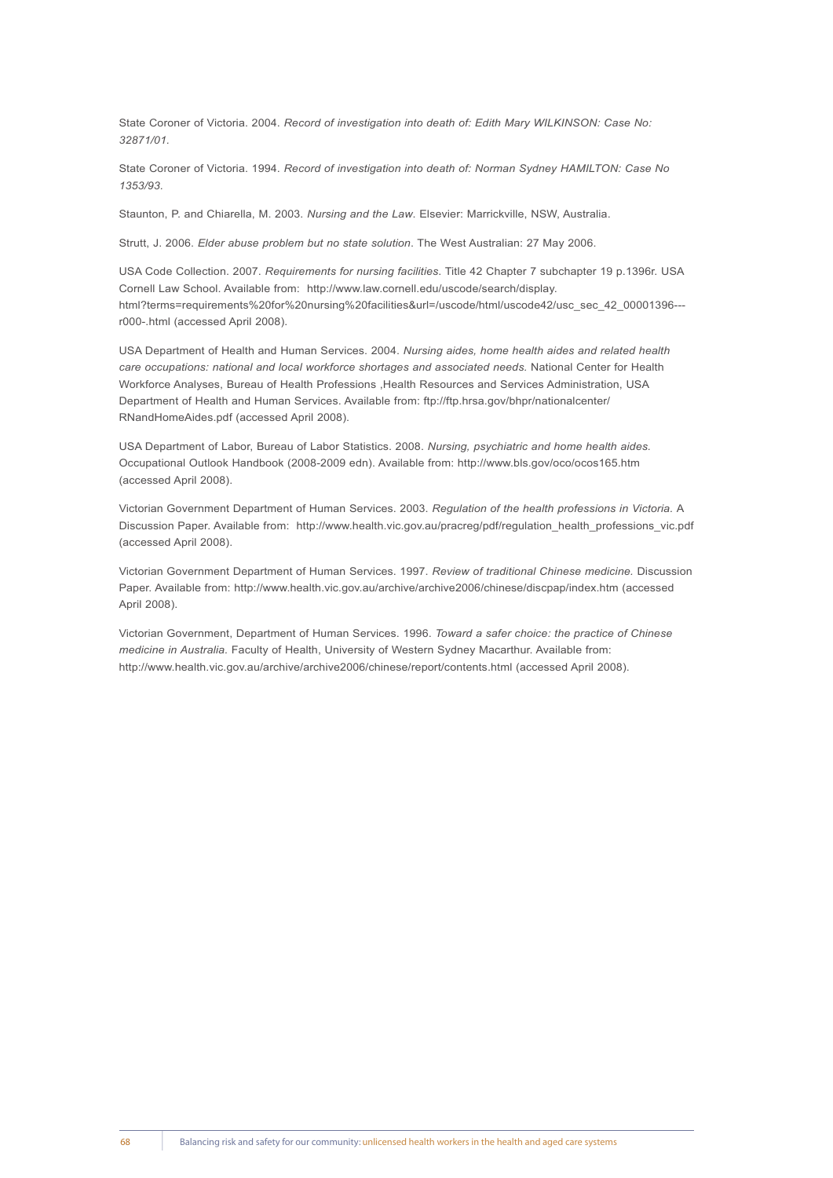State Coroner of Victoria. 2004. *Record of investigation into death of: Edith Mary WILKINSON: Case No: 32871/01.*

State Coroner of Victoria. 1994. *Record of investigation into death of: Norman Sydney HAMILTON: Case No 1353/93.*

Staunton, P. and Chiarella, M. 2003. *Nursing and the Law.* Elsevier: Marrickville, NSW, Australia.

Strutt, J. 2006. *Elder abuse problem but no state solution*. The West Australian: 27 May 2006.

USA Code Collection. 2007. *Requirements for nursing facilities.* Title 42 Chapter 7 subchapter 19 p.1396r. USA Cornell Law School. Available from: http://www.law.cornell.edu/uscode/search/display.html?terms=requirements%20for%20nursing%20facilities&url=/uscode/html/uscode42/usc_sec_42_00001396---r000-.html (accessed April 2008).

USA Department of Health and Human Services. 2004. *Nursing aides, home health aides and related health care occupations: national and local workforce shortages and associated needs.* National Center for Health Workforce Analyses, Bureau of Health Professions ,Health Resources and Services Administration, USA Department of Health and Human Services. Available from: ftp://ftp.hrsa.gov/bhpr/nationalcenter/RNandHomeAides.pdf (accessed April 2008).

USA Department of Labor, Bureau of Labor Statistics. 2008. *Nursing, psychiatric and home health aides.* Occupational Outlook Handbook (2008-2009 edn). Available from: http://www.bls.gov/oco/ocos165.htm (accessed April 2008).

Victorian Government Department of Human Services. 2003. *Regulation of the health professions in Victoria.* A Discussion Paper. Available from: http://www.health.vic.gov.au/pracreg/pdf/regulation_health_professions_vic.pdf (accessed April 2008).

Victorian Government Department of Human Services. 1997. *Review of traditional Chinese medicine.* Discussion Paper. Available from: http://www.health.vic.gov.au/archive/archive2006/chinese/discpap/index.htm (accessed April 2008).

Victorian Government, Department of Human Services. 1996. *Toward a safer choice: the practice of Chinese medicine in Australia.* Faculty of Health, University of Western Sydney Macarthur. Available from: http://www.health.vic.gov.au/archive/archive2006/chinese/report/contents.html (accessed April 2008).